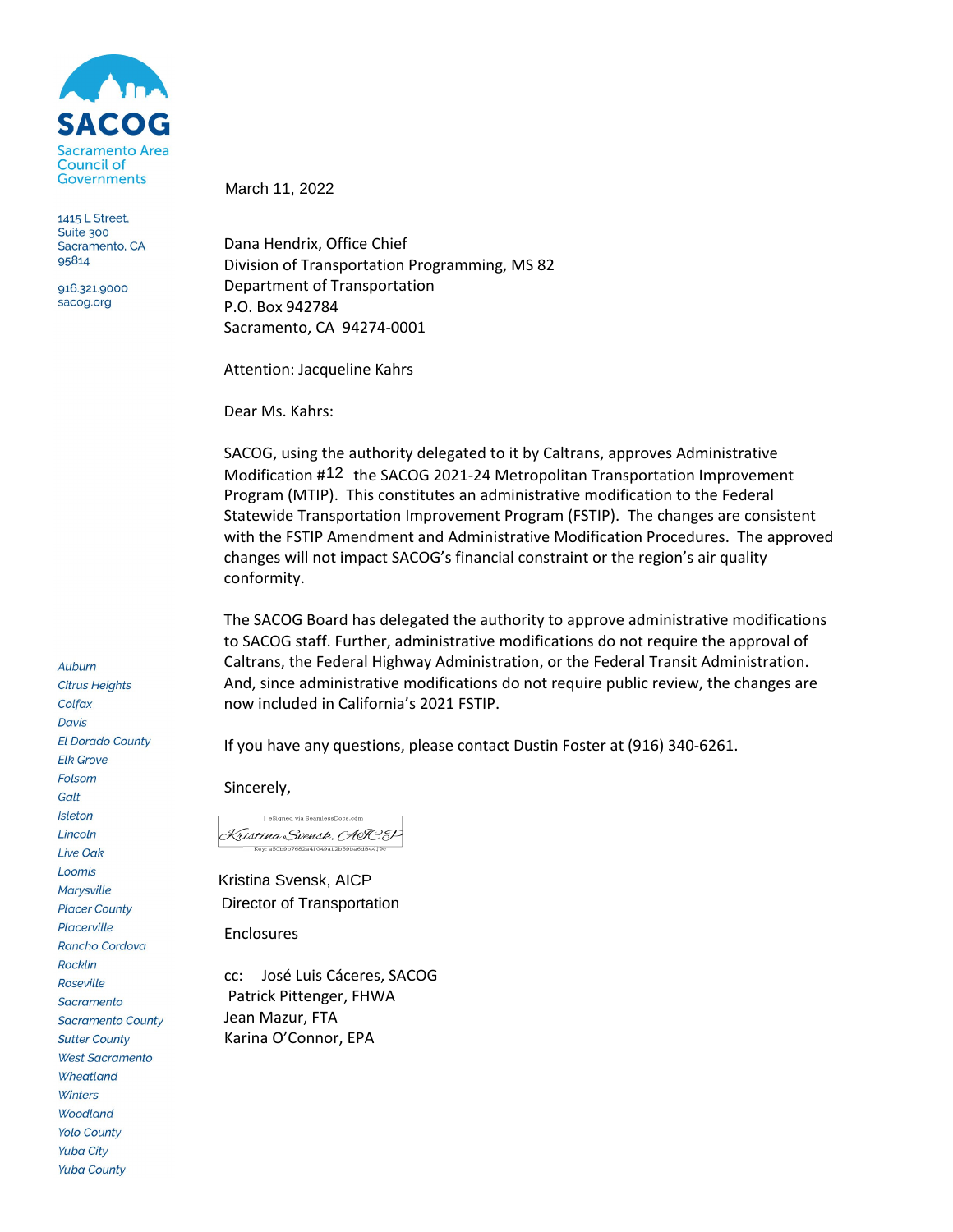**SACOG**

Sacramento Area Council of Governments

1415 L Street, Suite 300
Sacramento, CA 95814

916.321.9000
sacog.org

*Auburn*
*Citrus Heights*
*Colfax*
*Davis*
*El Dorado County*
*Elk Grove*
*Folsom*
*Galt*
*Isleton*
*Lincoln*
*Live Oak*
*Loomis*
*Marysville*
*Placer County*
*Placerville*
*Rancho Cordova*
*Rocklin*
*Roseville*
*Sacramento*
*Sacramento County*
*Sutter County*
*West Sacramento*
*Wheatland*
*Winters*
*Woodland*
*Yolo County*
*Yuba City*
*Yuba County*

March 11, 2022

Dana Hendrix, Office Chief
Division of Transportation Programming, MS 82
Department of Transportation
P.O. Box 942784
Sacramento, CA 94274-0001

Attention: Jacqueline Kahrs

Dear Ms. Kahrs:

SACOG, using the authority delegated to it by Caltrans, approves Administrative Modification #12 the SACOG 2021-24 Metropolitan Transportation Improvement Program (MTIP). This constitutes an administrative modification to the Federal Statewide Transportation Improvement Program (FSTIP). The changes are consistent with the FSTIP Amendment and Administrative Modification Procedures. The approved changes will not impact SACOG's financial constraint or the region's air quality conformity.

The SACOG Board has delegated the authority to approve administrative modifications to SACOG staff. Further, administrative modifications do not require the approval of Caltrans, the Federal Highway Administration, or the Federal Transit Administration. And, since administrative modifications do not require public review, the changes are now included in California's 2021 FSTIP.

If you have any questions, please contact Dustin Foster at (916) 340-6261.

Sincerely,

eSigned via SeamlessDocs.com
*Kristina Svensk, AICP*
Key: a50b0b7682a41049a12b59ba6d8441f0c

Kristina Svensk, AICP
Director of Transportation

Enclosures

cc: José Luis Cáceres, SACOG
Patrick Pittenger, FHWA
Jean Mazur, FTA
Karina O'Connor, EPA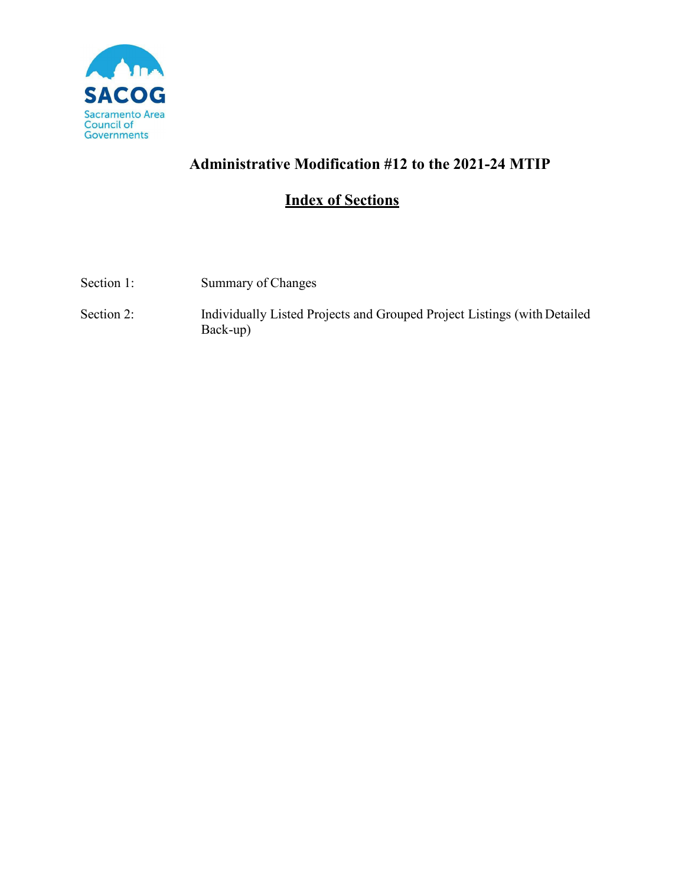SACOG

Sacramento Area Council of Governments

# Administrative Modification #12 to the 2021-24 MTIP

## Index of Sections

| | |
|---|---|
| Section 1: | Summary of Changes |
| Section 2: | Individually Listed Projects and Grouped Project Listings (with Detailed Back-up) |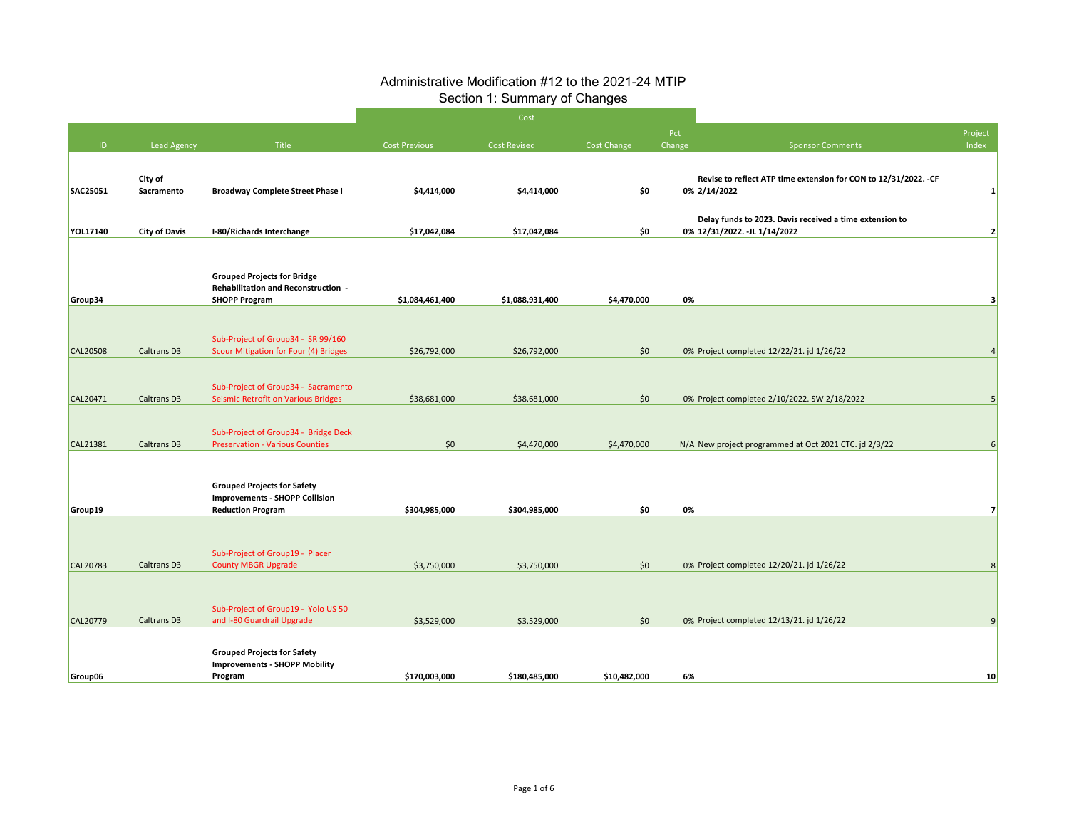# Administrative Modification #12 to the 2021-24 MTIP

## Section 1: Summary of Changes

| ID | Lead Agency | Title | Cost Previous | Cost Revised | Cost Change | Pct Change | Sponsor Comments | Project Index |
|---|---|---|---|---|---|---|---|---|
| | | | Cost | | | | | |
| **SAC25051** | **City of Sacramento** | **Broadway Complete Street Phase I** | **$4,414,000** | **$4,414,000** | **$0** | **0%** | **Revise to reflect ATP time extension for CON to 12/31/2022. -CF 2/14/2022** | **1** |
| **YOL17140** | **City of Davis** | **I-80/Richards Interchange** | **$17,042,084** | **$17,042,084** | **$0** | **0%** | **Delay funds to 2023. Davis received a time extension to 12/31/2022. -JL 1/14/2022** | **2** |
| **Group34** | | **Grouped Projects for Bridge Rehabilitation and Reconstruction - SHOPP Program** | **$1,084,461,400** | **$1,088,931,400** | **$4,470,000** | **0%** | | **3** |
| CAL20508 | Caltrans D3 | Sub-Project of Group34 - SR 99/160 Scour Mitigation for Four (4) Bridges | $26,792,000 | $26,792,000 | $0 | 0% | Project completed 12/22/21. jd 1/26/22 | 4 |
| CAL20471 | Caltrans D3 | Sub-Project of Group34 - Sacramento Seismic Retrofit on Various Bridges | $38,681,000 | $38,681,000 | $0 | 0% | Project completed 2/10/2022. SW 2/18/2022 | 5 |
| CAL21381 | Caltrans D3 | Sub-Project of Group34 - Bridge Deck Preservation - Various Counties | $0 | $4,470,000 | $4,470,000 | N/A | New project programmed at Oct 2021 CTC. jd 2/3/22 | 6 |
| **Group19** | | **Grouped Projects for Safety Improvements - SHOPP Collision Reduction Program** | **$304,985,000** | **$304,985,000** | **$0** | **0%** | | **7** |
| CAL20783 | Caltrans D3 | Sub-Project of Group19 - Placer County MBGR Upgrade | $3,750,000 | $3,750,000 | $0 | 0% | Project completed 12/20/21. jd 1/26/22 | 8 |
| CAL20779 | Caltrans D3 | Sub-Project of Group19 - Yolo US 50 and I-80 Guardrail Upgrade | $3,529,000 | $3,529,000 | $0 | 0% | Project completed 12/13/21. jd 1/26/22 | 9 |
| **Group06** | | **Grouped Projects for Safety Improvements - SHOPP Mobility Program** | **$170,003,000** | **$180,485,000** | **$10,482,000** | **6%** | | **10** |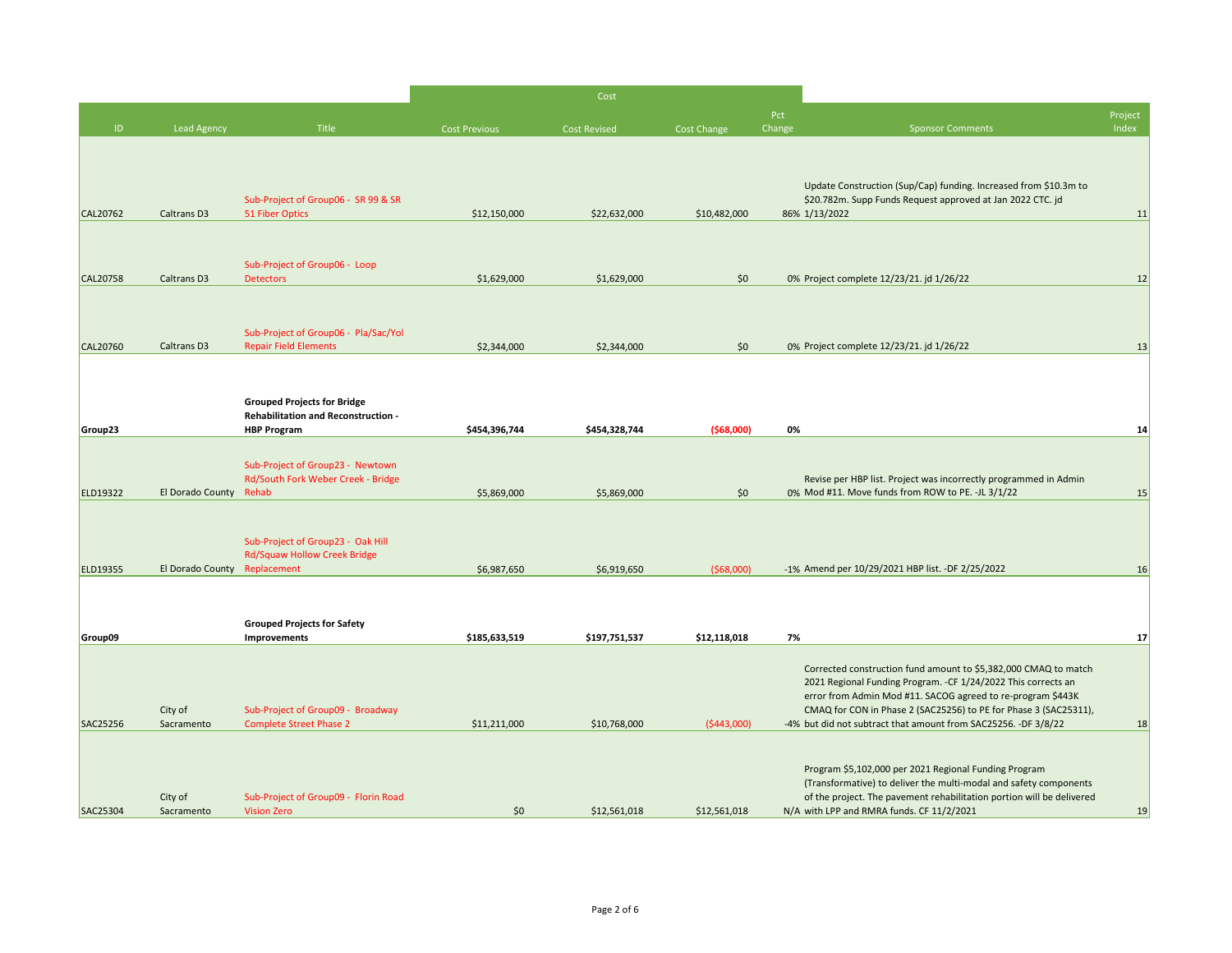| ID | Lead Agency | Title | Cost Previous | Cost Revised | Cost Change | Pct Change | Sponsor Comments | Project Index |
|---|---|---|---|---|---|---|---|---|
| | | | Cost | | | | | |
| CAL20762 | Caltrans D3 | Sub-Project of Group06 - SR 99 & SR 51 Fiber Optics | $12,150,000 | $22,632,000 | $10,482,000 | 86% | Update Construction (Sup/Cap) funding. Increased from $10.3m to $20.782m. Supp Funds Request approved at Jan 2022 CTC. jd 1/13/2022 | 11 |
| CAL20758 | Caltrans D3 | Sub-Project of Group06 - Loop Detectors | $1,629,000 | $1,629,000 | $0 | 0% | Project complete 12/23/21. jd 1/26/22 | 12 |
| CAL20760 | Caltrans D3 | Sub-Project of Group06 - Pla/Sac/Yol Repair Field Elements | $2,344,000 | $2,344,000 | $0 | 0% | Project complete 12/23/21. jd 1/26/22 | 13 |
| **Group23** | | **Grouped Projects for Bridge Rehabilitation and Reconstruction - HBP Program** | **$454,396,744** | **$454,328,744** | **($68,000)** | **0%** | | **14** |
| ELD19322 | El Dorado County | Sub-Project of Group23 - Newtown Rd/South Fork Weber Creek - Bridge Rehab | $5,869,000 | $5,869,000 | $0 | 0% | Revise per HBP list. Project was incorrectly programmed in Admin Mod #11. Move funds from ROW to PE. -JL 3/1/22 | 15 |
| ELD19355 | El Dorado County | Sub-Project of Group23 - Oak Hill Rd/Squaw Hollow Creek Bridge Replacement | $6,987,650 | $6,919,650 | ($68,000) | -1% | Amend per 10/29/2021 HBP list. -DF 2/25/2022 | 16 |
| **Group09** | | **Grouped Projects for Safety Improvements** | **$185,633,519** | **$197,751,537** | **$12,118,018** | **7%** | | **17** |
| SAC25256 | City of Sacramento | Sub-Project of Group09 - Broadway Complete Street Phase 2 | $11,211,000 | $10,768,000 | ($443,000) | -4% | Corrected construction fund amount to $5,382,000 CMAQ to match 2021 Regional Funding Program. -CF 1/24/2022 This corrects an error from Admin Mod #11. SACOG agreed to re-program $443K CMAQ for CON in Phase 2 (SAC25256) to PE for Phase 3 (SAC25311), but did not subtract that amount from SAC25256. -DF 3/8/22 | 18 |
| SAC25304 | City of Sacramento | Sub-Project of Group09 - Florin Road Vision Zero | $0 | $12,561,018 | $12,561,018 | N/A | Program $5,102,000 per 2021 Regional Funding Program (Transformative) to deliver the multi-modal and safety components of the project. The pavement rehabilitation portion will be delivered with LPP and RMRA funds. CF 11/2/2021 | 19 |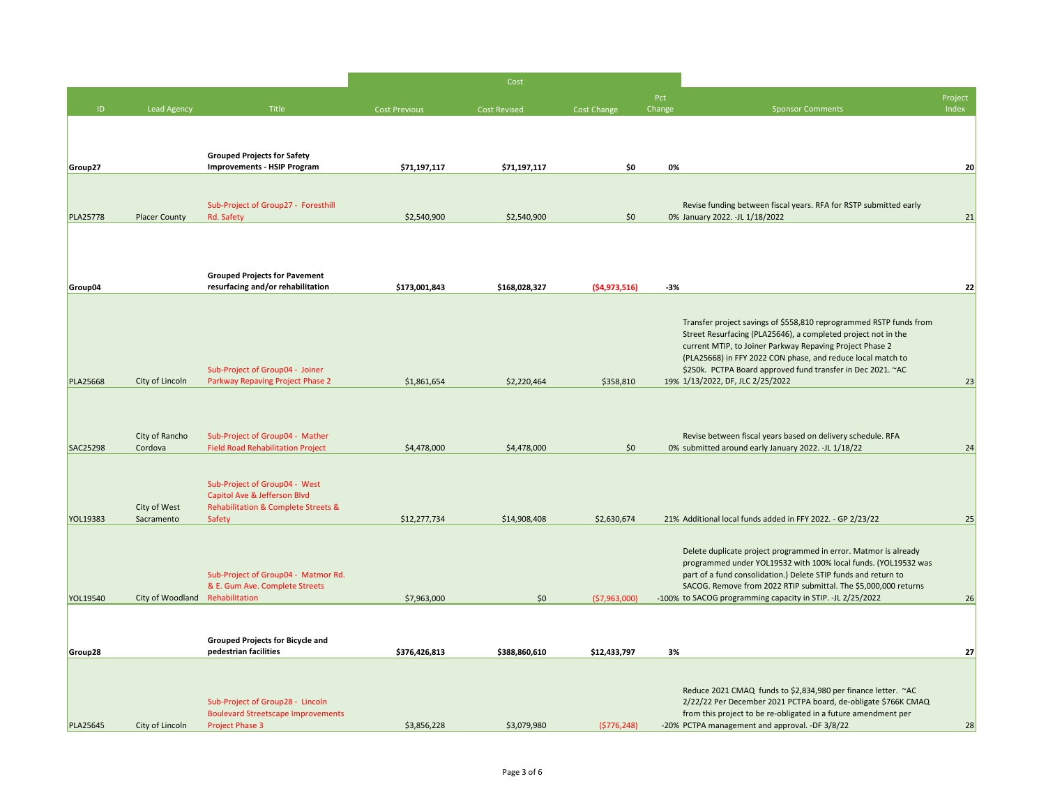| ID | Lead Agency | Title | Cost Previous | Cost Revised | Cost Change | Pct Change | Sponsor Comments | Project Index |
|---|---|---|---|---|---|---|---|---|
| | | | Cost | | | | | |
| **Group27** | | **Grouped Projects for Safety Improvements - HSIP Program** | **$71,197,117** | **$71,197,117** | **$0** | **0%** | | **20** |
| PLA25778 | Placer County | Sub-Project of Group27 - Foresthill Rd. Safety | $2,540,900 | $2,540,900 | $0 | 0% | Revise funding between fiscal years. RFA for RSTP submitted early January 2022. -JL 1/18/2022 | 21 |
| **Group04** | | **Grouped Projects for Pavement resurfacing and/or rehabilitation** | **$173,001,843** | **$168,028,327** | **($4,973,516)** | **-3%** | | **22** |
| PLA25668 | City of Lincoln | Sub-Project of Group04 - Joiner Parkway Repaving Project Phase 2 | $1,861,654 | $2,220,464 | $358,810 | 19% | Transfer project savings of $558,810 reprogrammed RSTP funds from Street Resurfacing (PLA25646), a completed project not in the current MTIP, to Joiner Parkway Repaving Project Phase 2 (PLA25668) in FFY 2022 CON phase, and reduce local match to $250k. PCTPA Board approved fund transfer in Dec 2021. ~AC 1/13/2022, DF, JLC 2/25/2022 | 23 |
| SAC25298 | City of Rancho Cordova | Sub-Project of Group04 - Mather Field Road Rehabilitation Project | $4,478,000 | $4,478,000 | $0 | 0% | Revise between fiscal years based on delivery schedule. RFA submitted around early January 2022. -JL 1/18/22 | 24 |
| YOL19383 | City of West Sacramento | Sub-Project of Group04 - West Capitol Ave & Jefferson Blvd Rehabilitation & Complete Streets & Safety | $12,277,734 | $14,908,408 | $2,630,674 | 21% | Additional local funds added in FFY 2022. - GP 2/23/22 | 25 |
| YOL19540 | City of Woodland | Sub-Project of Group04 - Matmor Rd. & E. Gum Ave. Complete Streets Rehabilitation | $7,963,000 | $0 | ($7,963,000) | -100% | Delete duplicate project programmed in error. Matmor is already programmed under YOL19532 with 100% local funds. (YOL19532 was part of a fund consolidation.) Delete STIP funds and return to SACOG. Remove from 2022 RTIP submittal. The $5,000,000 returns to SACOG programming capacity in STIP. -JL 2/25/2022 | 26 |
| **Group28** | | **Grouped Projects for Bicycle and pedestrian facilities** | **$376,426,813** | **$388,860,610** | **$12,433,797** | **3%** | | **27** |
| PLA25645 | City of Lincoln | Sub-Project of Group28 - Lincoln Boulevard Streetscape Improvements Project Phase 3 | $3,856,228 | $3,079,980 | ($776,248) | -20% | Reduce 2021 CMAQ funds to $2,834,980 per finance letter. ~AC 2/22/22 Per December 2021 PCTPA board, de-obligate $766K CMAQ from this project to be re-obligated in a future amendment per PCTPA management and approval. -DF 3/8/22 | 28 |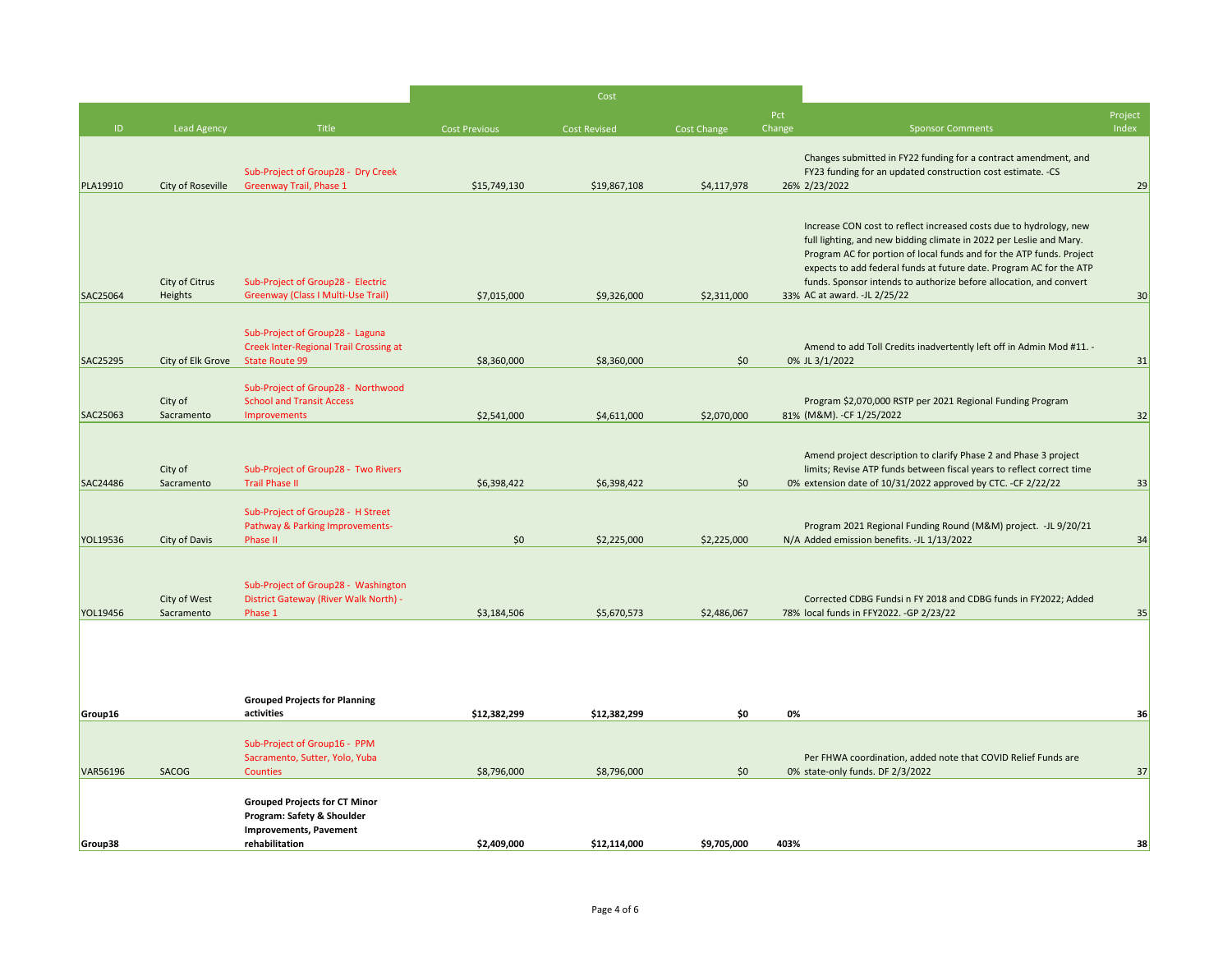| ID | Lead Agency | Title | Cost Previous | Cost Revised | Cost Change | Pct Change | Sponsor Comments | Project Index |
|---|---|---|---|---|---|---|---|---|
| | | | Cost | | | | | |
| PLA19910 | City of Roseville | Sub-Project of Group28 - Dry Creek Greenway Trail, Phase 1 | $15,749,130 | $19,867,108 | $4,117,978 | 26% | Changes submitted in FY22 funding for a contract amendment, and FY23 funding for an updated construction cost estimate. -CS 2/23/2022 | 29 |
| SAC25064 | City of Citrus Heights | Sub-Project of Group28 - Electric Greenway (Class I Multi-Use Trail) | $7,015,000 | $9,326,000 | $2,311,000 | 33% | Increase CON cost to reflect increased costs due to hydrology, new full lighting, and new bidding climate in 2022 per Leslie and Mary. Program AC for portion of local funds and for the ATP funds. Project expects to add federal funds at future date. Program AC for the ATP funds. Sponsor intends to authorize before allocation, and convert AC at award. -JL 2/25/22 | 30 |
| SAC25295 | City of Elk Grove | Sub-Project of Group28 - Laguna Creek Inter-Regional Trail Crossing at State Route 99 | $8,360,000 | $8,360,000 | $0 | 0% | Amend to add Toll Credits inadvertently left off in Admin Mod #11. -JL 3/1/2022 | 31 |
| SAC25063 | City of Sacramento | Sub-Project of Group28 - Northwood School and Transit Access Improvements | $2,541,000 | $4,611,000 | $2,070,000 | 81% | Program $2,070,000 RSTP per 2021 Regional Funding Program (M&M). -CF 1/25/2022 | 32 |
| SAC24486 | City of Sacramento | Sub-Project of Group28 - Two Rivers Trail Phase II | $6,398,422 | $6,398,422 | $0 | 0% | Amend project description to clarify Phase 2 and Phase 3 project limits; Revise ATP funds between fiscal years to reflect correct time extension date of 10/31/2022 approved by CTC. -CF 2/22/22 | 33 |
| YOL19536 | City of Davis | Sub-Project of Group28 - H Street Pathway & Parking Improvements-Phase II | $0 | $2,225,000 | $2,225,000 | N/A | Program 2021 Regional Funding Round (M&M) project. -JL 9/20/21 Added emission benefits. -JL 1/13/2022 | 34 |
| YOL19456 | City of West Sacramento | Sub-Project of Group28 - Washington District Gateway (River Walk North) - Phase 1 | $3,184,506 | $5,670,573 | $2,486,067 | 78% | Corrected CDBG Fundsi n FY 2018 and CDBG funds in FY2022; Added local funds in FFY2022. -GP 2/23/22 | 35 |
| **Group16** | | **Grouped Projects for Planning activities** | **$12,382,299** | **$12,382,299** | **$0** | **0%** | | **36** |
| VAR56196 | SACOG | Sub-Project of Group16 - PPM Sacramento, Sutter, Yolo, Yuba Counties | $8,796,000 | $8,796,000 | $0 | 0% | Per FHWA coordination, added note that COVID Relief Funds are state-only funds. DF 2/3/2022 | 37 |
| **Group38** | | **Grouped Projects for CT Minor Program: Safety & Shoulder Improvements, Pavement rehabilitation** | **$2,409,000** | **$12,114,000** | **$9,705,000** | **403%** | | **38** |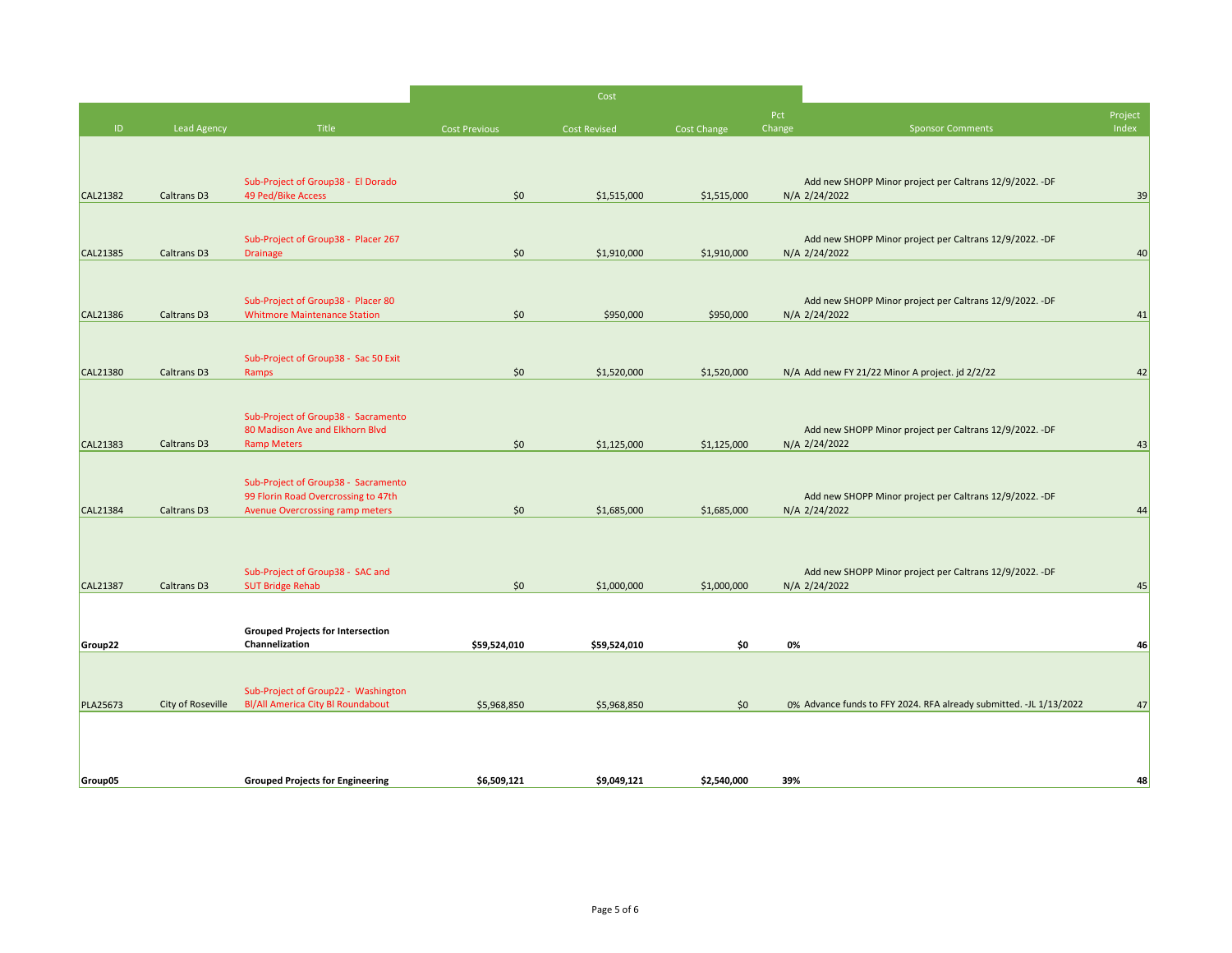| ID | Lead Agency | Title | Cost Previous | Cost Revised | Cost Change | Pct Change | Sponsor Comments | Project Index |
|---|---|---|---|---|---|---|---|---|
| | | | Cost | | | | | |
| CAL21382 | Caltrans D3 | Sub-Project of Group38 - El Dorado 49 Ped/Bike Access | $0 | $1,515,000 | $1,515,000 | N/A | Add new SHOPP Minor project per Caltrans 12/9/2022. -DF 2/24/2022 | 39 |
| CAL21385 | Caltrans D3 | Sub-Project of Group38 - Placer 267 Drainage | $0 | $1,910,000 | $1,910,000 | N/A | Add new SHOPP Minor project per Caltrans 12/9/2022. -DF 2/24/2022 | 40 |
| CAL21386 | Caltrans D3 | Sub-Project of Group38 - Placer 80 Whitmore Maintenance Station | $0 | $950,000 | $950,000 | N/A | Add new SHOPP Minor project per Caltrans 12/9/2022. -DF 2/24/2022 | 41 |
| CAL21380 | Caltrans D3 | Sub-Project of Group38 - Sac 50 Exit Ramps | $0 | $1,520,000 | $1,520,000 | N/A | Add new FY 21/22 Minor A project. jd 2/2/22 | 42 |
| CAL21383 | Caltrans D3 | Sub-Project of Group38 - Sacramento 80 Madison Ave and Elkhorn Blvd Ramp Meters | $0 | $1,125,000 | $1,125,000 | N/A | Add new SHOPP Minor project per Caltrans 12/9/2022. -DF 2/24/2022 | 43 |
| CAL21384 | Caltrans D3 | Sub-Project of Group38 - Sacramento 99 Florin Road Overcrossing to 47th Avenue Overcrossing ramp meters | $0 | $1,685,000 | $1,685,000 | N/A | Add new SHOPP Minor project per Caltrans 12/9/2022. -DF 2/24/2022 | 44 |
| CAL21387 | Caltrans D3 | Sub-Project of Group38 - SAC and SUT Bridge Rehab | $0 | $1,000,000 | $1,000,000 | N/A | Add new SHOPP Minor project per Caltrans 12/9/2022. -DF 2/24/2022 | 45 |
| **Group22** | | **Grouped Projects for Intersection Channelization** | **$59,524,010** | **$59,524,010** | **$0** | **0%** | | **46** |
| PLA25673 | City of Roseville | Sub-Project of Group22 - Washington Bl/All America City Bl Roundabout | $5,968,850 | $5,968,850 | $0 | 0% | Advance funds to FFY 2024. RFA already submitted. -JL 1/13/2022 | 47 |
| **Group05** | | **Grouped Projects for Engineering** | **$6,509,121** | **$9,049,121** | **$2,540,000** | **39%** | | **48** |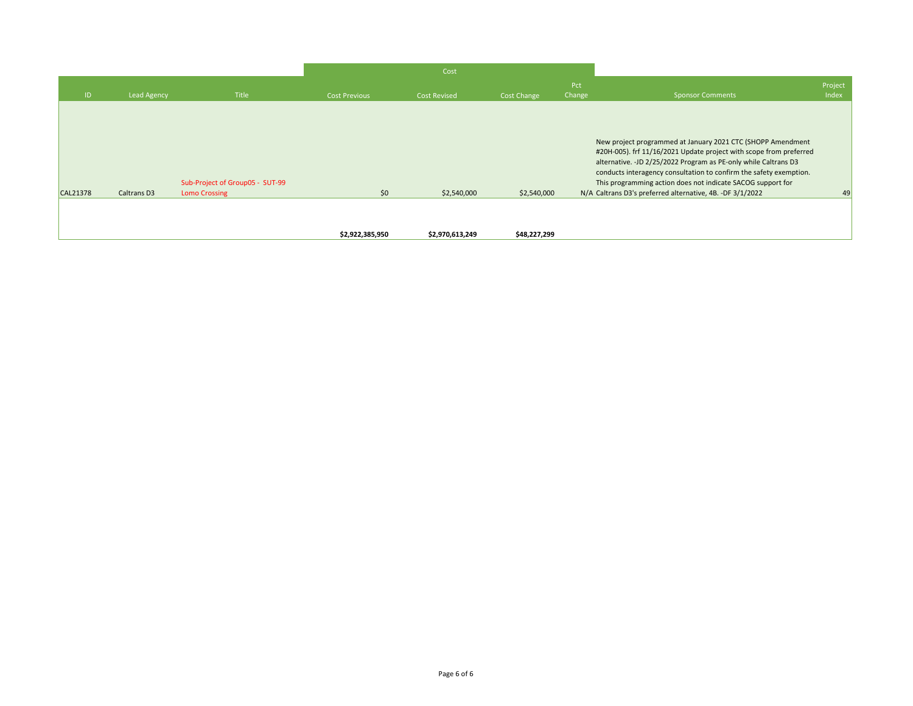| ID | Lead Agency | Title | Cost | | | Pct Change | Sponsor Comments | Project Index |
|---|---|---|---|---|---|---|---|---|
| | | | Cost Previous | Cost Revised | Cost Change | | | |
| CAL21378 | Caltrans D3 | Sub-Project of Group05 - SUT-99 Lomo Crossing | $0 | $2,540,000 | $2,540,000 | N/A | New project programmed at January 2021 CTC (SHOPP Amendment #20H-005). frf 11/16/2021 Update project with scope from preferred alternative. -JD 2/25/2022 Program as PE-only while Caltrans D3 conducts interagency consultation to confirm the safety exemption. This programming action does not indicate SACOG support for Caltrans D3's preferred alternative, 4B. -DF 3/1/2022 | 49 |
| | | | **$2,922,385,950** | **$2,970,613,249** | **$48,227,299** | | | |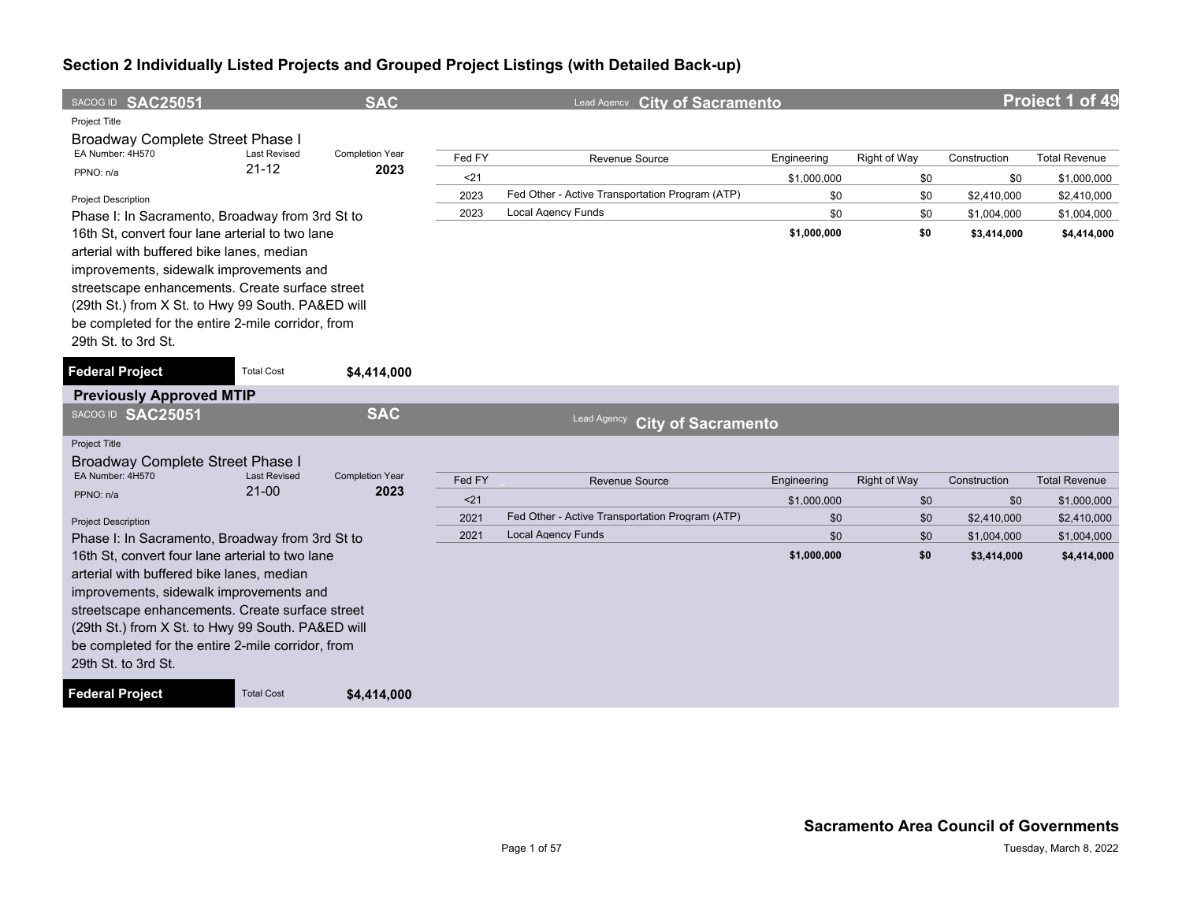## Section 2 Individually Listed Projects and Grouped Project Listings (with Detailed Back-up)

**SACOG ID SAC25051** | **SAC** | Lead Agency **City of Sacramento** | **Project 1 of 49**

Project Title

**Broadway Complete Street Phase I**

EA Number: 4H570 | Last Revised: 21-12 | Completion Year: **2023**

PPNO: n/a

Project Description

Phase I: In Sacramento, Broadway from 3rd St to 16th St, convert four lane arterial to two lane arterial with buffered bike lanes, median improvements, sidewalk improvements and streetscape enhancements. Create surface street (29th St.) from X St. to Hwy 99 South. PA&ED will be completed for the entire 2-mile corridor, from 29th St. to 3rd St.

| Fed FY | Revenue Source | Engineering | Right of Way | Construction | Total Revenue |
|---|---|---|---|---|---|
| <21 | | $1,000,000 | $0 | $0 | $1,000,000 |
| 2023 | Fed Other - Active Transportation Program (ATP) | $0 | $0 | $2,410,000 | $2,410,000 |
| 2023 | Local Agency Funds | $0 | $0 | $1,004,000 | $1,004,000 |
| | | **$1,000,000** | **$0** | **$3,414,000** | **$4,414,000** |

**Federal Project** | Total Cost **$4,414,000**

### Previously Approved MTIP

**SACOG ID SAC25051** | **SAC** | Lead Agency **City of Sacramento**

Project Title

**Broadway Complete Street Phase I**

EA Number: 4H570 | Last Revised: 21-00 | Completion Year: **2023**

PPNO: n/a

Project Description

Phase I: In Sacramento, Broadway from 3rd St to 16th St, convert four lane arterial to two lane arterial with buffered bike lanes, median improvements, sidewalk improvements and streetscape enhancements. Create surface street (29th St.) from X St. to Hwy 99 South. PA&ED will be completed for the entire 2-mile corridor, from 29th St. to 3rd St.

| Fed FY | Revenue Source | Engineering | Right of Way | Construction | Total Revenue |
|---|---|---|---|---|---|
| <21 | | $1,000,000 | $0 | $0 | $1,000,000 |
| 2021 | Fed Other - Active Transportation Program (ATP) | $0 | $0 | $2,410,000 | $2,410,000 |
| 2021 | Local Agency Funds | $0 | $0 | $1,004,000 | $1,004,000 |
| | | **$1,000,000** | **$0** | **$3,414,000** | **$4,414,000** |

**Federal Project** | Total Cost **$4,414,000**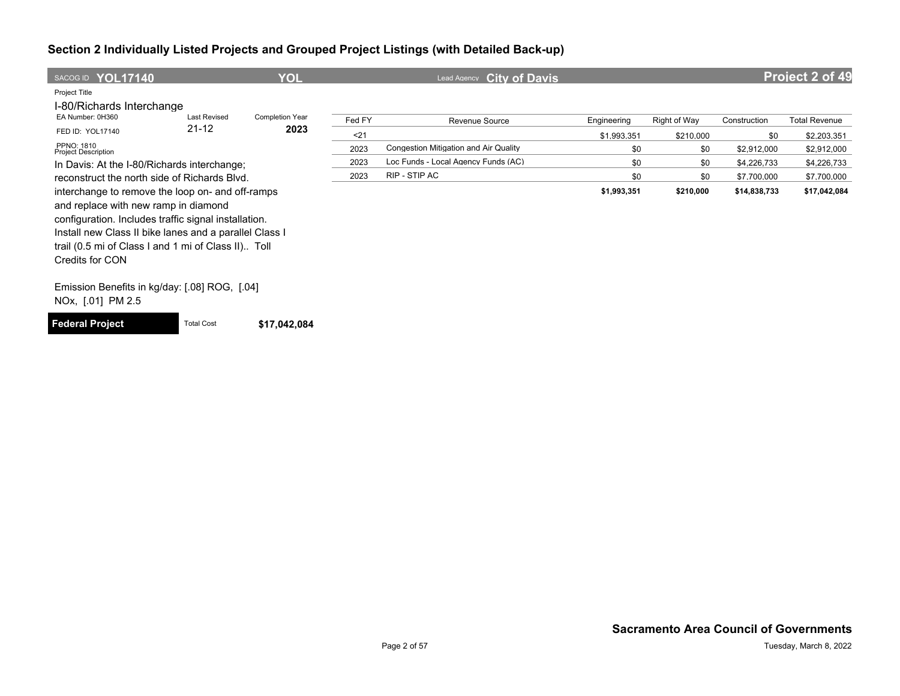## Section 2 Individually Listed Projects and Grouped Project Listings (with Detailed Back-up)

**SACOG ID YOL17140** | **YOL** | Lead Agency **City of Davis** | **Project 2 of 49**

Project Title

I-80/Richards Interchange

| EA Number: 0H360 | Last Revised | Completion Year |
|---|---|---|
| FED ID: YOL17140 | 21-12 | **2023** |
| PPNO: 1810 | | |

Project Description

In Davis: At the I-80/Richards interchange; reconstruct the north side of Richards Blvd. interchange to remove the loop on- and off-ramps and replace with new ramp in diamond configuration. Includes traffic signal installation. Install new Class II bike lanes and a parallel Class I trail (0.5 mi of Class I and 1 mi of Class II).. Toll Credits for CON

Emission Benefits in kg/day: [.08] ROG, [.04] NOx, [.01] PM 2.5

**Federal Project** | Total Cost **$17,042,084**

| Fed FY | Revenue Source | Engineering | Right of Way | Construction | Total Revenue |
|---|---|---|---|---|---|
| <21 | | $1,993,351 | $210,000 | $0 | $2,203,351 |
| 2023 | Congestion Mitigation and Air Quality | $0 | $0 | $2,912,000 | $2,912,000 |
| 2023 | Loc Funds - Local Agency Funds (AC) | $0 | $0 | $4,226,733 | $4,226,733 |
| 2023 | RIP - STIP AC | $0 | $0 | $7,700,000 | $7,700,000 |
| | | **$1,993,351** | **$210,000** | **$14,838,733** | **$17,042,084** |

**Sacramento Area Council of Governments**

Tuesday, March 8, 2022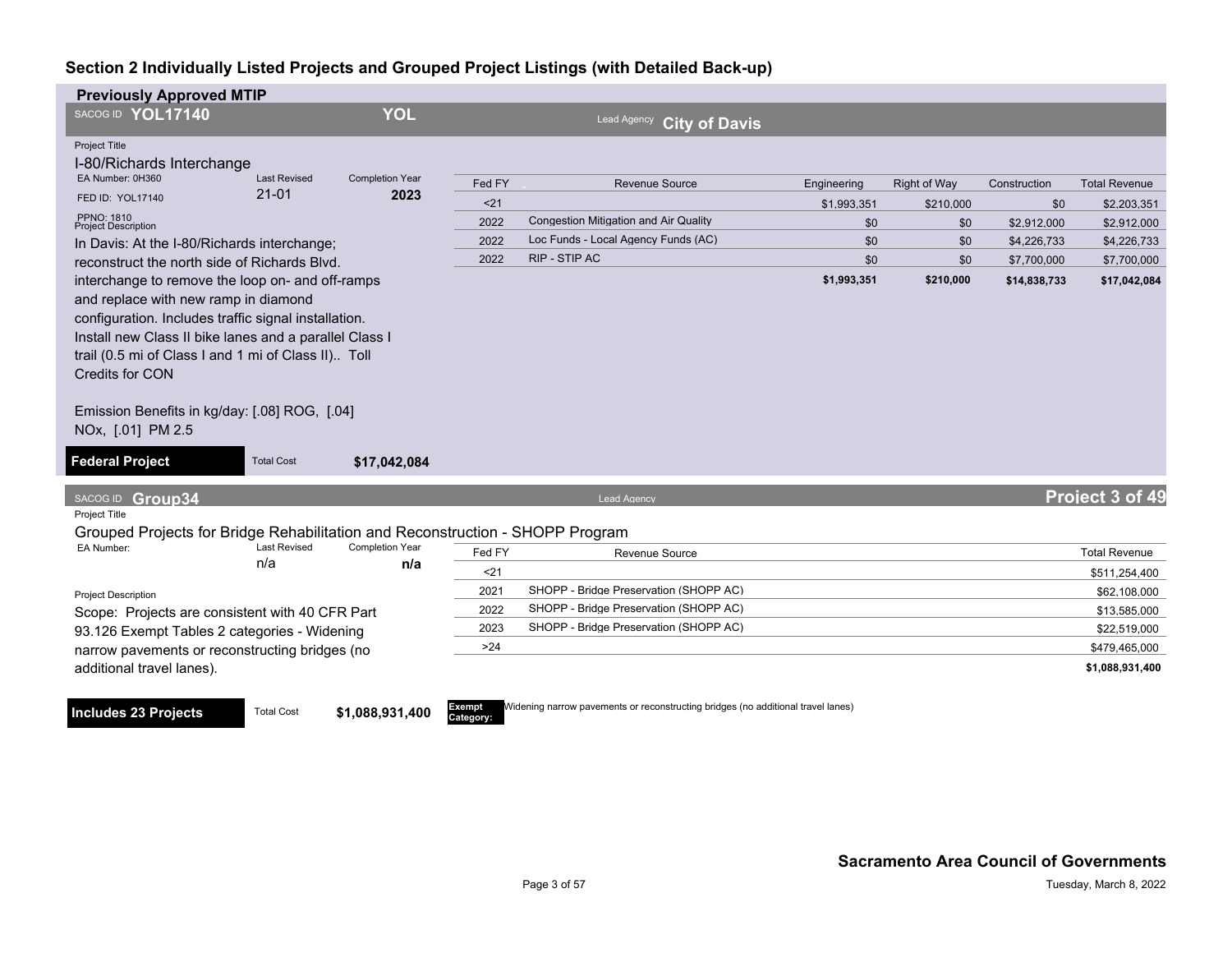## Section 2 Individually Listed Projects and Grouped Project Listings (with Detailed Back-up)

### Previously Approved MTIP

**SACOG ID YOL17140** | **YOL** | Lead Agency **City of Davis**

Project Title

**I-80/Richards Interchange**

| EA Number: 0H360 | Last Revised | Completion Year |
|---|---|---|
| FED ID: YOL17140 | 21-01 | 2023 |
| PPNO: 1810 | | |

| Fed FY | Revenue Source | Engineering | Right of Way | Construction | Total Revenue |
|---|---|---|---|---|---|
| <21 | | $1,993,351 | $210,000 | $0 | $2,203,351 |
| 2022 | Congestion Mitigation and Air Quality | $0 | $0 | $2,912,000 | $2,912,000 |
| 2022 | Loc Funds - Local Agency Funds (AC) | $0 | $0 | $4,226,733 | $4,226,733 |
| 2022 | RIP - STIP AC | $0 | $0 | $7,700,000 | $7,700,000 |
| | | **$1,993,351** | **$210,000** | **$14,838,733** | **$17,042,084** |

Project Description

In Davis: At the I-80/Richards interchange; reconstruct the north side of Richards Blvd. interchange to remove the loop on- and off-ramps and replace with new ramp in diamond configuration. Includes traffic signal installation. Install new Class II bike lanes and a parallel Class I trail (0.5 mi of Class I and 1 mi of Class II).. Toll Credits for CON

Emission Benefits in kg/day: [.08] ROG, [.04] NOx, [.01] PM 2.5

**Federal Project** | Total Cost **$17,042,084**

---

**SACOG ID Group34** | Lead Agency | **Project 3 of 49**

Project Title

**Grouped Projects for Bridge Rehabilitation and Reconstruction - SHOPP Program**

| EA Number: | Last Revised | Completion Year |
|---|---|---|
| | n/a | n/a |

| Fed FY | Revenue Source | Total Revenue |
|---|---|---|
| <21 | | $511,254,400 |
| 2021 | SHOPP - Bridge Preservation (SHOPP AC) | $62,108,000 |
| 2022 | SHOPP - Bridge Preservation (SHOPP AC) | $13,585,000 |
| 2023 | SHOPP - Bridge Preservation (SHOPP AC) | $22,519,000 |
| >24 | | $479,465,000 |
| | | **$1,088,931,400** |

Project Description

Scope: Projects are consistent with 40 CFR Part 93.126 Exempt Tables 2 categories - Widening narrow pavements or reconstructing bridges (no additional travel lanes).

**Includes 23 Projects** | Total Cost **$1,088,931,400** | **Exempt Category:** Widening narrow pavements or reconstructing bridges (no additional travel lanes)

**Sacramento Area Council of Governments**

Tuesday, March 8, 2022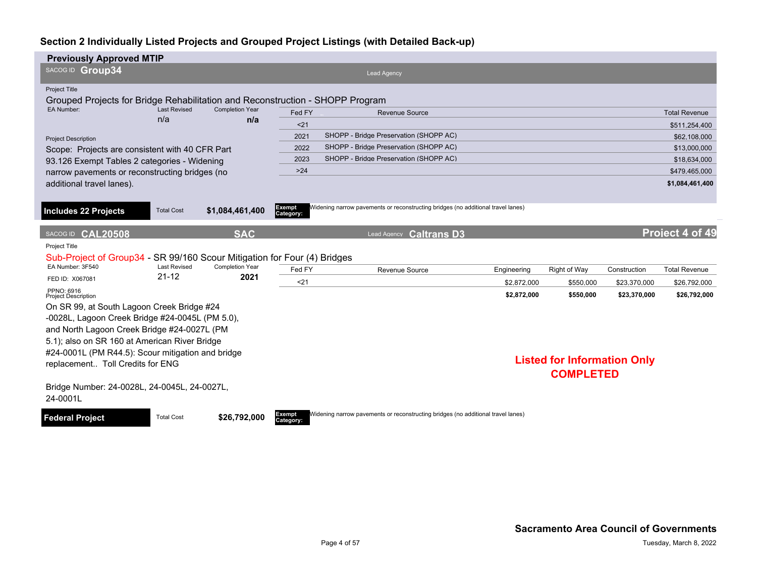## Section 2 Individually Listed Projects and Grouped Project Listings (with Detailed Back-up)

### Previously Approved MTIP

SACOG ID **Group34**

Lead Agency

Project Title

Grouped Projects for Bridge Rehabilitation and Reconstruction - SHOPP Program

EA Number:

Last Revised: n/a

Completion Year: **n/a**

Project Description

Scope: Projects are consistent with 40 CFR Part 93.126 Exempt Tables 2 categories - Widening narrow pavements or reconstructing bridges (no additional travel lanes).

| Fed FY | Revenue Source | Total Revenue |
|---|---|---|
| <21 | | $511,254,400 |
| 2021 | SHOPP - Bridge Preservation (SHOPP AC) | $62,108,000 |
| 2022 | SHOPP - Bridge Preservation (SHOPP AC) | $13,000,000 |
| 2023 | SHOPP - Bridge Preservation (SHOPP AC) | $18,634,000 |
| >24 | | $479,465,000 |
| | | **$1,084,461,400** |

**Includes 22 Projects** — Total Cost **$1,084,461,400**

**Exempt Category:** Widening narrow pavements or reconstructing bridges (no additional travel lanes)

---

SACOG ID **CAL20508** **SAC** Lead Agency **Caltrans D3**

Project Title

Sub-Project of Group34 - SR 99/160 Scour Mitigation for Four (4) Bridges

EA Number: 3F540

FED ID: X067081

PPNO: 6916

Last Revised: 21-12

Completion Year: **2021**

Project Description

On SR 99, at South Lagoon Creek Bridge #24-0028L, Lagoon Creek Bridge #24-0045L (PM 5.0), and North Lagoon Creek Bridge #24-0027L (PM 5.1); also on SR 160 at American River Bridge #24-0001L (PM R44.5): Scour mitigation and bridge replacement.. Toll Credits for ENG

Bridge Number: 24-0028L, 24-0045L, 24-0027L, 24-0001L

| Fed FY | Revenue Source | Engineering | Right of Way | Construction | Total Revenue |
|---|---|---|---|---|---|
| <21 | | $2,872,000 | $550,000 | $23,370,000 | $26,792,000 |
| | | **$2,872,000** | **$550,000** | **$23,370,000** | **$26,792,000** |

**Listed for Information Only**
**COMPLETED**

**Federal Project** — Total Cost **$26,792,000**

**Exempt Category:** Widening narrow pavements or reconstructing bridges (no additional travel lanes)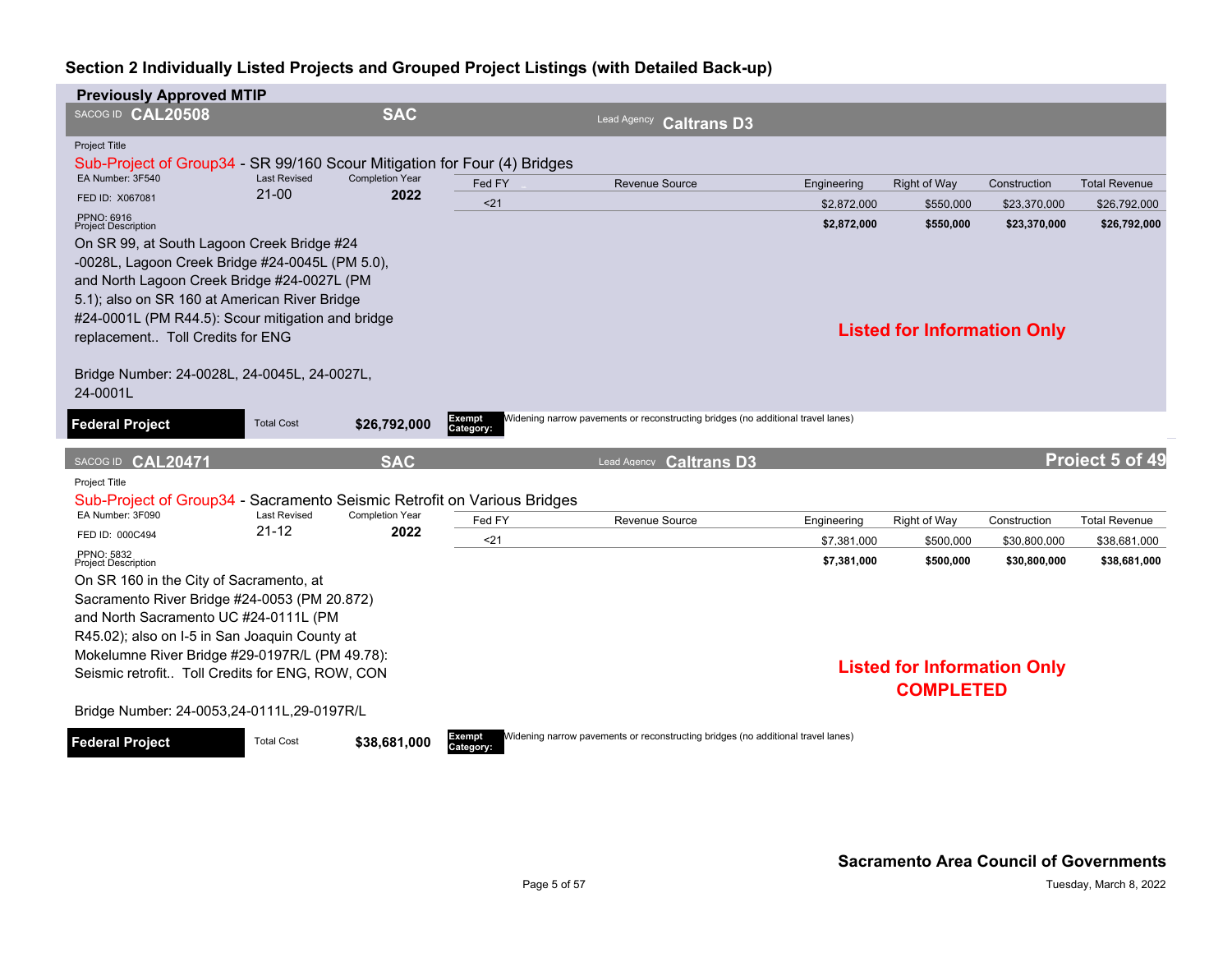## Section 2 Individually Listed Projects and Grouped Project Listings (with Detailed Back-up)

### Previously Approved MTIP

**SACOG ID CAL20508** | **SAC** | Lead Agency **Caltrans D3**

Project Title

Sub-Project of Group34 - SR 99/160 Scour Mitigation for Four (4) Bridges

EA Number: 3F540 | Last Revised 21-00 | Completion Year **2022**

FED ID: X067081

PPNO: 6916

| Fed FY | Revenue Source | Engineering | Right of Way | Construction | Total Revenue |
|---|---|---|---|---|---|
| <21 | | $2,872,000 | $550,000 | $23,370,000 | $26,792,000 |
| | | **$2,872,000** | **$550,000** | **$23,370,000** | **$26,792,000** |

Project Description

On SR 99, at South Lagoon Creek Bridge #24-0028L, Lagoon Creek Bridge #24-0045L (PM 5.0), and North Lagoon Creek Bridge #24-0027L (PM 5.1); also on SR 160 at American River Bridge #24-0001L (PM R44.5): Scour mitigation and bridge replacement.. Toll Credits for ENG

Bridge Number: 24-0028L, 24-0045L, 24-0027L, 24-0001L

**Listed for Information Only**

**Federal Project** | Total Cost **$26,792,000** | **Exempt Category:** Widening narrow pavements or reconstructing bridges (no additional travel lanes)

---

**SACOG ID CAL20471** | **SAC** | Lead Agency **Caltrans D3** | **Project 5 of 49**

Project Title

Sub-Project of Group34 - Sacramento Seismic Retrofit on Various Bridges

EA Number: 3F090 | Last Revised 21-12 | Completion Year **2022**

FED ID: 000C494

PPNO: 5832

| Fed FY | Revenue Source | Engineering | Right of Way | Construction | Total Revenue |
|---|---|---|---|---|---|
| <21 | | $7,381,000 | $500,000 | $30,800,000 | $38,681,000 |
| | | **$7,381,000** | **$500,000** | **$30,800,000** | **$38,681,000** |

Project Description

On SR 160 in the City of Sacramento, at Sacramento River Bridge #24-0053 (PM 20.872) and North Sacramento UC #24-0111L (PM R45.02); also on I-5 in San Joaquin County at Mokelumne River Bridge #29-0197R/L (PM 49.78): Seismic retrofit.. Toll Credits for ENG, ROW, CON

Bridge Number: 24-0053,24-0111L,29-0197R/L

**Listed for Information Only**
**COMPLETED**

**Federal Project** | Total Cost **$38,681,000** | **Exempt Category:** Widening narrow pavements or reconstructing bridges (no additional travel lanes)

**Sacramento Area Council of Governments**

Tuesday, March 8, 2022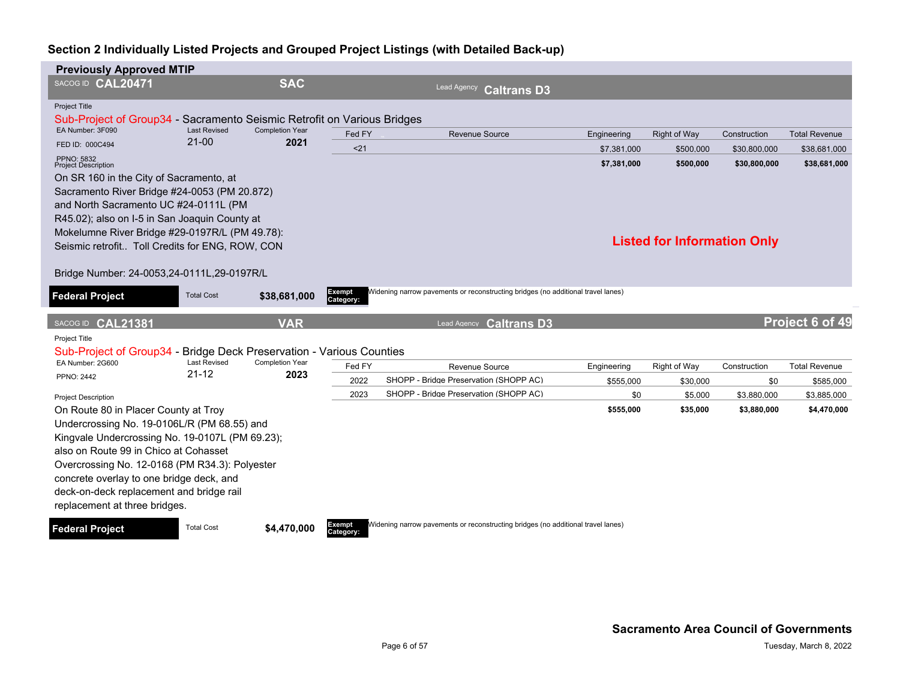## Section 2 Individually Listed Projects and Grouped Project Listings (with Detailed Back-up)

### Previously Approved MTIP

**SACOG ID CAL20471** | **SAC** | Lead Agency **Caltrans D3**

Project Title

Sub-Project of Group34 - Sacramento Seismic Retrofit on Various Bridges

| EA Number: 3F090 | Last Revised | Completion Year |
|---|---|---|
| FED ID: 000C494 | 21-00 | 2021 |
| PPNO: 5832 | | |

| Fed FY | Revenue Source | Engineering | Right of Way | Construction | Total Revenue |
|---|---|---|---|---|---|
| <21 | | $7,381,000 | $500,000 | $30,800,000 | $38,681,000 |
| | | **$7,381,000** | **$500,000** | **$30,800,000** | **$38,681,000** |

Project Description

On SR 160 in the City of Sacramento, at Sacramento River Bridge #24-0053 (PM 20.872) and North Sacramento UC #24-0111L (PM R45.02); also on I-5 in San Joaquin County at Mokelumne River Bridge #29-0197R/L (PM 49.78): Seismic retrofit.. Toll Credits for ENG, ROW, CON

Bridge Number: 24-0053,24-0111L,29-0197R/L

**Listed for Information Only**

**Federal Project** | Total Cost **$38,681,000** | **Exempt Category:** Widening narrow pavements or reconstructing bridges (no additional travel lanes)

---

**SACOG ID CAL21381** | **VAR** | Lead Agency **Caltrans D3** | **Project 6 of 49**

Project Title

Sub-Project of Group34 - Bridge Deck Preservation - Various Counties

| EA Number: 2G600 | Last Revised | Completion Year |
|---|---|---|
| PPNO: 2442 | 21-12 | 2023 |

| Fed FY | Revenue Source | Engineering | Right of Way | Construction | Total Revenue |
|---|---|---|---|---|---|
| 2022 | SHOPP - Bridge Preservation (SHOPP AC) | $555,000 | $30,000 | $0 | $585,000 |
| 2023 | SHOPP - Bridge Preservation (SHOPP AC) | $0 | $5,000 | $3,880,000 | $3,885,000 |
| | | **$555,000** | **$35,000** | **$3,880,000** | **$4,470,000** |

Project Description

On Route 80 in Placer County at Troy Undercrossing No. 19-0106L/R (PM 68.55) and Kingvale Undercrossing No. 19-0107L (PM 69.23); also on Route 99 in Chico at Cohasset Overcrossing No. 12-0168 (PM R34.3): Polyester concrete overlay to one bridge deck, and deck-on-deck replacement and bridge rail replacement at three bridges.

**Federal Project** | Total Cost **$4,470,000** | **Exempt Category:** Widening narrow pavements or reconstructing bridges (no additional travel lanes)

**Sacramento Area Council of Governments**

Tuesday, March 8, 2022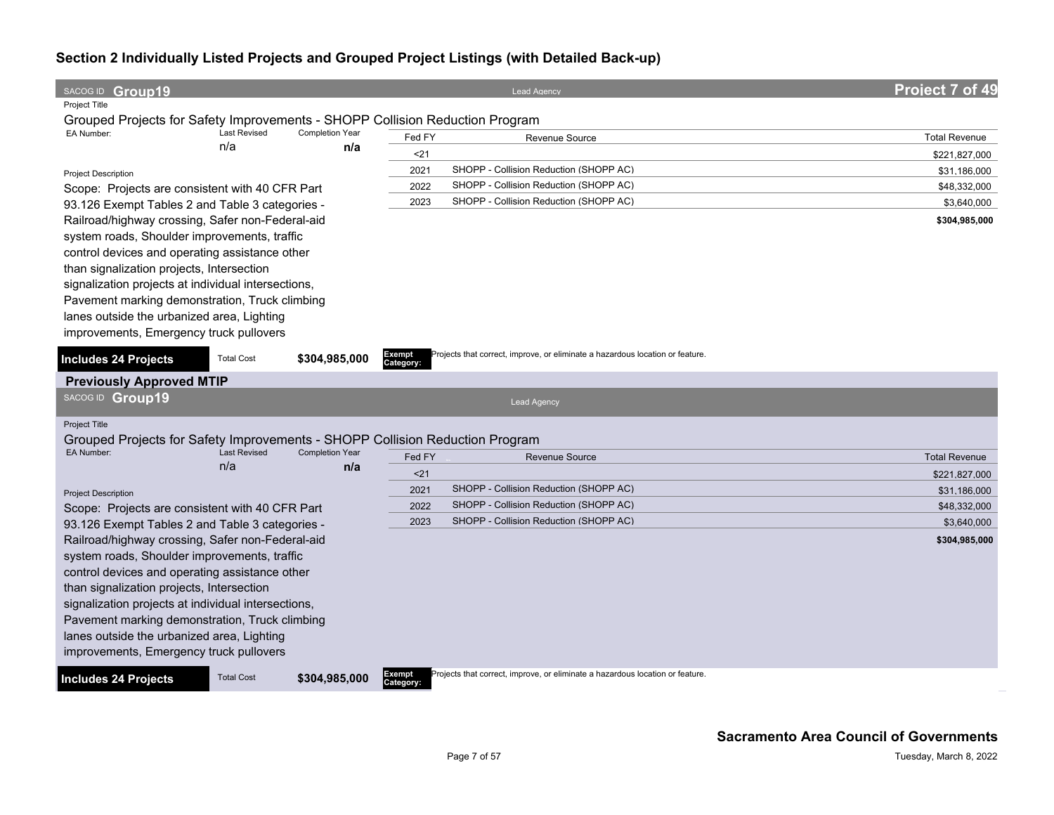## Section 2 Individually Listed Projects and Grouped Project Listings (with Detailed Back-up)

SACOG ID **Group19** | Lead Agency | **Project 7 of 49**

Project Title

Grouped Projects for Safety Improvements - SHOPP Collision Reduction Program

| EA Number: | Last Revised | Completion Year |
|---|---|---|
| | n/a | n/a |

Project Description

Scope: Projects are consistent with 40 CFR Part 93.126 Exempt Tables 2 and Table 3 categories - Railroad/highway crossing, Safer non-Federal-aid system roads, Shoulder improvements, traffic control devices and operating assistance other than signalization projects, Intersection signalization projects at individual intersections, Pavement marking demonstration, Truck climbing lanes outside the urbanized area, Lighting improvements, Emergency truck pullovers

| Fed FY | Revenue Source | Total Revenue |
|---|---|---|
| <21 | | $221,827,000 |
| 2021 | SHOPP - Collision Reduction (SHOPP AC) | $31,186,000 |
| 2022 | SHOPP - Collision Reduction (SHOPP AC) | $48,332,000 |
| 2023 | SHOPP - Collision Reduction (SHOPP AC) | $3,640,000 |
| | | **$304,985,000** |

**Includes 24 Projects** | Total Cost **$304,985,000** | **Exempt Category:** Projects that correct, improve, or eliminate a hazardous location or feature.

### Previously Approved MTIP

SACOG ID **Group19** | Lead Agency

Project Title

Grouped Projects for Safety Improvements - SHOPP Collision Reduction Program

| EA Number: | Last Revised | Completion Year |
|---|---|---|
| | n/a | n/a |

Project Description

Scope: Projects are consistent with 40 CFR Part 93.126 Exempt Tables 2 and Table 3 categories - Railroad/highway crossing, Safer non-Federal-aid system roads, Shoulder improvements, traffic control devices and operating assistance other than signalization projects, Intersection signalization projects at individual intersections, Pavement marking demonstration, Truck climbing lanes outside the urbanized area, Lighting improvements, Emergency truck pullovers

| Fed FY | Revenue Source | Total Revenue |
|---|---|---|
| <21 | | $221,827,000 |
| 2021 | SHOPP - Collision Reduction (SHOPP AC) | $31,186,000 |
| 2022 | SHOPP - Collision Reduction (SHOPP AC) | $48,332,000 |
| 2023 | SHOPP - Collision Reduction (SHOPP AC) | $3,640,000 |
| | | **$304,985,000** |

**Includes 24 Projects** | Total Cost **$304,985,000** | **Exempt Category:** Projects that correct, improve, or eliminate a hazardous location or feature.

**Sacramento Area Council of Governments**

Tuesday, March 8, 2022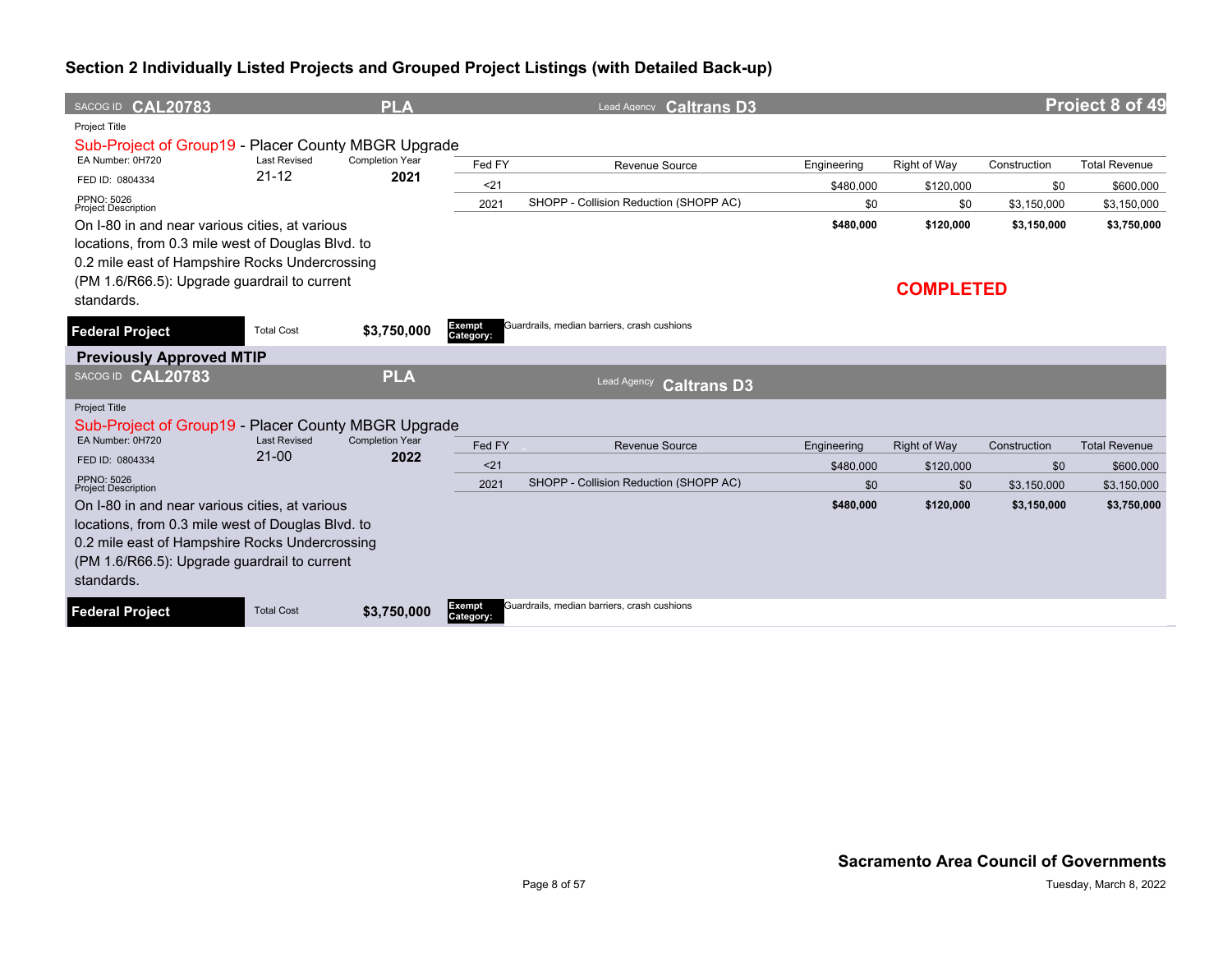## Section 2 Individually Listed Projects and Grouped Project Listings (with Detailed Back-up)

SACOG ID **CAL20783** | **PLA** | Lead Agency **Caltrans D3** | **Project 8 of 49**

Project Title

Sub-Project of Group19 - Placer County MBGR Upgrade

EA Number: 0H720 | Last Revised: 21-12 | Completion Year: **2021**

FED ID: 0804334

PPNO: 5026

Project Description

On I-80 in and near various cities, at various locations, from 0.3 mile west of Douglas Blvd. to 0.2 mile east of Hampshire Rocks Undercrossing (PM 1.6/R66.5): Upgrade guardrail to current standards.

| Fed FY | Revenue Source | Engineering | Right of Way | Construction | Total Revenue |
|---|---|---|---|---|---|
| <21 | | $480,000 | $120,000 | $0 | $600,000 |
| 2021 | SHOPP - Collision Reduction (SHOPP AC) | $0 | $0 | $3,150,000 | $3,150,000 |
| | | **$480,000** | **$120,000** | **$3,150,000** | **$3,750,000** |

**COMPLETED**

**Federal Project** | Total Cost **$3,750,000** | **Exempt Category:** Guardrails, median barriers, crash cushions

### Previously Approved MTIP

SACOG ID **CAL20783** | **PLA** | Lead Agency **Caltrans D3**

Project Title

Sub-Project of Group19 - Placer County MBGR Upgrade

EA Number: 0H720 | Last Revised: 21-00 | Completion Year: **2022**

FED ID: 0804334

PPNO: 5026

Project Description

On I-80 in and near various cities, at various locations, from 0.3 mile west of Douglas Blvd. to 0.2 mile east of Hampshire Rocks Undercrossing (PM 1.6/R66.5): Upgrade guardrail to current standards.

| Fed FY | Revenue Source | Engineering | Right of Way | Construction | Total Revenue |
|---|---|---|---|---|---|
| <21 | | $480,000 | $120,000 | $0 | $600,000 |
| 2021 | SHOPP - Collision Reduction (SHOPP AC) | $0 | $0 | $3,150,000 | $3,150,000 |
| | | **$480,000** | **$120,000** | **$3,150,000** | **$3,750,000** |

**Federal Project** | Total Cost **$3,750,000** | **Exempt Category:** Guardrails, median barriers, crash cushions

**Sacramento Area Council of Governments**

Tuesday, March 8, 2022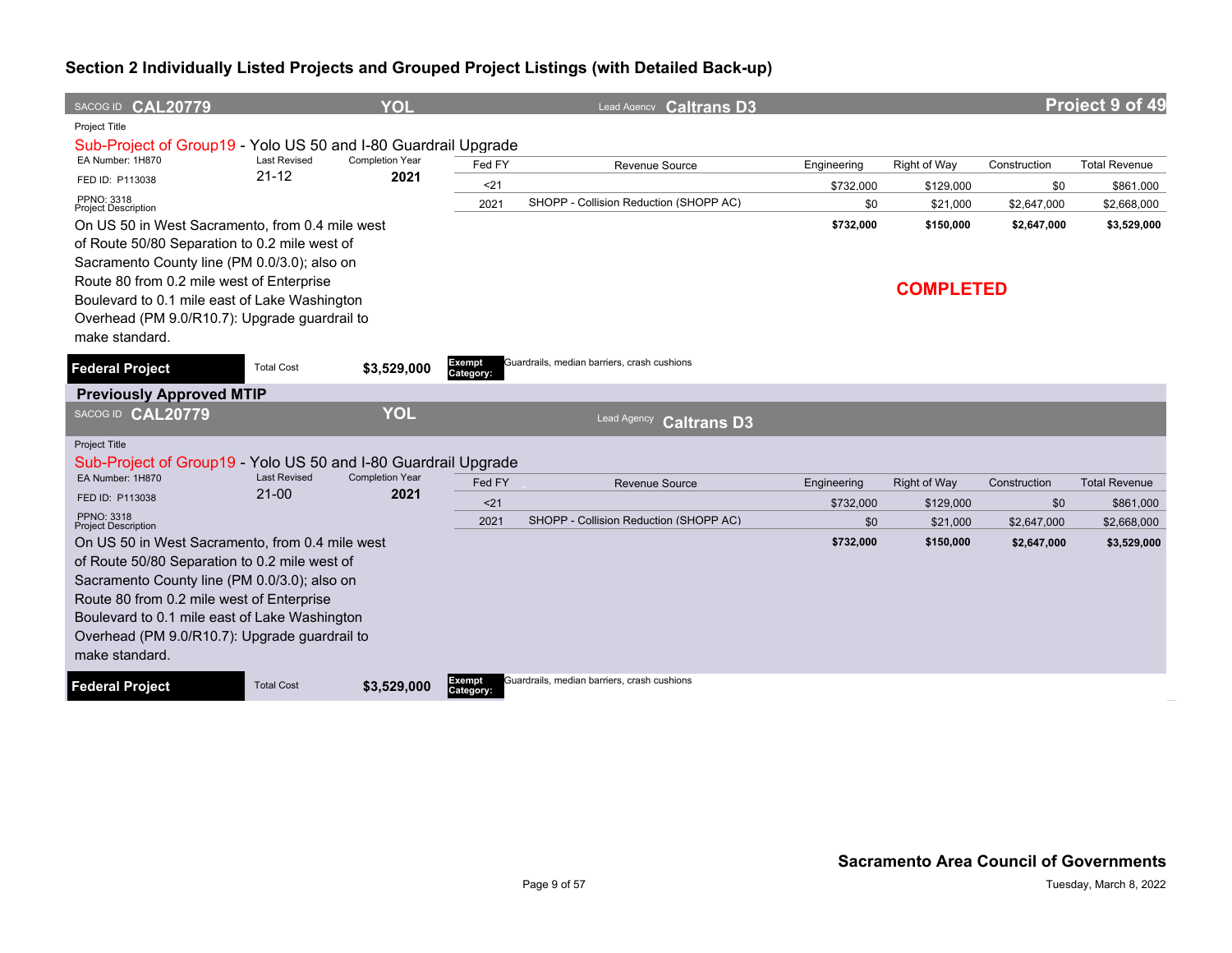## Section 2 Individually Listed Projects and Grouped Project Listings (with Detailed Back-up)

**SACOG ID CAL20779** | **YOL** | Lead Agency **Caltrans D3** | **Project 9 of 49**

Project Title

Sub-Project of Group19 - Yolo US 50 and I-80 Guardrail Upgrade

EA Number: 1H870 | Last Revised: 21-12 | Completion Year: **2021**

FED ID: P113038

PPNO: 3318

Project Description

On US 50 in West Sacramento, from 0.4 mile west of Route 50/80 Separation to 0.2 mile west of Sacramento County line (PM 0.0/3.0); also on Route 80 from 0.2 mile west of Enterprise Boulevard to 0.1 mile east of Lake Washington Overhead (PM 9.0/R10.7): Upgrade guardrail to make standard.

| Fed FY | Revenue Source | Engineering | Right of Way | Construction | Total Revenue |
|---|---|---|---|---|---|
| <21 | | $732,000 | $129,000 | $0 | $861,000 |
| 2021 | SHOPP - Collision Reduction (SHOPP AC) | $0 | $21,000 | $2,647,000 | $2,668,000 |
| | | **$732,000** | **$150,000** | **$2,647,000** | **$3,529,000** |

**COMPLETED**

**Federal Project** | Total Cost **$3,529,000** | Exempt Category: Guardrails, median barriers, crash cushions

### Previously Approved MTIP

**SACOG ID CAL20779** | **YOL** | Lead Agency **Caltrans D3**

Project Title

Sub-Project of Group19 - Yolo US 50 and I-80 Guardrail Upgrade

EA Number: 1H870 | Last Revised: 21-00 | Completion Year: **2021**

FED ID: P113038

PPNO: 3318

Project Description

On US 50 in West Sacramento, from 0.4 mile west of Route 50/80 Separation to 0.2 mile west of Sacramento County line (PM 0.0/3.0); also on Route 80 from 0.2 mile west of Enterprise Boulevard to 0.1 mile east of Lake Washington Overhead (PM 9.0/R10.7): Upgrade guardrail to make standard.

| Fed FY | Revenue Source | Engineering | Right of Way | Construction | Total Revenue |
|---|---|---|---|---|---|
| <21 | | $732,000 | $129,000 | $0 | $861,000 |
| 2021 | SHOPP - Collision Reduction (SHOPP AC) | $0 | $21,000 | $2,647,000 | $2,668,000 |
| | | **$732,000** | **$150,000** | **$2,647,000** | **$3,529,000** |

**Federal Project** | Total Cost **$3,529,000** | Exempt Category: Guardrails, median barriers, crash cushions

**Sacramento Area Council of Governments**

Tuesday, March 8, 2022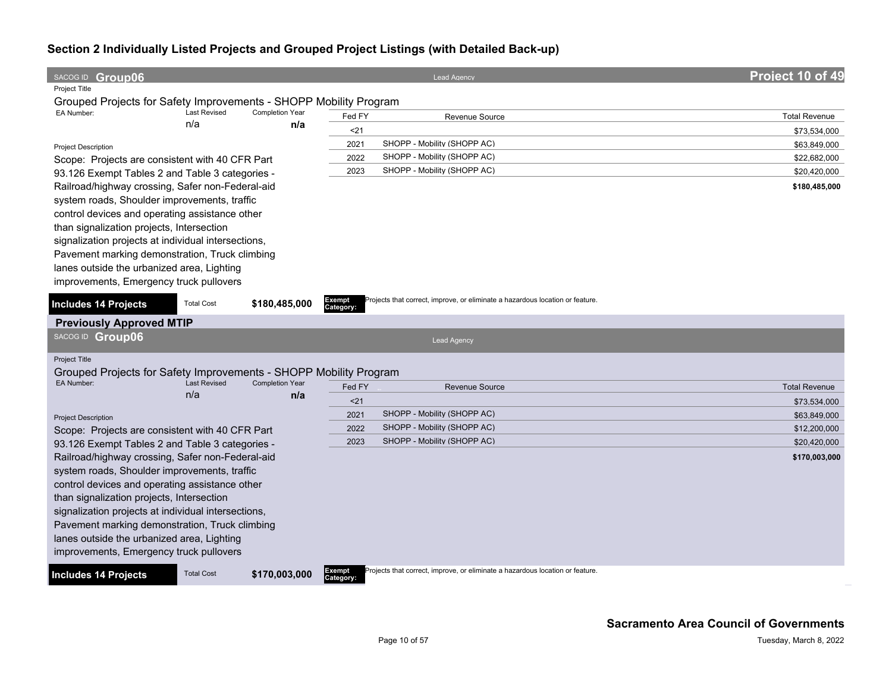## Section 2 Individually Listed Projects and Grouped Project Listings (with Detailed Back-up)

SACOG ID **Group06** Lead Agency **Project 10 of 49**

Project Title

Grouped Projects for Safety Improvements - SHOPP Mobility Program

| EA Number: | Last Revised | Completion Year |
|---|---|---|
| | n/a | n/a |

| Fed FY | Revenue Source | Total Revenue |
|---|---|---|
| <21 | | $73,534,000 |
| 2021 | SHOPP - Mobility (SHOPP AC) | $63,849,000 |
| 2022 | SHOPP - Mobility (SHOPP AC) | $22,682,000 |
| 2023 | SHOPP - Mobility (SHOPP AC) | $20,420,000 |
| | | **$180,485,000** |

Project Description

Scope: Projects are consistent with 40 CFR Part 93.126 Exempt Tables 2 and Table 3 categories - Railroad/highway crossing, Safer non-Federal-aid system roads, Shoulder improvements, traffic control devices and operating assistance other than signalization projects, Intersection signalization projects at individual intersections, Pavement marking demonstration, Truck climbing lanes outside the urbanized area, Lighting improvements, Emergency truck pullovers

**Includes 14 Projects** Total Cost **$180,485,000**

**Exempt Category:** Projects that correct, improve, or eliminate a hazardous location or feature.

### Previously Approved MTIP

SACOG ID **Group06** Lead Agency

Project Title

Grouped Projects for Safety Improvements - SHOPP Mobility Program

| EA Number: | Last Revised | Completion Year |
|---|---|---|
| | n/a | n/a |

| Fed FY | Revenue Source | Total Revenue |
|---|---|---|
| <21 | | $73,534,000 |
| 2021 | SHOPP - Mobility (SHOPP AC) | $63,849,000 |
| 2022 | SHOPP - Mobility (SHOPP AC) | $12,200,000 |
| 2023 | SHOPP - Mobility (SHOPP AC) | $20,420,000 |
| | | **$170,003,000** |

Project Description

Scope: Projects are consistent with 40 CFR Part 93.126 Exempt Tables 2 and Table 3 categories - Railroad/highway crossing, Safer non-Federal-aid system roads, Shoulder improvements, traffic control devices and operating assistance other than signalization projects, Intersection signalization projects at individual intersections, Pavement marking demonstration, Truck climbing lanes outside the urbanized area, Lighting improvements, Emergency truck pullovers

**Includes 14 Projects** Total Cost **$170,003,000**

**Exempt Category:** Projects that correct, improve, or eliminate a hazardous location or feature.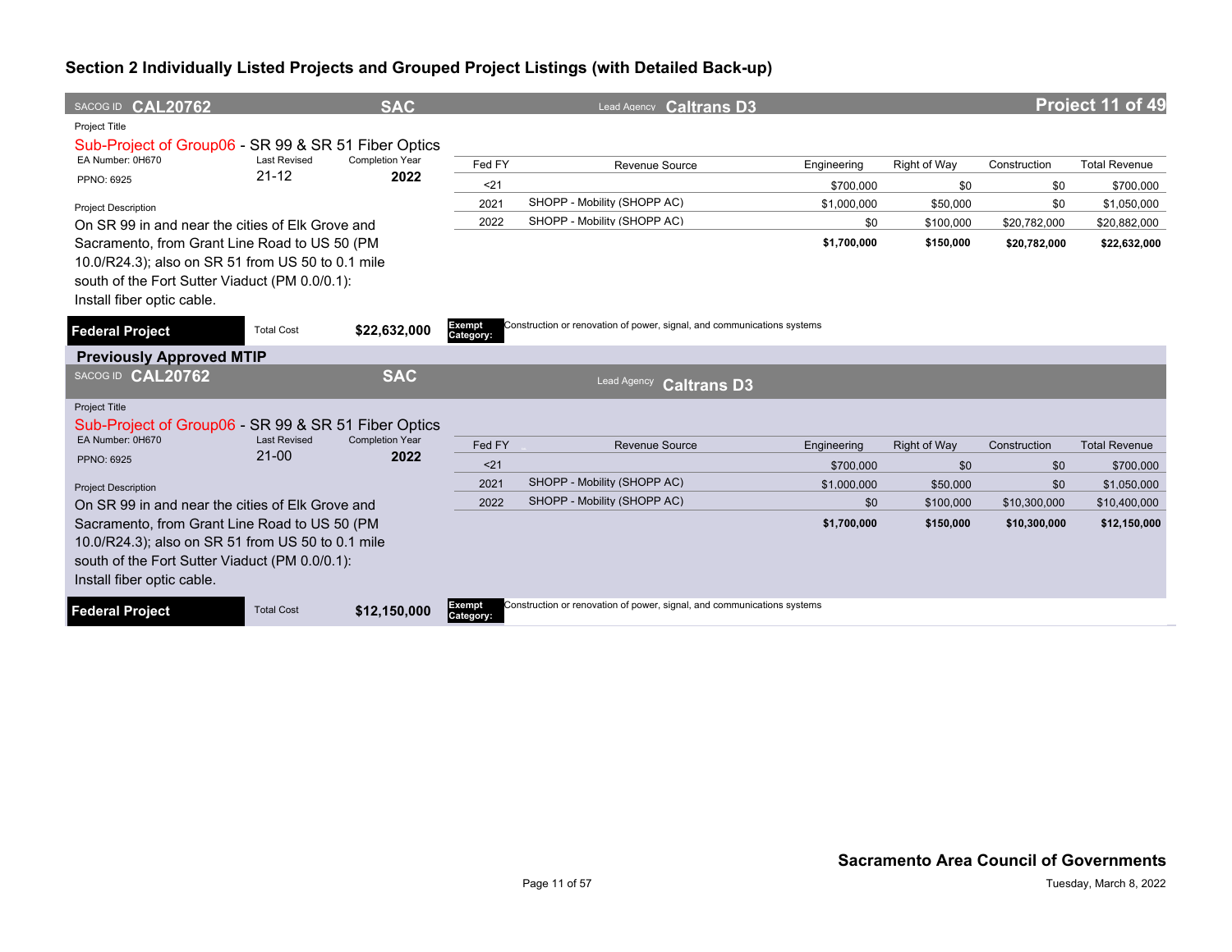## Section 2 Individually Listed Projects and Grouped Project Listings (with Detailed Back-up)

**SACOG ID CAL20762** | **SAC** | Lead Agency **Caltrans D3** | **Project 11 of 49**

Project Title

Sub-Project of Group06 - SR 99 & SR 51 Fiber Optics

EA Number: 0H670 | Last Revised: 21-12 | Completion Year: **2022**

PPNO: 6925

Project Description

On SR 99 in and near the cities of Elk Grove and Sacramento, from Grant Line Road to US 50 (PM 10.0/R24.3); also on SR 51 from US 50 to 0.1 mile south of the Fort Sutter Viaduct (PM 0.0/0.1): Install fiber optic cable.

| Fed FY | Revenue Source | Engineering | Right of Way | Construction | Total Revenue |
|---|---|---|---|---|---|
| <21 | | $700,000 | $0 | $0 | $700,000 |
| 2021 | SHOPP - Mobility (SHOPP AC) | $1,000,000 | $50,000 | $0 | $1,050,000 |
| 2022 | SHOPP - Mobility (SHOPP AC) | $0 | $100,000 | $20,782,000 | $20,882,000 |
| | | **$1,700,000** | **$150,000** | **$20,782,000** | **$22,632,000** |

**Federal Project** | Total Cost **$22,632,000** | **Exempt Category:** Construction or renovation of power, signal, and communications systems

### Previously Approved MTIP

**SACOG ID CAL20762** | **SAC** | Lead Agency **Caltrans D3**

Project Title

Sub-Project of Group06 - SR 99 & SR 51 Fiber Optics

EA Number: 0H670 | Last Revised: 21-00 | Completion Year: **2022**

PPNO: 6925

Project Description

On SR 99 in and near the cities of Elk Grove and Sacramento, from Grant Line Road to US 50 (PM 10.0/R24.3); also on SR 51 from US 50 to 0.1 mile south of the Fort Sutter Viaduct (PM 0.0/0.1): Install fiber optic cable.

| Fed FY | Revenue Source | Engineering | Right of Way | Construction | Total Revenue |
|---|---|---|---|---|---|
| <21 | | $700,000 | $0 | $0 | $700,000 |
| 2021 | SHOPP - Mobility (SHOPP AC) | $1,000,000 | $50,000 | $0 | $1,050,000 |
| 2022 | SHOPP - Mobility (SHOPP AC) | $0 | $100,000 | $10,300,000 | $10,400,000 |
| | | **$1,700,000** | **$150,000** | **$10,300,000** | **$12,150,000** |

**Federal Project** | Total Cost **$12,150,000** | **Exempt Category:** Construction or renovation of power, signal, and communications systems

**Sacramento Area Council of Governments**

Tuesday, March 8, 2022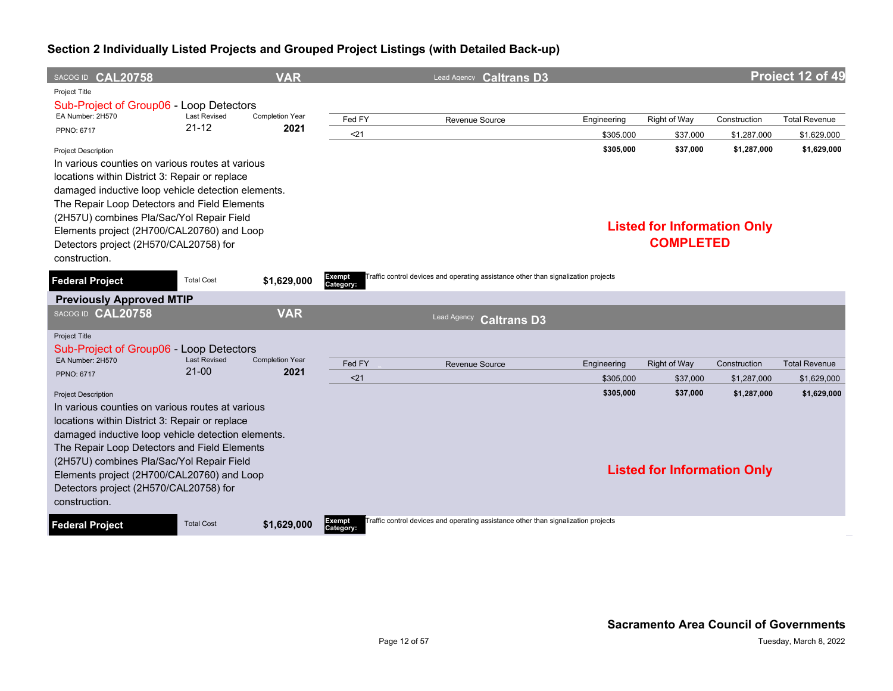## Section 2 Individually Listed Projects and Grouped Project Listings (with Detailed Back-up)

**SACOG ID CAL20758** | **VAR** | Lead Agency **Caltrans D3** | **Project 12 of 49**

Project Title

Sub-Project of Group06 - Loop Detectors

EA Number: 2H570 | Last Revised: 21-12 | Completion Year: **2021**

PPNO: 6717

| Fed FY | Revenue Source | Engineering | Right of Way | Construction | Total Revenue |
|---|---|---|---|---|---|
| <21 | | $305,000 | $37,000 | $1,287,000 | $1,629,000 |
| | | **$305,000** | **$37,000** | **$1,287,000** | **$1,629,000** |

Project Description

In various counties on various routes at various locations within District 3: Repair or replace damaged inductive loop vehicle detection elements. The Repair Loop Detectors and Field Elements (2H57U) combines Pla/Sac/Yol Repair Field Elements project (2H700/CAL20760) and Loop Detectors project (2H570/CAL20758) for construction.

**Listed for Information Only**
**COMPLETED**

**Federal Project** | Total Cost **$1,629,000** | **Exempt Category:** Traffic control devices and operating assistance other than signalization projects

### Previously Approved MTIP

**SACOG ID CAL20758** | **VAR** | Lead Agency **Caltrans D3**

Project Title

Sub-Project of Group06 - Loop Detectors

EA Number: 2H570 | Last Revised: 21-00 | Completion Year: **2021**

PPNO: 6717

| Fed FY | Revenue Source | Engineering | Right of Way | Construction | Total Revenue |
|---|---|---|---|---|---|
| <21 | | $305,000 | $37,000 | $1,287,000 | $1,629,000 |
| | | **$305,000** | **$37,000** | **$1,287,000** | **$1,629,000** |

Project Description

In various counties on various routes at various locations within District 3: Repair or replace damaged inductive loop vehicle detection elements. The Repair Loop Detectors and Field Elements (2H57U) combines Pla/Sac/Yol Repair Field Elements project (2H700/CAL20760) and Loop Detectors project (2H570/CAL20758) for construction.

**Listed for Information Only**

**Federal Project** | Total Cost **$1,629,000** | **Exempt Category:** Traffic control devices and operating assistance other than signalization projects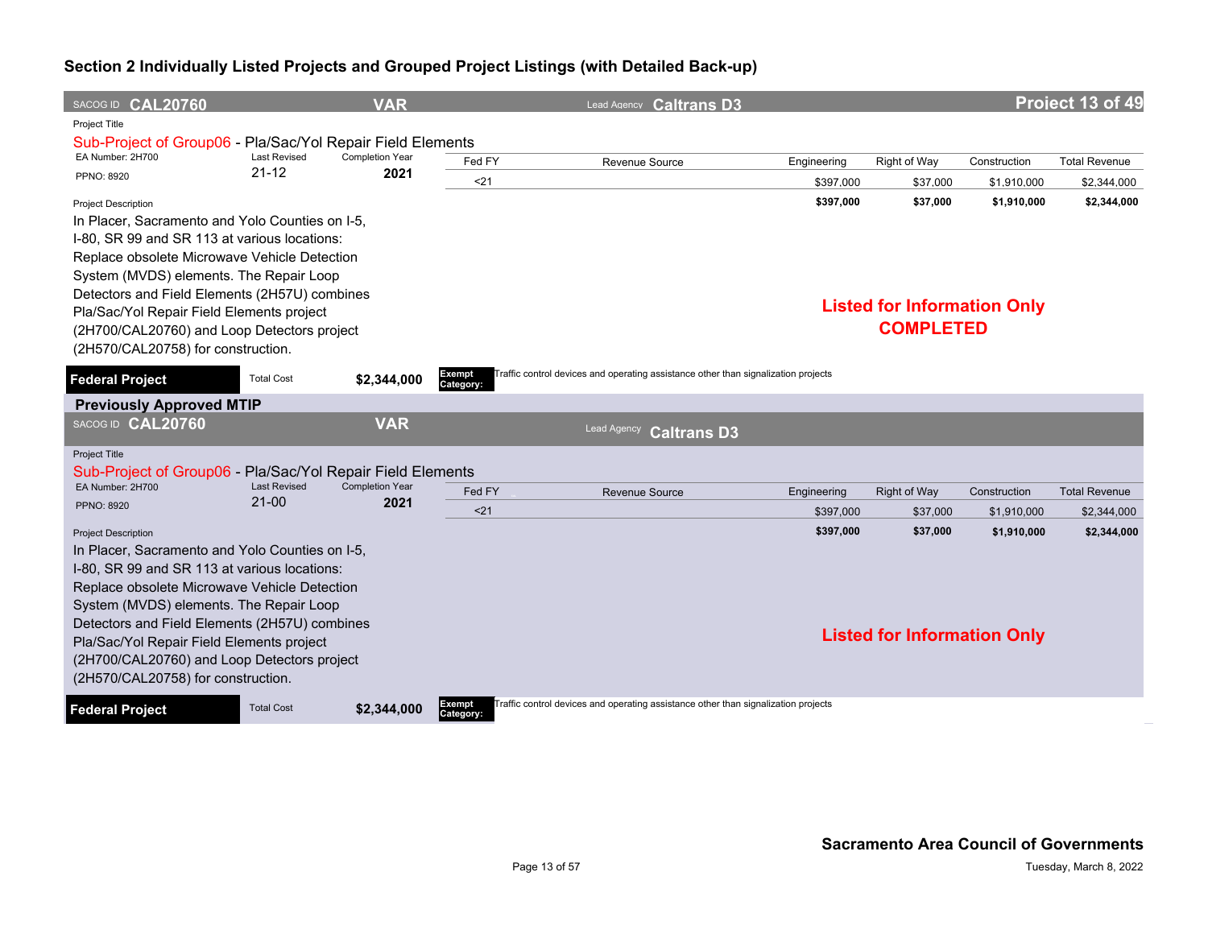## Section 2 Individually Listed Projects and Grouped Project Listings (with Detailed Back-up)

SACOG ID **CAL20760** | **VAR** | Lead Agency **Caltrans D3** | **Project 13 of 49**

Project Title

Sub-Project of Group06 - Pla/Sac/Yol Repair Field Elements

EA Number: 2H700 | Last Revised: 21-12 | Completion Year: **2021**

PPNO: 8920

| Fed FY | Revenue Source | Engineering | Right of Way | Construction | Total Revenue |
|---|---|---|---|---|---|
| <21 | | $397,000 | $37,000 | $1,910,000 | $2,344,000 |
| | | **$397,000** | **$37,000** | **$1,910,000** | **$2,344,000** |

Project Description

In Placer, Sacramento and Yolo Counties on I-5, I-80, SR 99 and SR 113 at various locations: Replace obsolete Microwave Vehicle Detection System (MVDS) elements. The Repair Loop Detectors and Field Elements (2H57U) combines Pla/Sac/Yol Repair Field Elements project (2H700/CAL20760) and Loop Detectors project (2H570/CAL20758) for construction.

**Listed for Information Only**
**COMPLETED**

**Federal Project** | Total Cost **$2,344,000** | **Exempt Category:** Traffic control devices and operating assistance other than signalization projects

### Previously Approved MTIP

SACOG ID **CAL20760** | **VAR** | Lead Agency **Caltrans D3**

Project Title

Sub-Project of Group06 - Pla/Sac/Yol Repair Field Elements

EA Number: 2H700 | Last Revised: 21-00 | Completion Year: **2021**

PPNO: 8920

| Fed FY | Revenue Source | Engineering | Right of Way | Construction | Total Revenue |
|---|---|---|---|---|---|
| <21 | | $397,000 | $37,000 | $1,910,000 | $2,344,000 |
| | | **$397,000** | **$37,000** | **$1,910,000** | **$2,344,000** |

Project Description

In Placer, Sacramento and Yolo Counties on I-5, I-80, SR 99 and SR 113 at various locations: Replace obsolete Microwave Vehicle Detection System (MVDS) elements. The Repair Loop Detectors and Field Elements (2H57U) combines Pla/Sac/Yol Repair Field Elements project (2H700/CAL20760) and Loop Detectors project (2H570/CAL20758) for construction.

**Listed for Information Only**

**Federal Project** | Total Cost **$2,344,000** | **Exempt Category:** Traffic control devices and operating assistance other than signalization projects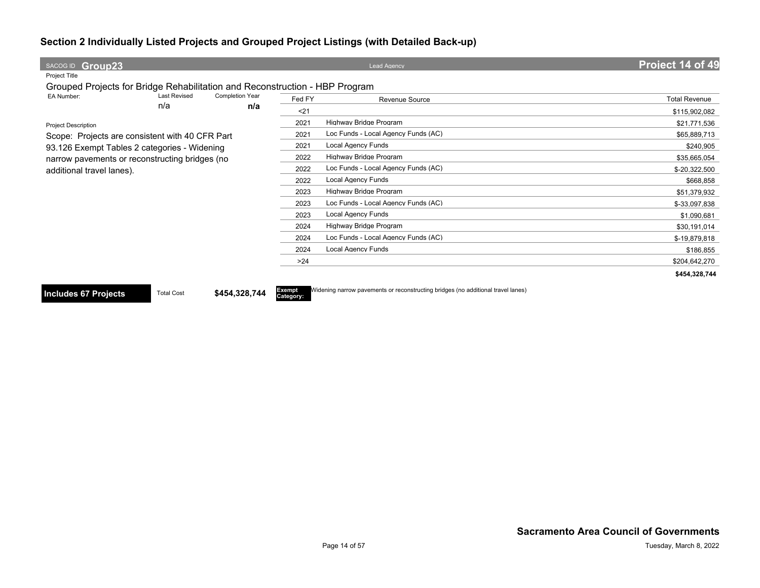## Section 2 Individually Listed Projects and Grouped Project Listings (with Detailed Back-up)

SACOG ID **Group23** | Lead Agency | **Project 14 of 49**

Project Title

Grouped Projects for Bridge Rehabilitation and Reconstruction - HBP Program

EA Number: | Last Revised: n/a | Completion Year: **n/a**

Project Description

Scope: Projects are consistent with 40 CFR Part 93.126 Exempt Tables 2 categories - Widening narrow pavements or reconstructing bridges (no additional travel lanes).

| Fed FY | Revenue Source | Total Revenue |
|---|---|---|
| <21 | | $115,902,082 |
| 2021 | Highway Bridge Program | $21,771,536 |
| 2021 | Loc Funds - Local Agency Funds (AC) | $65,889,713 |
| 2021 | Local Agency Funds | $240,905 |
| 2022 | Highway Bridge Program | $35,665,054 |
| 2022 | Loc Funds - Local Agency Funds (AC) | $-20,322,500 |
| 2022 | Local Agency Funds | $668,858 |
| 2023 | Highway Bridge Program | $51,379,932 |
| 2023 | Loc Funds - Local Agency Funds (AC) | $-33,097,838 |
| 2023 | Local Agency Funds | $1,090,681 |
| 2024 | Highway Bridge Program | $30,191,014 |
| 2024 | Loc Funds - Local Agency Funds (AC) | $-19,879,818 |
| 2024 | Local Agency Funds | $186,855 |
| >24 | | $204,642,270 |
| | | **$454,328,744** |

**Includes 67 Projects** | Total Cost **$454,328,744** | **Exempt Category:** Widening narrow pavements or reconstructing bridges (no additional travel lanes)

**Sacramento Area Council of Governments**

Tuesday, March 8, 2022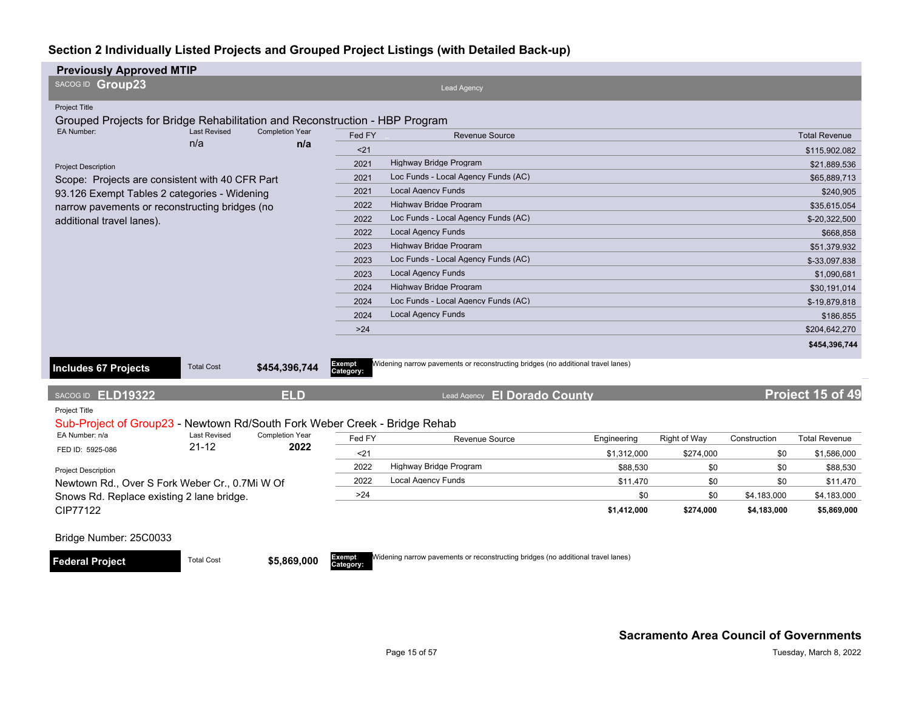## Section 2 Individually Listed Projects and Grouped Project Listings (with Detailed Back-up)

### Previously Approved MTIP

SACOG ID **Group23** | Lead Agency

Project Title

Grouped Projects for Bridge Rehabilitation and Reconstruction - HBP Program

EA Number: | Last Revised: n/a | Completion Year: **n/a**

Project Description

Scope: Projects are consistent with 40 CFR Part 93.126 Exempt Tables 2 categories - Widening narrow pavements or reconstructing bridges (no additional travel lanes).

| Fed FY | Revenue Source | Total Revenue |
|---|---|---|
| <21 | | $115,902,082 |
| 2021 | Highway Bridge Program | $21,889,536 |
| 2021 | Loc Funds - Local Agency Funds (AC) | $65,889,713 |
| 2021 | Local Agency Funds | $240,905 |
| 2022 | Highway Bridge Program | $35,615,054 |
| 2022 | Loc Funds - Local Agency Funds (AC) | $-20,322,500 |
| 2022 | Local Agency Funds | $668,858 |
| 2023 | Highway Bridge Program | $51,379,932 |
| 2023 | Loc Funds - Local Agency Funds (AC) | $-33,097,838 |
| 2023 | Local Agency Funds | $1,090,681 |
| 2024 | Highway Bridge Program | $30,191,014 |
| 2024 | Loc Funds - Local Agency Funds (AC) | $-19,879,818 |
| 2024 | Local Agency Funds | $186,855 |
| >24 | | $204,642,270 |
| | | **$454,396,744** |

**Includes 67 Projects** | Total Cost **$454,396,744** | **Exempt Category:** Widening narrow pavements or reconstructing bridges (no additional travel lanes)

---

SACOG ID **ELD19322** | **ELD** | Lead Agency **El Dorado County** | **Project 15 of 49**

Project Title

Sub-Project of Group23 - Newtown Rd/South Fork Weber Creek - Bridge Rehab

EA Number: n/a | Last Revised: 21-12 | Completion Year: **2022**

FED ID: 5925-086

Project Description

Newtown Rd., Over S Fork Weber Cr., 0.7Mi W Of Snows Rd. Replace existing 2 lane bridge. CIP77122

Bridge Number: 25C0033

| Fed FY | Revenue Source | Engineering | Right of Way | Construction | Total Revenue |
|---|---|---|---|---|---|
| <21 | | $1,312,000 | $274,000 | $0 | $1,586,000 |
| 2022 | Highway Bridge Program | $88,530 | $0 | $0 | $88,530 |
| 2022 | Local Agency Funds | $11,470 | $0 | $0 | $11,470 |
| >24 | | $0 | $0 | $4,183,000 | $4,183,000 |
| | | **$1,412,000** | **$274,000** | **$4,183,000** | **$5,869,000** |

**Federal Project** | Total Cost **$5,869,000** | **Exempt Category:** Widening narrow pavements or reconstructing bridges (no additional travel lanes)

**Sacramento Area Council of Governments**

Tuesday, March 8, 2022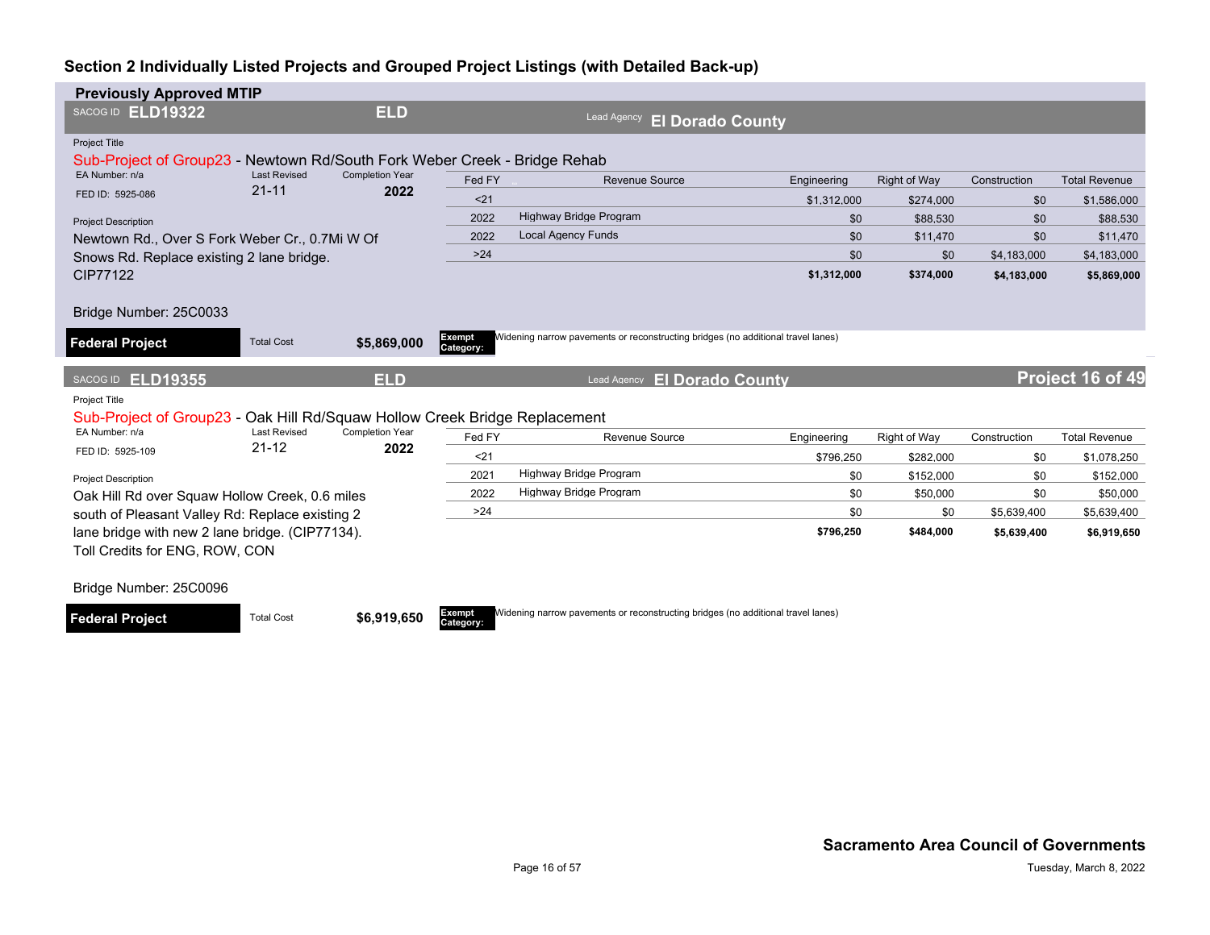## Section 2 Individually Listed Projects and Grouped Project Listings (with Detailed Back-up)

### Previously Approved MTIP

**SACOG ID ELD19322** | **ELD** | Lead Agency **El Dorado County**

Project Title

Sub-Project of Group23 - Newtown Rd/South Fork Weber Creek - Bridge Rehab

EA Number: n/a | Last Revised: 21-11 | Completion Year: **2022**

FED ID: 5925-086

| Fed FY | Revenue Source | Engineering | Right of Way | Construction | Total Revenue |
|---|---|---|---|---|---|
| <21 | | $1,312,000 | $274,000 | $0 | $1,586,000 |
| 2022 | Highway Bridge Program | $0 | $88,530 | $0 | $88,530 |
| 2022 | Local Agency Funds | $0 | $11,470 | $0 | $11,470 |
| >24 | | $0 | $0 | $4,183,000 | $4,183,000 |
| | | **$1,312,000** | **$374,000** | **$4,183,000** | **$5,869,000** |

Project Description

Newtown Rd., Over S Fork Weber Cr., 0.7Mi W Of Snows Rd. Replace existing 2 lane bridge. CIP77122

Bridge Number: 25C0033

**Federal Project** | Total Cost **$5,869,000** | **Exempt Category:** Widening narrow pavements or reconstructing bridges (no additional travel lanes)

---

**SACOG ID ELD19355** | **ELD** | Lead Agency **El Dorado County** | **Project 16 of 49**

Project Title

Sub-Project of Group23 - Oak Hill Rd/Squaw Hollow Creek Bridge Replacement

EA Number: n/a | Last Revised: 21-12 | Completion Year: **2022**

FED ID: 5925-109

| Fed FY | Revenue Source | Engineering | Right of Way | Construction | Total Revenue |
|---|---|---|---|---|---|
| <21 | | $796,250 | $282,000 | $0 | $1,078,250 |
| 2021 | Highway Bridge Program | $0 | $152,000 | $0 | $152,000 |
| 2022 | Highway Bridge Program | $0 | $50,000 | $0 | $50,000 |
| >24 | | $0 | $0 | $5,639,400 | $5,639,400 |
| | | **$796,250** | **$484,000** | **$5,639,400** | **$6,919,650** |

Project Description

Oak Hill Rd over Squaw Hollow Creek, 0.6 miles south of Pleasant Valley Rd: Replace existing 2 lane bridge with new 2 lane bridge. (CIP77134). Toll Credits for ENG, ROW, CON

Bridge Number: 25C0096

**Federal Project** | Total Cost **$6,919,650** | **Exempt Category:** Widening narrow pavements or reconstructing bridges (no additional travel lanes)

**Sacramento Area Council of Governments**

Tuesday, March 8, 2022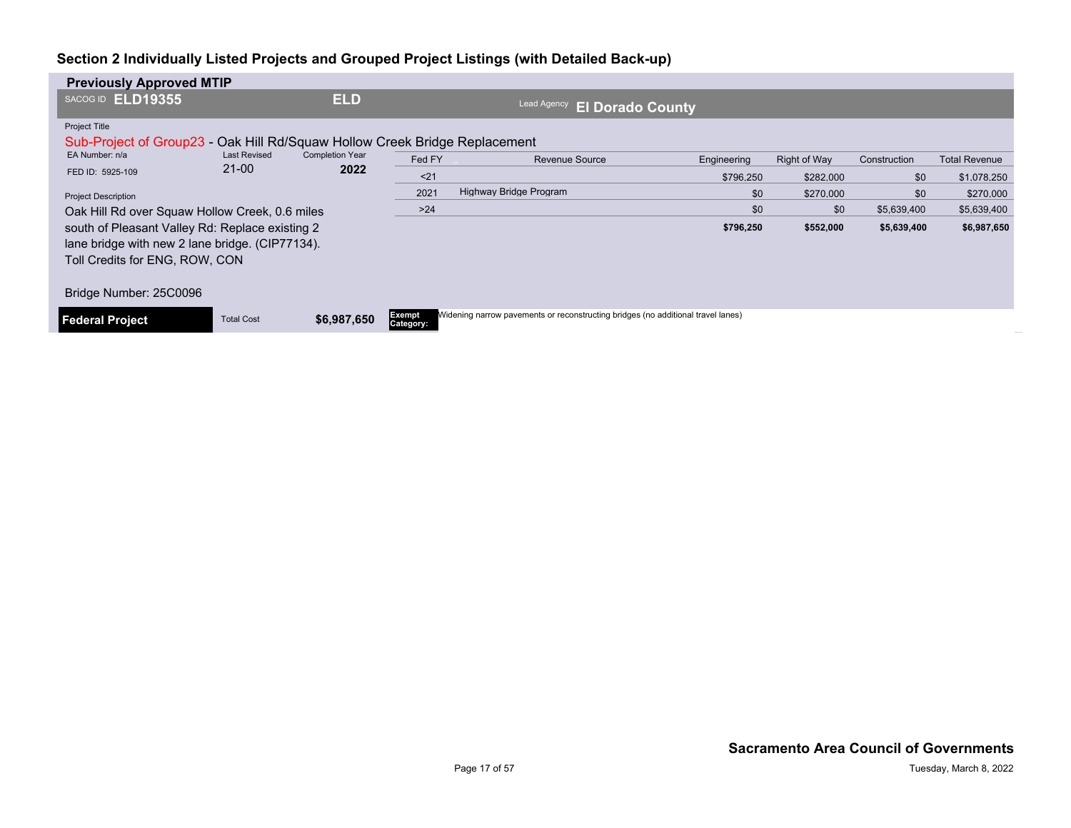## Section 2 Individually Listed Projects and Grouped Project Listings (with Detailed Back-up)

**Previously Approved MTIP**

SACOG ID **ELD19355** **ELD** Lead Agency **El Dorado County**

Project Title

Sub-Project of Group23 - Oak Hill Rd/Squaw Hollow Creek Bridge Replacement

EA Number: n/a | Last Revised: 21-00 | Completion Year: **2022**

FED ID: 5925-109

Project Description

Oak Hill Rd over Squaw Hollow Creek, 0.6 miles south of Pleasant Valley Rd: Replace existing 2 lane bridge with new 2 lane bridge. (CIP77134). Toll Credits for ENG, ROW, CON

Bridge Number: 25C0096

| Fed FY | Revenue Source | Engineering | Right of Way | Construction | Total Revenue |
|---|---|---|---|---|---|
| <21 | | $796,250 | $282,000 | $0 | $1,078,250 |
| 2021 | Highway Bridge Program | $0 | $270,000 | $0 | $270,000 |
| >24 | | $0 | $0 | $5,639,400 | $5,639,400 |
| | | **$796,250** | **$552,000** | **$5,639,400** | **$6,987,650** |

**Federal Project** Total Cost **$6,987,650** **Exempt Category:** Widening narrow pavements or reconstructing bridges (no additional travel lanes)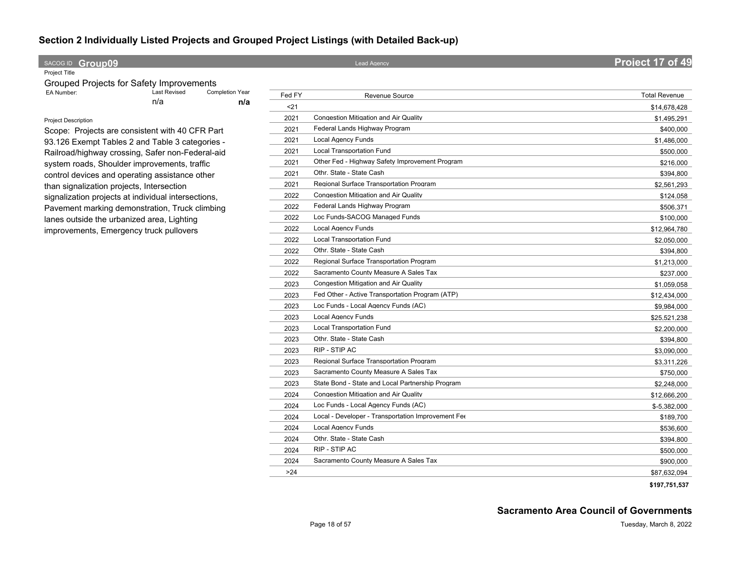## Section 2 Individually Listed Projects and Grouped Project Listings (with Detailed Back-up)

**SACOG ID Group09** | Lead Agency | **Project 17 of 49**

Project Title

Grouped Projects for Safety Improvements

| EA Number: | Last Revised | Completion Year |
|---|---|---|
| | n/a | **n/a** |

Project Description

Scope: Projects are consistent with 40 CFR Part 93.126 Exempt Tables 2 and Table 3 categories - Railroad/highway crossing, Safer non-Federal-aid system roads, Shoulder improvements, traffic control devices and operating assistance other than signalization projects, Intersection signalization projects at individual intersections, Pavement marking demonstration, Truck climbing lanes outside the urbanized area, Lighting improvements, Emergency truck pullovers

| Fed FY | Revenue Source | Total Revenue |
|---|---|---|
| <21 | | $14,678,428 |
| 2021 | Congestion Mitigation and Air Quality | $1,495,291 |
| 2021 | Federal Lands Highway Program | $400,000 |
| 2021 | Local Agency Funds | $1,486,000 |
| 2021 | Local Transportation Fund | $500,000 |
| 2021 | Other Fed - Highway Safety Improvement Program | $216,000 |
| 2021 | Othr. State - State Cash | $394,800 |
| 2021 | Regional Surface Transportation Program | $2,561,293 |
| 2022 | Congestion Mitigation and Air Quality | $124,058 |
| 2022 | Federal Lands Highway Program | $506,371 |
| 2022 | Loc Funds-SACOG Managed Funds | $100,000 |
| 2022 | Local Agency Funds | $12,964,780 |
| 2022 | Local Transportation Fund | $2,050,000 |
| 2022 | Othr. State - State Cash | $394,800 |
| 2022 | Regional Surface Transportation Program | $1,213,000 |
| 2022 | Sacramento County Measure A Sales Tax | $237,000 |
| 2023 | Congestion Mitigation and Air Quality | $1,059,058 |
| 2023 | Fed Other - Active Transportation Program (ATP) | $12,434,000 |
| 2023 | Loc Funds - Local Agency Funds (AC) | $9,984,000 |
| 2023 | Local Agency Funds | $25,521,238 |
| 2023 | Local Transportation Fund | $2,200,000 |
| 2023 | Othr. State - State Cash | $394,800 |
| 2023 | RIP - STIP AC | $3,090,000 |
| 2023 | Regional Surface Transportation Program | $3,311,226 |
| 2023 | Sacramento County Measure A Sales Tax | $750,000 |
| 2023 | State Bond - State and Local Partnership Program | $2,248,000 |
| 2024 | Congestion Mitigation and Air Quality | $12,666,200 |
| 2024 | Loc Funds - Local Agency Funds (AC) | $-5,382,000 |
| 2024 | Local - Developer - Transportation Improvement Fee | $189,700 |
| 2024 | Local Agency Funds | $536,600 |
| 2024 | Othr. State - State Cash | $394,800 |
| 2024 | RIP - STIP AC | $500,000 |
| 2024 | Sacramento County Measure A Sales Tax | $900,000 |
| >24 | | $87,632,094 |
| | | **$197,751,537** |

**Sacramento Area Council of Governments**

Tuesday, March 8, 2022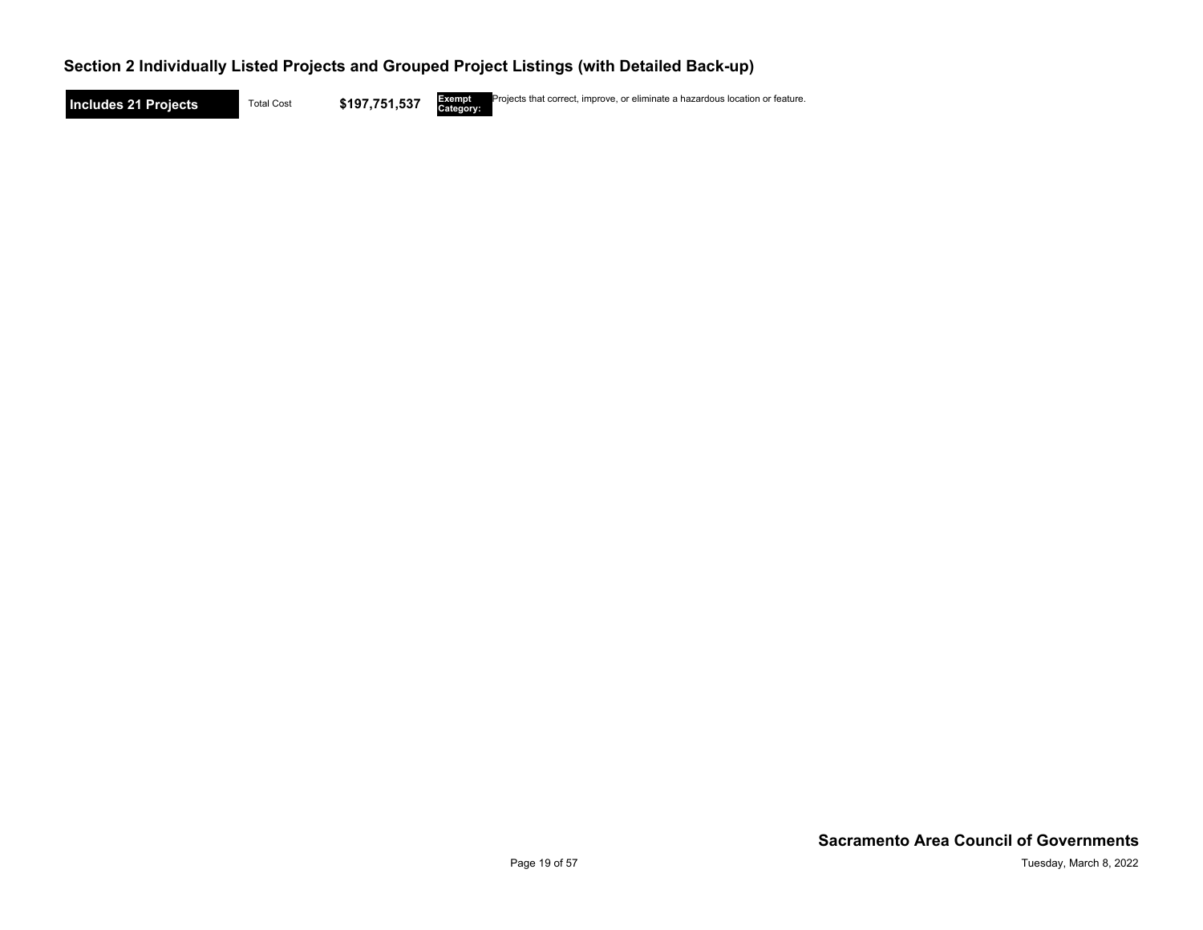## Section 2 Individually Listed Projects and Grouped Project Listings (with Detailed Back-up)

**Includes 21 Projects** Total Cost **$197,751,537** **Exempt Category:** Projects that correct, improve, or eliminate a hazardous location or feature.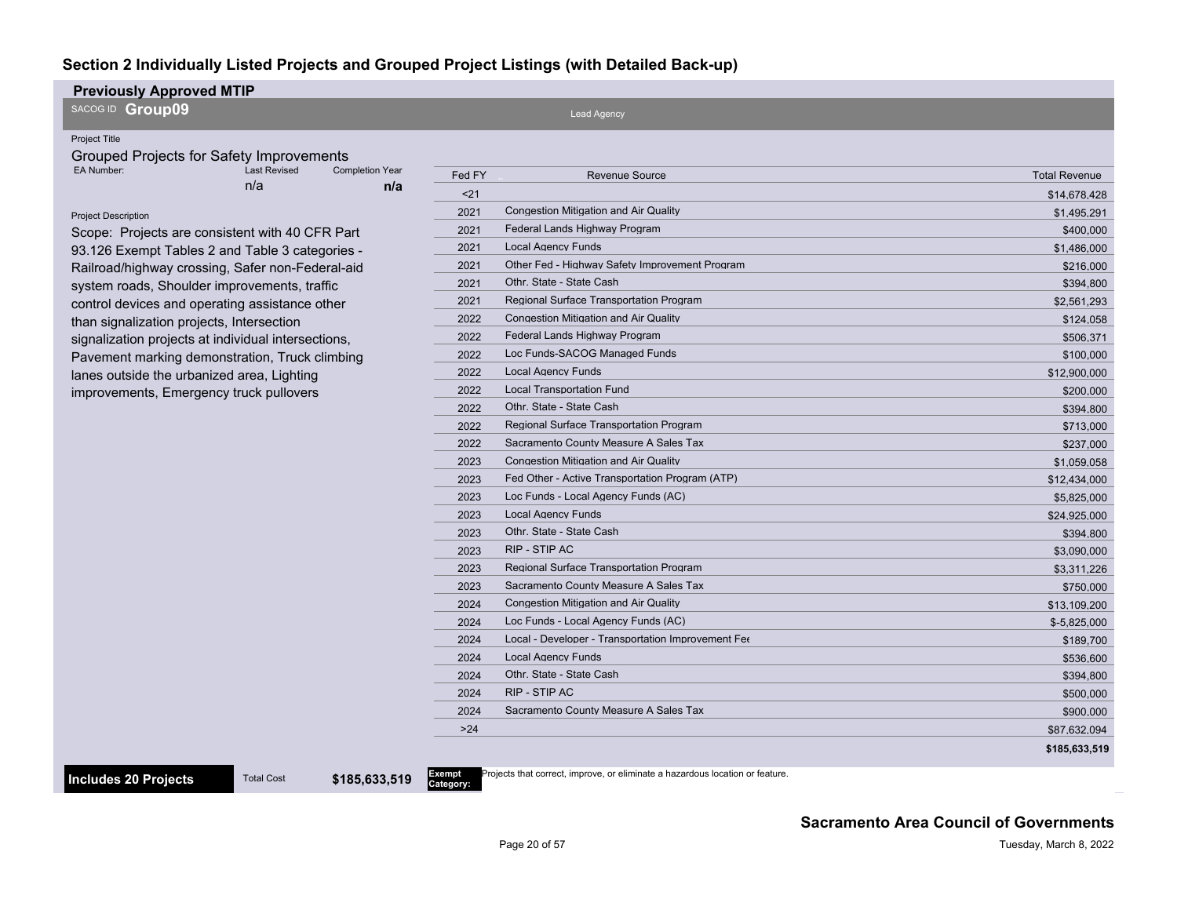## Section 2 Individually Listed Projects and Grouped Project Listings (with Detailed Back-up)

**Previously Approved MTIP**

SACOG ID **Group09** | Lead Agency

Project Title

Grouped Projects for Safety Improvements

| EA Number: | Last Revised | Completion Year |
|---|---|---|
| | n/a | **n/a** |

Project Description

Scope: Projects are consistent with 40 CFR Part 93.126 Exempt Tables 2 and Table 3 categories - Railroad/highway crossing, Safer non-Federal-aid system roads, Shoulder improvements, traffic control devices and operating assistance other than signalization projects, Intersection signalization projects at individual intersections, Pavement marking demonstration, Truck climbing lanes outside the urbanized area, Lighting improvements, Emergency truck pullovers

| Fed FY | Revenue Source | Total Revenue |
|---|---|---|
| <21 | | $14,678,428 |
| 2021 | Congestion Mitigation and Air Quality | $1,495,291 |
| 2021 | Federal Lands Highway Program | $400,000 |
| 2021 | Local Agency Funds | $1,486,000 |
| 2021 | Other Fed - Highway Safety Improvement Program | $216,000 |
| 2021 | Othr. State - State Cash | $394,800 |
| 2021 | Regional Surface Transportation Program | $2,561,293 |
| 2022 | Congestion Mitigation and Air Quality | $124,058 |
| 2022 | Federal Lands Highway Program | $506,371 |
| 2022 | Loc Funds-SACOG Managed Funds | $100,000 |
| 2022 | Local Agency Funds | $12,900,000 |
| 2022 | Local Transportation Fund | $200,000 |
| 2022 | Othr. State - State Cash | $394,800 |
| 2022 | Regional Surface Transportation Program | $713,000 |
| 2022 | Sacramento County Measure A Sales Tax | $237,000 |
| 2023 | Congestion Mitigation and Air Quality | $1,059,058 |
| 2023 | Fed Other - Active Transportation Program (ATP) | $12,434,000 |
| 2023 | Loc Funds - Local Agency Funds (AC) | $5,825,000 |
| 2023 | Local Agency Funds | $24,925,000 |
| 2023 | Othr. State - State Cash | $394,800 |
| 2023 | RIP - STIP AC | $3,090,000 |
| 2023 | Regional Surface Transportation Program | $3,311,226 |
| 2023 | Sacramento County Measure A Sales Tax | $750,000 |
| 2024 | Congestion Mitigation and Air Quality | $13,109,200 |
| 2024 | Loc Funds - Local Agency Funds (AC) | $-5,825,000 |
| 2024 | Local - Developer - Transportation Improvement Fee | $189,700 |
| 2024 | Local Agency Funds | $536,600 |
| 2024 | Othr. State - State Cash | $394,800 |
| 2024 | RIP - STIP AC | $500,000 |
| 2024 | Sacramento County Measure A Sales Tax | $900,000 |
| >24 | | $87,632,094 |
| | | **$185,633,519** |

**Includes 20 Projects** Total Cost **$185,633,519**

**Exempt Category:** Projects that correct, improve, or eliminate a hazardous location or feature.

**Sacramento Area Council of Governments**

Tuesday, March 8, 2022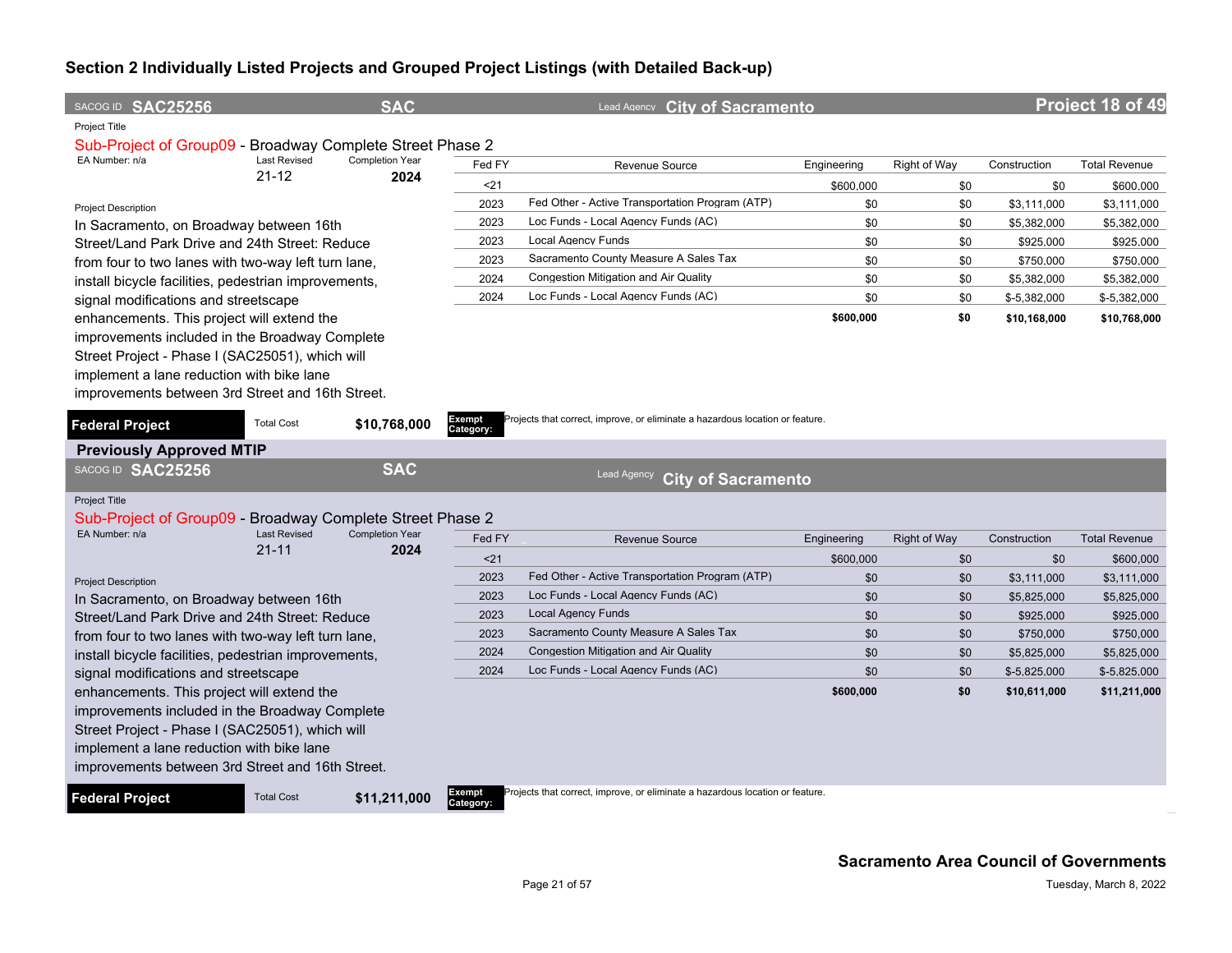## Section 2 Individually Listed Projects and Grouped Project Listings (with Detailed Back-up)

**SACOG ID SAC25256** | **SAC** | Lead Agency **City of Sacramento** | **Project 18 of 49**

Project Title

Sub-Project of Group09 - Broadway Complete Street Phase 2

EA Number: n/a | Last Revised: 21-12 | Completion Year: **2024**

Project Description

In Sacramento, on Broadway between 16th Street/Land Park Drive and 24th Street: Reduce from four to two lanes with two-way left turn lane, install bicycle facilities, pedestrian improvements, signal modifications and streetscape enhancements. This project will extend the improvements included in the Broadway Complete Street Project - Phase I (SAC25051), which will implement a lane reduction with bike lane improvements between 3rd Street and 16th Street.

| Fed FY | Revenue Source | Engineering | Right of Way | Construction | Total Revenue |
|---|---|---|---|---|---|
| <21 | | $600,000 | $0 | $0 | $600,000 |
| 2023 | Fed Other - Active Transportation Program (ATP) | $0 | $0 | $3,111,000 | $3,111,000 |
| 2023 | Loc Funds - Local Agency Funds (AC) | $0 | $0 | $5,382,000 | $5,382,000 |
| 2023 | Local Agency Funds | $0 | $0 | $925,000 | $925,000 |
| 2023 | Sacramento County Measure A Sales Tax | $0 | $0 | $750,000 | $750,000 |
| 2024 | Congestion Mitigation and Air Quality | $0 | $0 | $5,382,000 | $5,382,000 |
| 2024 | Loc Funds - Local Agency Funds (AC) | $0 | $0 | $-5,382,000 | $-5,382,000 |
| | | **$600,000** | **$0** | **$10,168,000** | **$10,768,000** |

**Federal Project** | Total Cost **$10,768,000** | **Exempt Category:** Projects that correct, improve, or eliminate a hazardous location or feature.

### Previously Approved MTIP

**SACOG ID SAC25256** | **SAC** | Lead Agency **City of Sacramento**

Project Title

Sub-Project of Group09 - Broadway Complete Street Phase 2

EA Number: n/a | Last Revised: 21-11 | Completion Year: **2024**

Project Description

In Sacramento, on Broadway between 16th Street/Land Park Drive and 24th Street: Reduce from four to two lanes with two-way left turn lane, install bicycle facilities, pedestrian improvements, signal modifications and streetscape enhancements. This project will extend the improvements included in the Broadway Complete Street Project - Phase I (SAC25051), which will implement a lane reduction with bike lane improvements between 3rd Street and 16th Street.

| Fed FY | Revenue Source | Engineering | Right of Way | Construction | Total Revenue |
|---|---|---|---|---|---|
| <21 | | $600,000 | $0 | $0 | $600,000 |
| 2023 | Fed Other - Active Transportation Program (ATP) | $0 | $0 | $3,111,000 | $3,111,000 |
| 2023 | Loc Funds - Local Agency Funds (AC) | $0 | $0 | $5,825,000 | $5,825,000 |
| 2023 | Local Agency Funds | $0 | $0 | $925,000 | $925,000 |
| 2023 | Sacramento County Measure A Sales Tax | $0 | $0 | $750,000 | $750,000 |
| 2024 | Congestion Mitigation and Air Quality | $0 | $0 | $5,825,000 | $5,825,000 |
| 2024 | Loc Funds - Local Agency Funds (AC) | $0 | $0 | $-5,825,000 | $-5,825,000 |
| | | **$600,000** | **$0** | **$10,611,000** | **$11,211,000** |

**Federal Project** | Total Cost **$11,211,000** | **Exempt Category:** Projects that correct, improve, or eliminate a hazardous location or feature.

**Sacramento Area Council of Governments**

Tuesday, March 8, 2022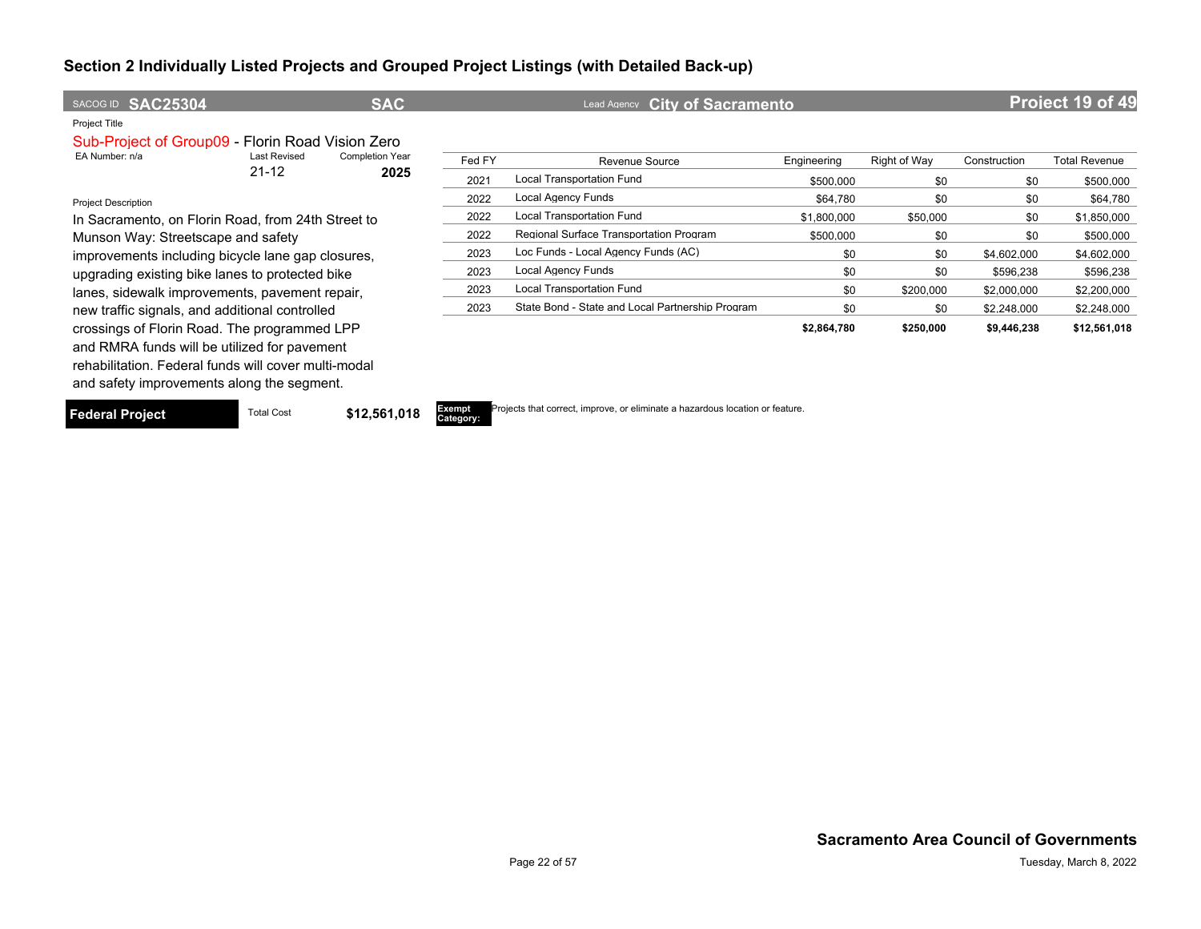## Section 2 Individually Listed Projects and Grouped Project Listings (with Detailed Back-up)

SACOG ID **SAC25304** **SAC** Lead Agency **City of Sacramento** **Project 19 of 49**

Project Title

Sub-Project of Group09 - Florin Road Vision Zero

| EA Number: n/a | Last Revised | Completion Year |
|---|---|---|
| | 21-12 | **2025** |

Project Description

In Sacramento, on Florin Road, from 24th Street to Munson Way: Streetscape and safety improvements including bicycle lane gap closures, upgrading existing bike lanes to protected bike lanes, sidewalk improvements, pavement repair, new traffic signals, and additional controlled crossings of Florin Road. The programmed LPP and RMRA funds will be utilized for pavement rehabilitation. Federal funds will cover multi-modal and safety improvements along the segment.

| Fed FY | Revenue Source | Engineering | Right of Way | Construction | Total Revenue |
|---|---|---|---|---|---|
| 2021 | Local Transportation Fund | $500,000 | $0 | $0 | $500,000 |
| 2022 | Local Agency Funds | $64,780 | $0 | $0 | $64,780 |
| 2022 | Local Transportation Fund | $1,800,000 | $50,000 | $0 | $1,850,000 |
| 2022 | Regional Surface Transportation Program | $500,000 | $0 | $0 | $500,000 |
| 2023 | Loc Funds - Local Agency Funds (AC) | $0 | $0 | $4,602,000 | $4,602,000 |
| 2023 | Local Agency Funds | $0 | $0 | $596,238 | $596,238 |
| 2023 | Local Transportation Fund | $0 | $200,000 | $2,000,000 | $2,200,000 |
| 2023 | State Bond - State and Local Partnership Program | $0 | $0 | $2,248,000 | $2,248,000 |
| | | **$2,864,780** | **$250,000** | **$9,446,238** | **$12,561,018** |

**Federal Project** Total Cost **$12,561,018**

**Exempt Category:** Projects that correct, improve, or eliminate a hazardous location or feature.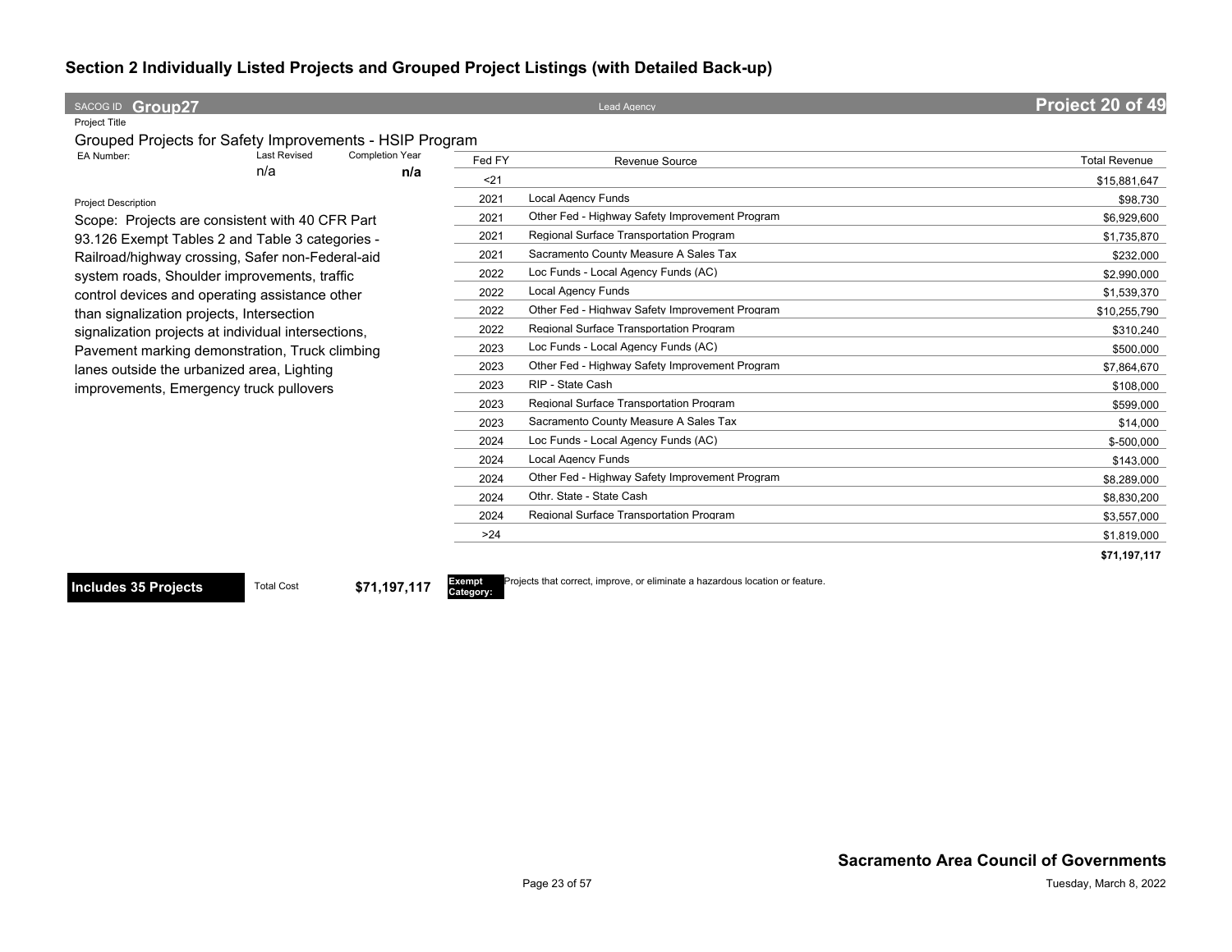## Section 2 Individually Listed Projects and Grouped Project Listings (with Detailed Back-up)

SACOG ID **Group27** Lead Agency **Project 20 of 49**

Project Title

Grouped Projects for Safety Improvements - HSIP Program

| EA Number: | Last Revised | Completion Year |
|---|---|---|
| | n/a | **n/a** |

Project Description

Scope: Projects are consistent with 40 CFR Part 93.126 Exempt Tables 2 and Table 3 categories - Railroad/highway crossing, Safer non-Federal-aid system roads, Shoulder improvements, traffic control devices and operating assistance other than signalization projects, Intersection signalization projects at individual intersections, Pavement marking demonstration, Truck climbing lanes outside the urbanized area, Lighting improvements, Emergency truck pullovers

| Fed FY | Revenue Source | Total Revenue |
|---|---|---|
| <21 | | $15,881,647 |
| 2021 | Local Agency Funds | $98,730 |
| 2021 | Other Fed - Highway Safety Improvement Program | $6,929,600 |
| 2021 | Regional Surface Transportation Program | $1,735,870 |
| 2021 | Sacramento County Measure A Sales Tax | $232,000 |
| 2022 | Loc Funds - Local Agency Funds (AC) | $2,990,000 |
| 2022 | Local Agency Funds | $1,539,370 |
| 2022 | Other Fed - Highway Safety Improvement Program | $10,255,790 |
| 2022 | Regional Surface Transportation Program | $310,240 |
| 2023 | Loc Funds - Local Agency Funds (AC) | $500,000 |
| 2023 | Other Fed - Highway Safety Improvement Program | $7,864,670 |
| 2023 | RIP - State Cash | $108,000 |
| 2023 | Regional Surface Transportation Program | $599,000 |
| 2023 | Sacramento County Measure A Sales Tax | $14,000 |
| 2024 | Loc Funds - Local Agency Funds (AC) | $-500,000 |
| 2024 | Local Agency Funds | $143,000 |
| 2024 | Other Fed - Highway Safety Improvement Program | $8,289,000 |
| 2024 | Othr. State - State Cash | $8,830,200 |
| 2024 | Regional Surface Transportation Program | $3,557,000 |
| >24 | | $1,819,000 |
| | | **$71,197,117** |

**Includes 35 Projects** Total Cost **$71,197,117**

**Exempt Category:** Projects that correct, improve, or eliminate a hazardous location or feature.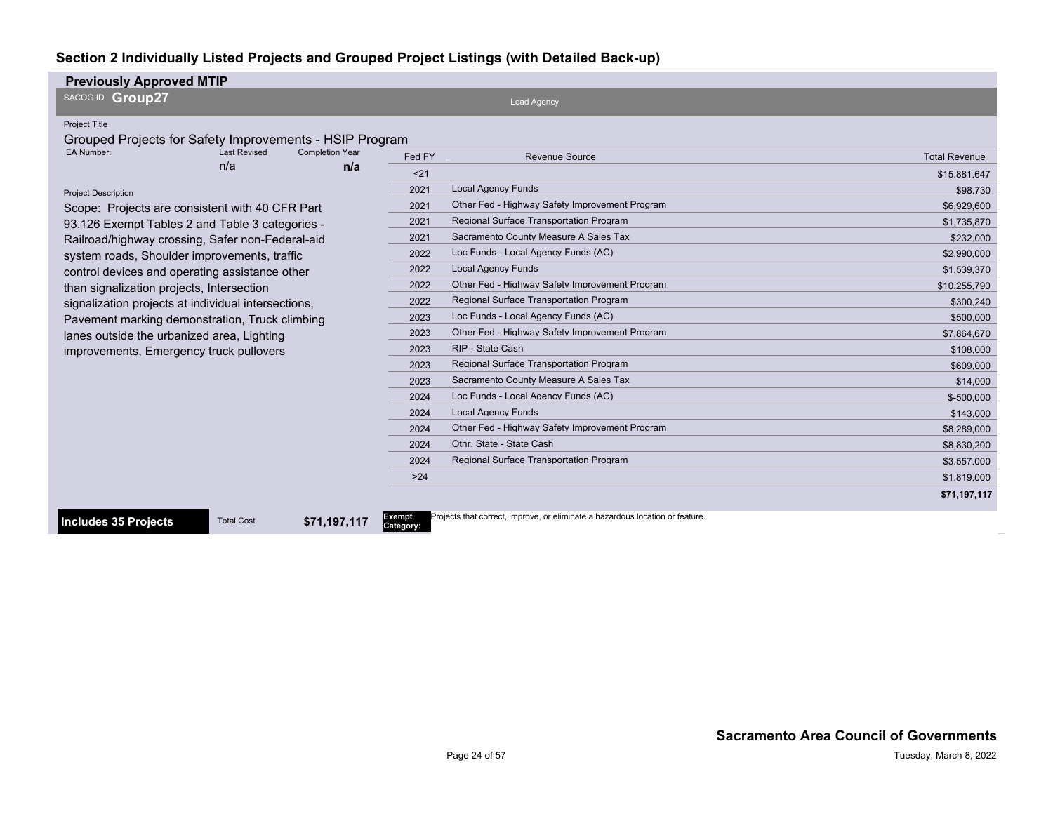## Section 2 Individually Listed Projects and Grouped Project Listings (with Detailed Back-up)

### Previously Approved MTIP

SACOG ID **Group27**

Lead Agency

Project Title

Grouped Projects for Safety Improvements - HSIP Program

| EA Number: | Last Revised | Completion Year |
|---|---|---|
| | n/a | **n/a** |

Project Description

Scope: Projects are consistent with 40 CFR Part 93.126 Exempt Tables 2 and Table 3 categories - Railroad/highway crossing, Safer non-Federal-aid system roads, Shoulder improvements, traffic control devices and operating assistance other than signalization projects, Intersection signalization projects at individual intersections, Pavement marking demonstration, Truck climbing lanes outside the urbanized area, Lighting improvements, Emergency truck pullovers

| Fed FY | Revenue Source | Total Revenue |
|---|---|---|
| <21 | | $15,881,647 |
| 2021 | Local Agency Funds | $98,730 |
| 2021 | Other Fed - Highway Safety Improvement Program | $6,929,600 |
| 2021 | Regional Surface Transportation Program | $1,735,870 |
| 2021 | Sacramento County Measure A Sales Tax | $232,000 |
| 2022 | Loc Funds - Local Agency Funds (AC) | $2,990,000 |
| 2022 | Local Agency Funds | $1,539,370 |
| 2022 | Other Fed - Highway Safety Improvement Program | $10,255,790 |
| 2022 | Regional Surface Transportation Program | $300,240 |
| 2023 | Loc Funds - Local Agency Funds (AC) | $500,000 |
| 2023 | Other Fed - Highway Safety Improvement Program | $7,864,670 |
| 2023 | RIP - State Cash | $108,000 |
| 2023 | Regional Surface Transportation Program | $609,000 |
| 2023 | Sacramento County Measure A Sales Tax | $14,000 |
| 2024 | Loc Funds - Local Agency Funds (AC) | $-500,000 |
| 2024 | Local Agency Funds | $143,000 |
| 2024 | Other Fed - Highway Safety Improvement Program | $8,289,000 |
| 2024 | Othr. State - State Cash | $8,830,200 |
| 2024 | Regional Surface Transportation Program | $3,557,000 |
| >24 | | $1,819,000 |
| | | **$71,197,117** |

**Includes 35 Projects** Total Cost **$71,197,117**

**Exempt Category:** Projects that correct, improve, or eliminate a hazardous location or feature.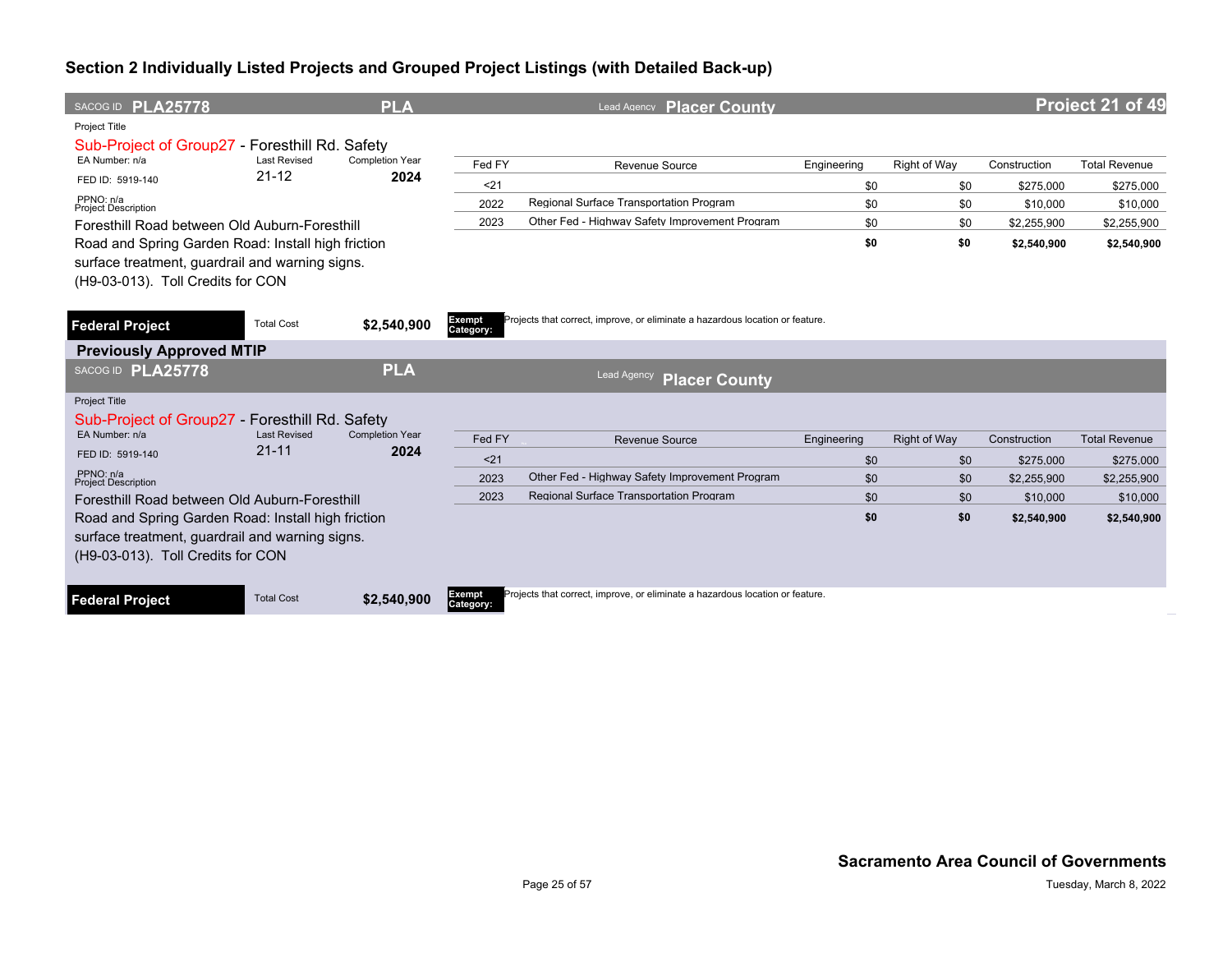## Section 2 Individually Listed Projects and Grouped Project Listings (with Detailed Back-up)

**SACOG ID PLA25778** | **PLA** | Lead Agency **Placer County** | **Project 21 of 49**

Project Title

Sub-Project of Group27 - Foresthill Rd. Safety

EA Number: n/a | Last Revised: 21-12 | Completion Year: **2024**

FED ID: 5919-140

PPNO: n/a

Project Description

Foresthill Road between Old Auburn-Foresthill Road and Spring Garden Road: Install high friction surface treatment, guardrail and warning signs. (H9-03-013). Toll Credits for CON

| Fed FY | Revenue Source | Engineering | Right of Way | Construction | Total Revenue |
|---|---|---|---|---|---|
| <21 | | $0 | $0 | $275,000 | $275,000 |
| 2022 | Regional Surface Transportation Program | $0 | $0 | $10,000 | $10,000 |
| 2023 | Other Fed - Highway Safety Improvement Program | $0 | $0 | $2,255,900 | $2,255,900 |
| | | **$0** | **$0** | **$2,540,900** | **$2,540,900** |

**Federal Project** | Total Cost **$2,540,900** | **Exempt Category:** Projects that correct, improve, or eliminate a hazardous location or feature.

### Previously Approved MTIP

**SACOG ID PLA25778** | **PLA** | Lead Agency **Placer County**

Project Title

Sub-Project of Group27 - Foresthill Rd. Safety

EA Number: n/a | Last Revised: 21-11 | Completion Year: **2024**

FED ID: 5919-140

PPNO: n/a

Project Description

Foresthill Road between Old Auburn-Foresthill Road and Spring Garden Road: Install high friction surface treatment, guardrail and warning signs. (H9-03-013). Toll Credits for CON

| Fed FY | Revenue Source | Engineering | Right of Way | Construction | Total Revenue |
|---|---|---|---|---|---|
| <21 | | $0 | $0 | $275,000 | $275,000 |
| 2023 | Other Fed - Highway Safety Improvement Program | $0 | $0 | $2,255,900 | $2,255,900 |
| 2023 | Regional Surface Transportation Program | $0 | $0 | $10,000 | $10,000 |
| | | **$0** | **$0** | **$2,540,900** | **$2,540,900** |

**Federal Project** | Total Cost **$2,540,900** | **Exempt Category:** Projects that correct, improve, or eliminate a hazardous location or feature.

**Sacramento Area Council of Governments**

Tuesday, March 8, 2022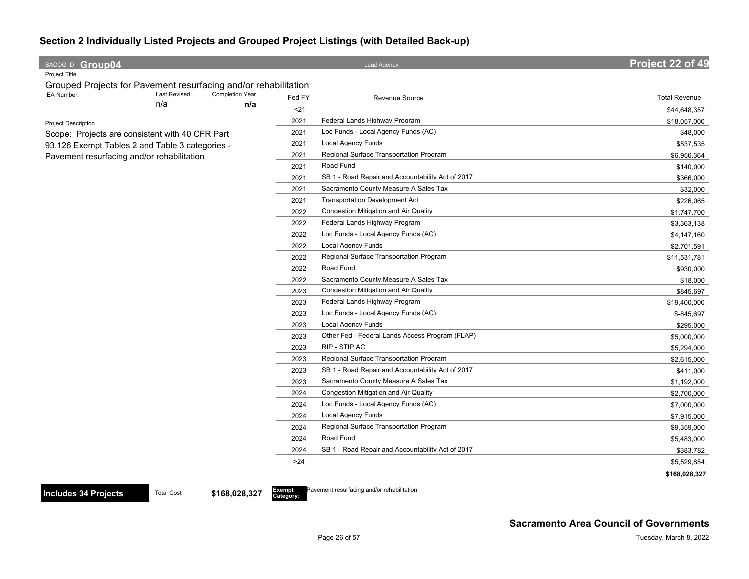## Section 2 Individually Listed Projects and Grouped Project Listings (with Detailed Back-up)

**SACOG ID Group04** | Lead Agency | **Project 22 of 49**

Project Title

Grouped Projects for Pavement resurfacing and/or rehabilitation

| EA Number: | Last Revised | Completion Year |
|---|---|---|
| | n/a | **n/a** |

Project Description

Scope: Projects are consistent with 40 CFR Part 93.126 Exempt Tables 2 and Table 3 categories - Pavement resurfacing and/or rehabilitation

| Fed FY | Revenue Source | Total Revenue |
|---|---|---|
| <21 | | $44,648,357 |
| 2021 | Federal Lands Highway Program | $18,057,000 |
| 2021 | Loc Funds - Local Agency Funds (AC) | $48,000 |
| 2021 | Local Agency Funds | $537,535 |
| 2021 | Regional Surface Transportation Program | $6,956,364 |
| 2021 | Road Fund | $140,000 |
| 2021 | SB 1 - Road Repair and Accountability Act of 2017 | $366,000 |
| 2021 | Sacramento County Measure A Sales Tax | $32,000 |
| 2021 | Transportation Development Act | $226,065 |
| 2022 | Congestion Mitigation and Air Quality | $1,747,700 |
| 2022 | Federal Lands Highway Program | $3,363,138 |
| 2022 | Loc Funds - Local Agency Funds (AC) | $4,147,160 |
| 2022 | Local Agency Funds | $2,701,591 |
| 2022 | Regional Surface Transportation Program | $11,531,781 |
| 2022 | Road Fund | $930,000 |
| 2022 | Sacramento County Measure A Sales Tax | $18,000 |
| 2023 | Congestion Mitigation and Air Quality | $845,697 |
| 2023 | Federal Lands Highway Program | $19,400,000 |
| 2023 | Loc Funds - Local Agency Funds (AC) | $-845,697 |
| 2023 | Local Agency Funds | $295,000 |
| 2023 | Other Fed - Federal Lands Access Program (FLAP) | $5,000,000 |
| 2023 | RIP - STIP AC | $5,294,000 |
| 2023 | Regional Surface Transportation Program | $2,615,000 |
| 2023 | SB 1 - Road Repair and Accountability Act of 2017 | $411,000 |
| 2023 | Sacramento County Measure A Sales Tax | $1,192,000 |
| 2024 | Congestion Mitigation and Air Quality | $2,700,000 |
| 2024 | Loc Funds - Local Agency Funds (AC) | $7,000,000 |
| 2024 | Local Agency Funds | $7,915,000 |
| 2024 | Regional Surface Transportation Program | $9,359,000 |
| 2024 | Road Fund | $5,483,000 |
| 2024 | SB 1 - Road Repair and Accountability Act of 2017 | $383,782 |
| >24 | | $5,529,854 |
| | | **$168,028,327** |

**Includes 34 Projects** | Total Cost **$168,028,327** | **Exempt Category:** Pavement resurfacing and/or rehabilitation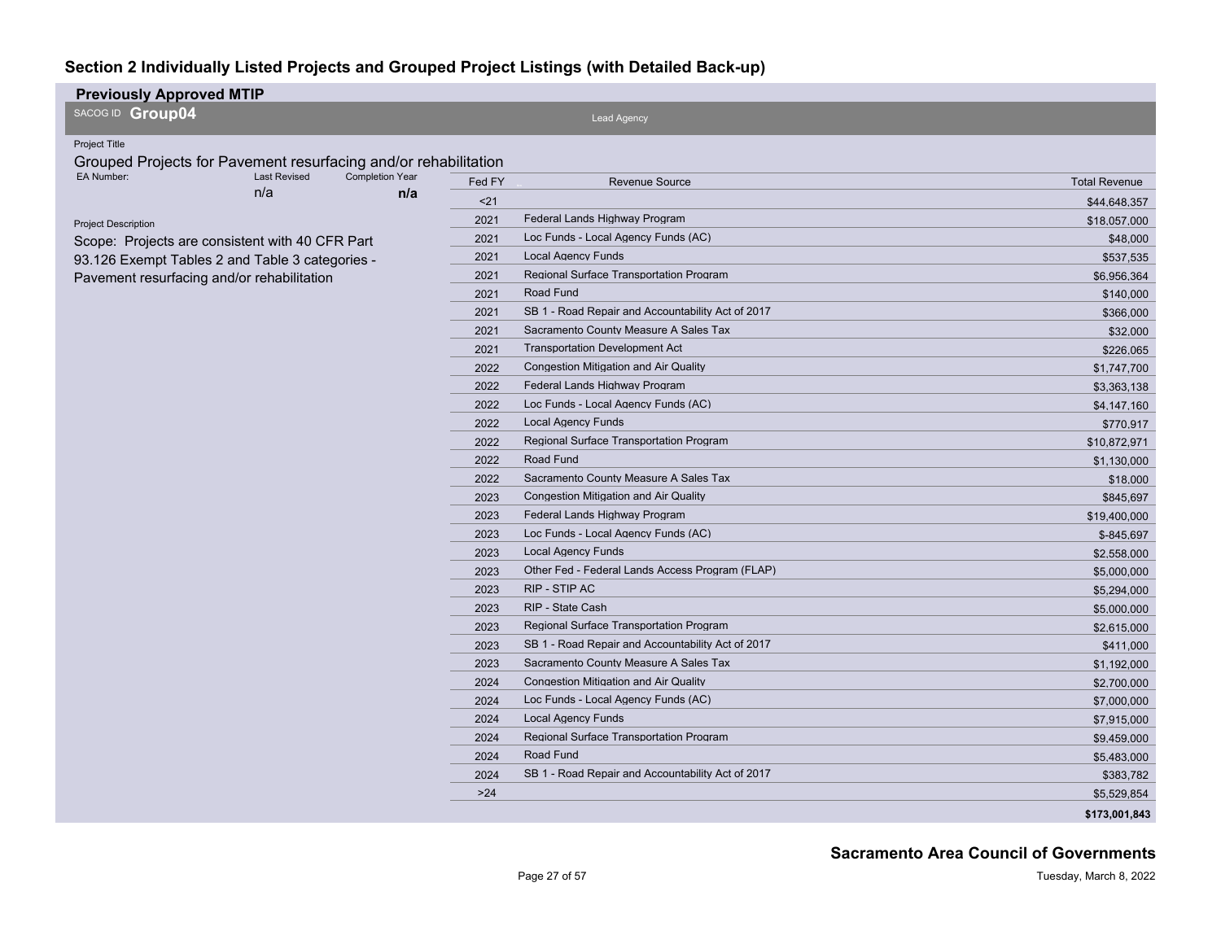# Section 2 Individually Listed Projects and Grouped Project Listings (with Detailed Back-up)

**Previously Approved MTIP**

SACOG ID **Group04**

Lead Agency

Project Title

Grouped Projects for Pavement resurfacing and/or rehabilitation

| EA Number: | Last Revised | Completion Year |
|---|---|---|
| | n/a | **n/a** |

Project Description

Scope: Projects are consistent with 40 CFR Part 93.126 Exempt Tables 2 and Table 3 categories - Pavement resurfacing and/or rehabilitation

| Fed FY | Revenue Source | Total Revenue |
|---|---|---|
| <21 | | $44,648,357 |
| 2021 | Federal Lands Highway Program | $18,057,000 |
| 2021 | Loc Funds - Local Agency Funds (AC) | $48,000 |
| 2021 | Local Agency Funds | $537,535 |
| 2021 | Regional Surface Transportation Program | $6,956,364 |
| 2021 | Road Fund | $140,000 |
| 2021 | SB 1 - Road Repair and Accountability Act of 2017 | $366,000 |
| 2021 | Sacramento County Measure A Sales Tax | $32,000 |
| 2021 | Transportation Development Act | $226,065 |
| 2022 | Congestion Mitigation and Air Quality | $1,747,700 |
| 2022 | Federal Lands Highway Program | $3,363,138 |
| 2022 | Loc Funds - Local Agency Funds (AC) | $4,147,160 |
| 2022 | Local Agency Funds | $770,917 |
| 2022 | Regional Surface Transportation Program | $10,872,971 |
| 2022 | Road Fund | $1,130,000 |
| 2022 | Sacramento County Measure A Sales Tax | $18,000 |
| 2023 | Congestion Mitigation and Air Quality | $845,697 |
| 2023 | Federal Lands Highway Program | $19,400,000 |
| 2023 | Loc Funds - Local Agency Funds (AC) | $-845,697 |
| 2023 | Local Agency Funds | $2,558,000 |
| 2023 | Other Fed - Federal Lands Access Program (FLAP) | $5,000,000 |
| 2023 | RIP - STIP AC | $5,294,000 |
| 2023 | RIP - State Cash | $5,000,000 |
| 2023 | Regional Surface Transportation Program | $2,615,000 |
| 2023 | SB 1 - Road Repair and Accountability Act of 2017 | $411,000 |
| 2023 | Sacramento County Measure A Sales Tax | $1,192,000 |
| 2024 | Congestion Mitigation and Air Quality | $2,700,000 |
| 2024 | Loc Funds - Local Agency Funds (AC) | $7,000,000 |
| 2024 | Local Agency Funds | $7,915,000 |
| 2024 | Regional Surface Transportation Program | $9,459,000 |
| 2024 | Road Fund | $5,483,000 |
| 2024 | SB 1 - Road Repair and Accountability Act of 2017 | $383,782 |
| >24 | | $5,529,854 |
| | | **$173,001,843** |

**Sacramento Area Council of Governments**

Tuesday, March 8, 2022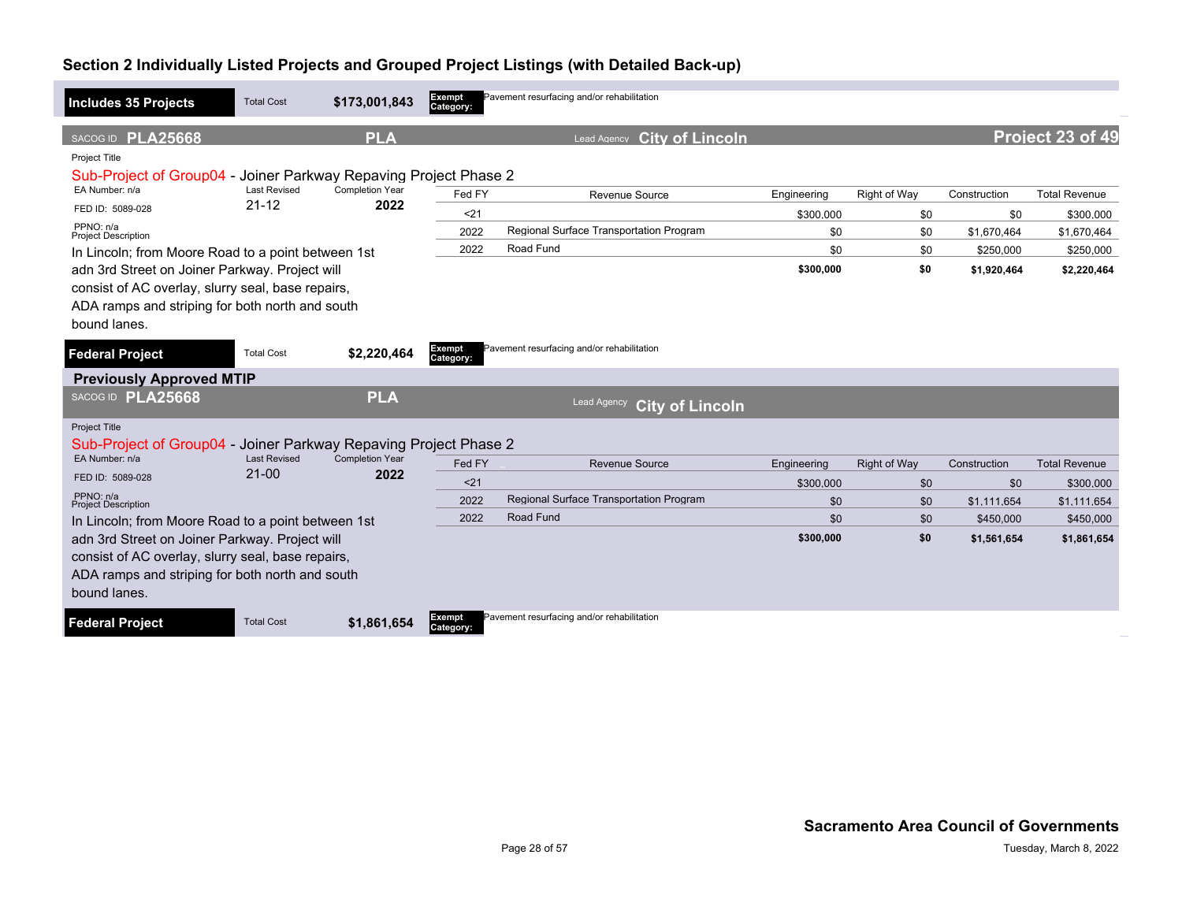## Section 2 Individually Listed Projects and Grouped Project Listings (with Detailed Back-up)

**Includes 35 Projects** | Total Cost **$173,001,843** | **Exempt Category:** Pavement resurfacing and/or rehabilitation

---

SACOG ID **PLA25668** | **PLA** | Lead Agency **City of Lincoln** | **Project 23 of 49**

Project Title

Sub-Project of Group04 - Joiner Parkway Repaving Project Phase 2

EA Number: n/a | Last Revised: 21-12 | Completion Year: **2022**

FED ID: 5089-028

PPNO: n/a

Project Description

In Lincoln; from Moore Road to a point between 1st adn 3rd Street on Joiner Parkway. Project will consist of AC overlay, slurry seal, base repairs, ADA ramps and striping for both north and south bound lanes.

| Fed FY | Revenue Source | Engineering | Right of Way | Construction | Total Revenue |
|---|---|---|---|---|---|
| <21 | | $300,000 | $0 | $0 | $300,000 |
| 2022 | Regional Surface Transportation Program | $0 | $0 | $1,670,464 | $1,670,464 |
| 2022 | Road Fund | $0 | $0 | $250,000 | $250,000 |
| | | **$300,000** | **$0** | **$1,920,464** | **$2,220,464** |

**Federal Project** | Total Cost **$2,220,464** | **Exempt Category:** Pavement resurfacing and/or rehabilitation

---

### Previously Approved MTIP

SACOG ID **PLA25668** | **PLA** | Lead Agency **City of Lincoln**

Project Title

Sub-Project of Group04 - Joiner Parkway Repaving Project Phase 2

EA Number: n/a | Last Revised: 21-00 | Completion Year: **2022**

FED ID: 5089-028

PPNO: n/a

Project Description

In Lincoln; from Moore Road to a point between 1st adn 3rd Street on Joiner Parkway. Project will consist of AC overlay, slurry seal, base repairs, ADA ramps and striping for both north and south bound lanes.

| Fed FY | Revenue Source | Engineering | Right of Way | Construction | Total Revenue |
|---|---|---|---|---|---|
| <21 | | $300,000 | $0 | $0 | $300,000 |
| 2022 | Regional Surface Transportation Program | $0 | $0 | $1,111,654 | $1,111,654 |
| 2022 | Road Fund | $0 | $0 | $450,000 | $450,000 |
| | | **$300,000** | **$0** | **$1,561,654** | **$1,861,654** |

**Federal Project** | Total Cost **$1,861,654** | **Exempt Category:** Pavement resurfacing and/or rehabilitation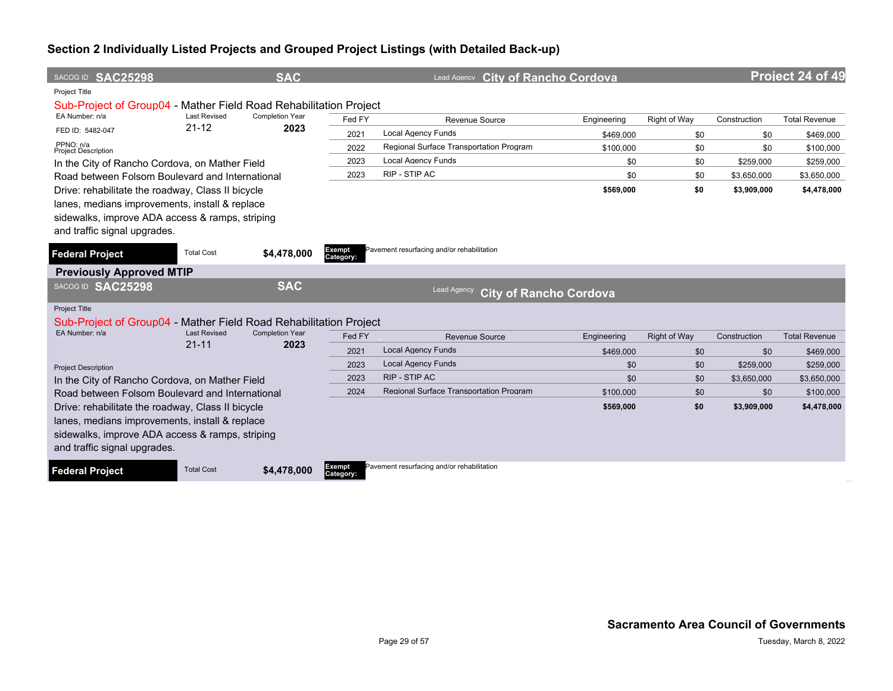## Section 2 Individually Listed Projects and Grouped Project Listings (with Detailed Back-up)

**SACOG ID SAC25298** | **SAC** | Lead Agency **City of Rancho Cordova** | **Project 24 of 49**

Project Title

Sub-Project of Group04 - Mather Field Road Rehabilitation Project

EA Number: n/a | Last Revised: 21-12 | Completion Year: 2023

FED ID: 5482-047

PPNO: n/a

Project Description

In the City of Rancho Cordova, on Mather Field Road between Folsom Boulevard and International Drive: rehabilitate the roadway, Class II bicycle lanes, medians improvements, install & replace sidewalks, improve ADA access & ramps, striping and traffic signal upgrades.

| Fed FY | Revenue Source | Engineering | Right of Way | Construction | Total Revenue |
|---|---|---|---|---|---|
| 2021 | Local Agency Funds | $469,000 | $0 | $0 | $469,000 |
| 2022 | Regional Surface Transportation Program | $100,000 | $0 | $0 | $100,000 |
| 2023 | Local Agency Funds | $0 | $0 | $259,000 | $259,000 |
| 2023 | RIP - STIP AC | $0 | $0 | $3,650,000 | $3,650,000 |
| | | **$569,000** | **$0** | **$3,909,000** | **$4,478,000** |

**Federal Project** | Total Cost **$4,478,000** | Exempt Category: Pavement resurfacing and/or rehabilitation

### Previously Approved MTIP

**SACOG ID SAC25298** | **SAC** | Lead Agency **City of Rancho Cordova**

Project Title

Sub-Project of Group04 - Mather Field Road Rehabilitation Project

EA Number: n/a | Last Revised: 21-11 | Completion Year: 2023

Project Description

In the City of Rancho Cordova, on Mather Field Road between Folsom Boulevard and International Drive: rehabilitate the roadway, Class II bicycle lanes, medians improvements, install & replace sidewalks, improve ADA access & ramps, striping and traffic signal upgrades.

| Fed FY | Revenue Source | Engineering | Right of Way | Construction | Total Revenue |
|---|---|---|---|---|---|
| 2021 | Local Agency Funds | $469,000 | $0 | $0 | $469,000 |
| 2023 | Local Agency Funds | $0 | $0 | $259,000 | $259,000 |
| 2023 | RIP - STIP AC | $0 | $0 | $3,650,000 | $3,650,000 |
| 2024 | Regional Surface Transportation Program | $100,000 | $0 | $0 | $100,000 |
| | | **$569,000** | **$0** | **$3,909,000** | **$4,478,000** |

**Federal Project** | Total Cost **$4,478,000** | Exempt Category: Pavement resurfacing and/or rehabilitation

**Sacramento Area Council of Governments**

Tuesday, March 8, 2022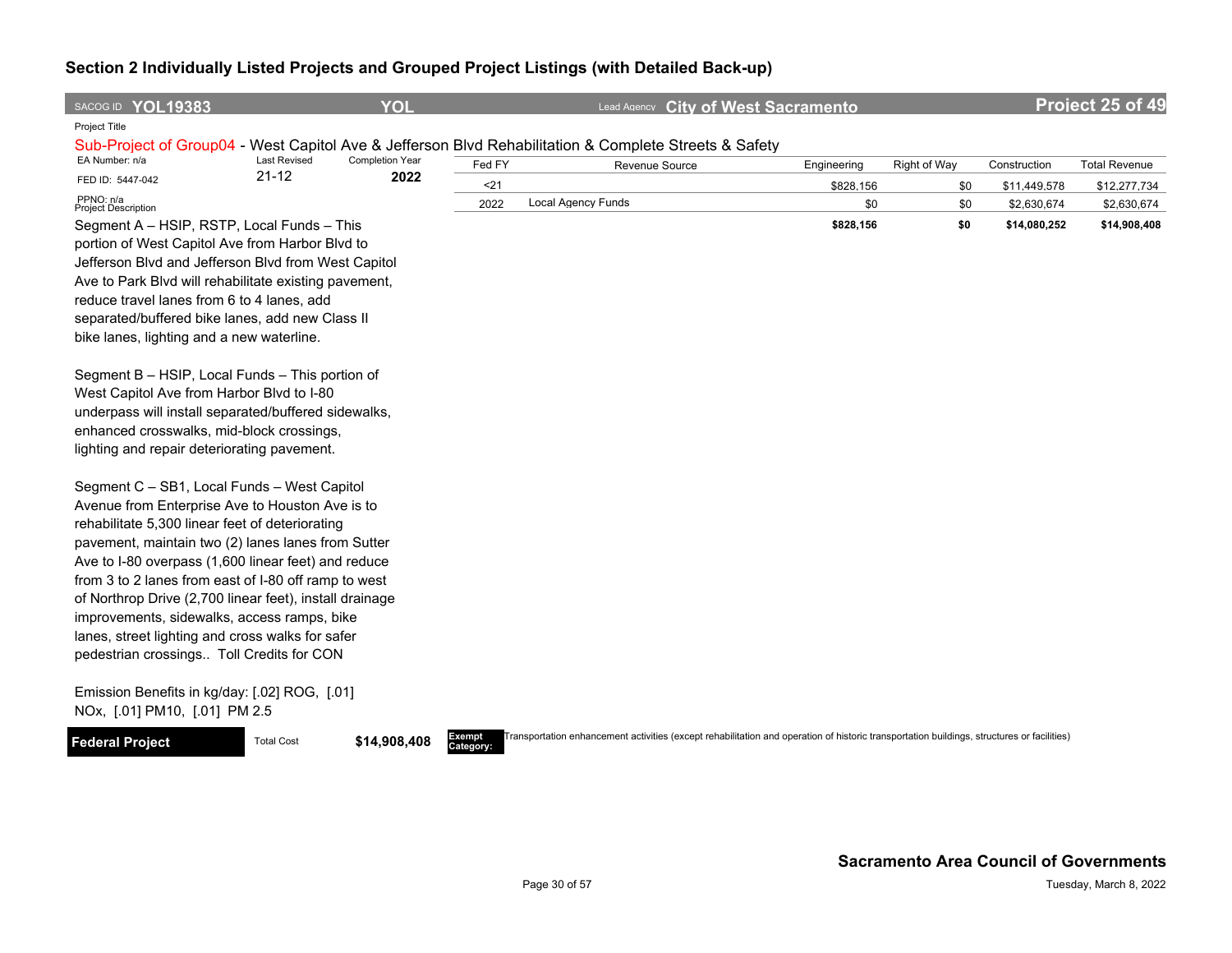## Section 2 Individually Listed Projects and Grouped Project Listings (with Detailed Back-up)

SACOG ID **YOL19383** | **YOL** | Lead Agency **City of West Sacramento** | **Project 25 of 49**

Project Title

Sub-Project of Group04 - West Capitol Ave & Jefferson Blvd Rehabilitation & Complete Streets & Safety

| EA Number: n/a | Last Revised | Completion Year |
|---|---|---|
| FED ID: 5447-042 | 21-12 | **2022** |
| PPNO: n/a | | |

| Fed FY | Revenue Source | Engineering | Right of Way | Construction | Total Revenue |
|---|---|---|---|---|---|
| <21 | | $828,156 | $0 | $11,449,578 | $12,277,734 |
| 2022 | Local Agency Funds | $0 | $0 | $2,630,674 | $2,630,674 |
| | | **$828,156** | **$0** | **$14,080,252** | **$14,908,408** |

Project Description

Segment A – HSIP, RSTP, Local Funds – This portion of West Capitol Ave from Harbor Blvd to Jefferson Blvd and Jefferson Blvd from West Capitol Ave to Park Blvd will rehabilitate existing pavement, reduce travel lanes from 6 to 4 lanes, add separated/buffered bike lanes, add new Class II bike lanes, lighting and a new waterline.

Segment B – HSIP, Local Funds – This portion of West Capitol Ave from Harbor Blvd to I-80 underpass will install separated/buffered sidewalks, enhanced crosswalks, mid-block crossings, lighting and repair deteriorating pavement.

Segment C – SB1, Local Funds – West Capitol Avenue from Enterprise Ave to Houston Ave is to rehabilitate 5,300 linear feet of deteriorating pavement, maintain two (2) lanes lanes from Sutter Ave to I-80 overpass (1,600 linear feet) and reduce from 3 to 2 lanes from east of I-80 off ramp to west of Northrop Drive (2,700 linear feet), install drainage improvements, sidewalks, access ramps, bike lanes, street lighting and cross walks for safer pedestrian crossings.. Toll Credits for CON

Emission Benefits in kg/day: [.02] ROG, [.01] NOx, [.01] PM10, [.01] PM 2.5

**Federal Project** | Total Cost **$14,908,408** | **Exempt Category:** Transportation enhancement activities (except rehabilitation and operation of historic transportation buildings, structures or facilities)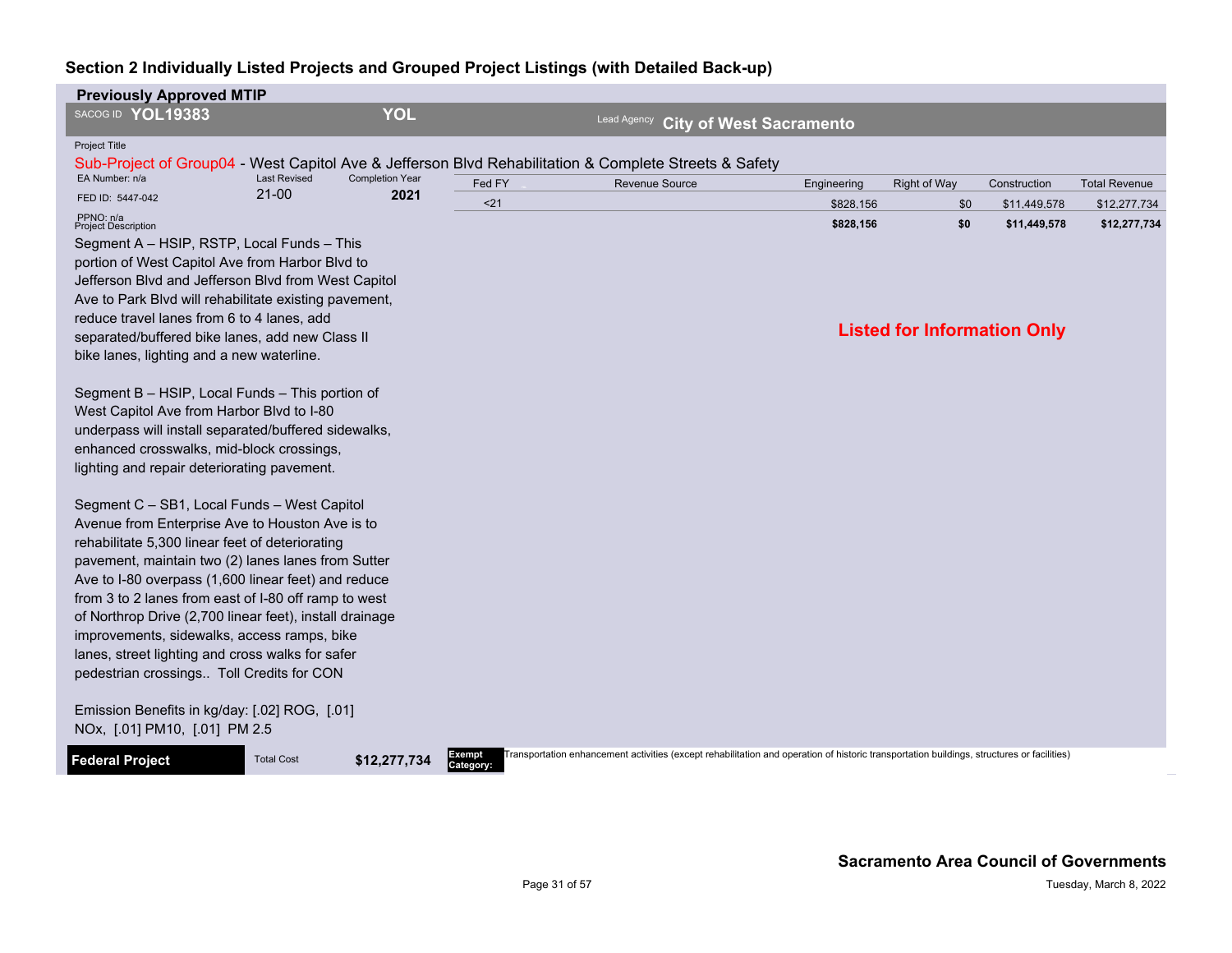## Section 2 Individually Listed Projects and Grouped Project Listings (with Detailed Back-up)

**Previously Approved MTIP**

SACOG ID **YOL19383** **YOL** Lead Agency **City of West Sacramento**

Project Title

Sub-Project of Group04 - West Capitol Ave & Jefferson Blvd Rehabilitation & Complete Streets & Safety

EA Number: n/a | Last Revised: 21-00 | Completion Year: **2021**

FED ID: 5447-042

PPNO: n/a

| Fed FY | Revenue Source | Engineering | Right of Way | Construction | Total Revenue |
|---|---|---|---|---|---|
| <21 | | $828,156 | $0 | $11,449,578 | $12,277,734 |
| | | **$828,156** | **$0** | **$11,449,578** | **$12,277,734** |

**Listed for Information Only**

Project Description

Segment A – HSIP, RSTP, Local Funds – This portion of West Capitol Ave from Harbor Blvd to Jefferson Blvd and Jefferson Blvd from West Capitol Ave to Park Blvd will rehabilitate existing pavement, reduce travel lanes from 6 to 4 lanes, add separated/buffered bike lanes, add new Class II bike lanes, lighting and a new waterline.

Segment B – HSIP, Local Funds – This portion of West Capitol Ave from Harbor Blvd to I-80 underpass will install separated/buffered sidewalks, enhanced crosswalks, mid-block crossings, lighting and repair deteriorating pavement.

Segment C – SB1, Local Funds – West Capitol Avenue from Enterprise Ave to Houston Ave is to rehabilitate 5,300 linear feet of deteriorating pavement, maintain two (2) lanes lanes from Sutter Ave to I-80 overpass (1,600 linear feet) and reduce from 3 to 2 lanes from east of I-80 off ramp to west of Northrop Drive (2,700 linear feet), install drainage improvements, sidewalks, access ramps, bike lanes, street lighting and cross walks for safer pedestrian crossings.. Toll Credits for CON

Emission Benefits in kg/day: [.02] ROG, [.01] NOx, [.01] PM10, [.01] PM 2.5

**Federal Project** | Total Cost **$12,277,734** | **Exempt Category:** Transportation enhancement activities (except rehabilitation and operation of historic transportation buildings, structures or facilities)

**Sacramento Area Council of Governments**

Tuesday, March 8, 2022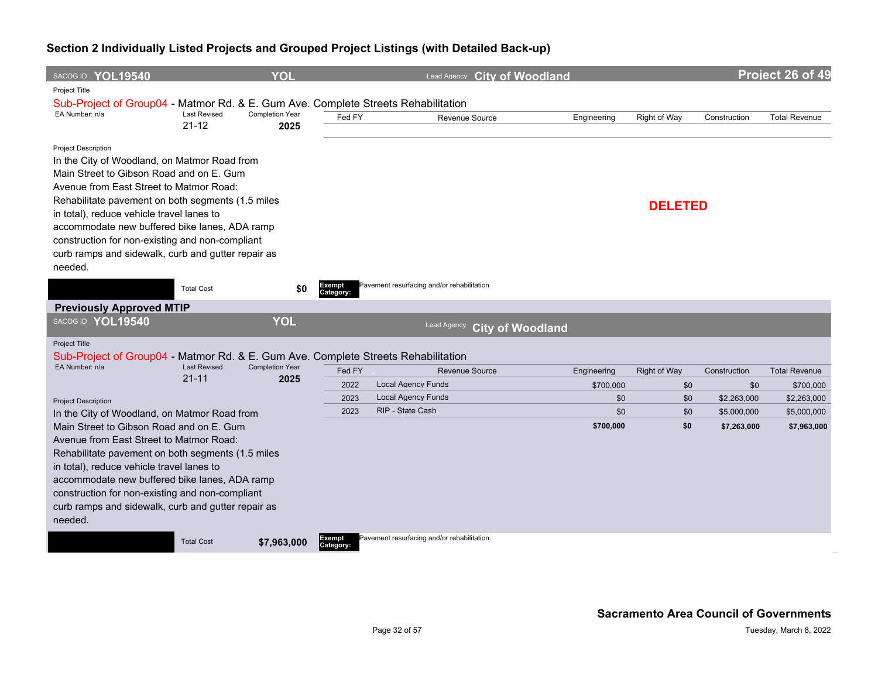## Section 2 Individually Listed Projects and Grouped Project Listings (with Detailed Back-up)

SACOG ID **YOL19540** | **YOL** | Lead Agency **City of Woodland** | **Project 26 of 49**

Project Title

Sub-Project of Group04 - Matmor Rd. & E. Gum Ave. Complete Streets Rehabilitation

| EA Number: n/a | Last Revised | Completion Year |
|---|---|---|
| | 21-12 | **2025** |

| Fed FY | Revenue Source | Engineering | Right of Way | Construction | Total Revenue |
|---|---|---|---|---|---|

**DELETED**

Project Description

In the City of Woodland, on Matmor Road from Main Street to Gibson Road and on E. Gum Avenue from East Street to Matmor Road: Rehabilitate pavement on both segments (1.5 miles in total), reduce vehicle travel lanes to accommodate new buffered bike lanes, ADA ramp construction for non-existing and non-compliant curb ramps and sidewalk, curb and gutter repair as needed.

Total Cost **$0**

**Exempt Category:** Pavement resurfacing and/or rehabilitation

### Previously Approved MTIP

SACOG ID **YOL19540** | **YOL** | Lead Agency **City of Woodland**

Project Title

Sub-Project of Group04 - Matmor Rd. & E. Gum Ave. Complete Streets Rehabilitation

| EA Number: n/a | Last Revised | Completion Year |
|---|---|---|
| | 21-11 | **2025** |

| Fed FY | Revenue Source | Engineering | Right of Way | Construction | Total Revenue |
|---|---|---|---|---|---|
| 2022 | Local Agency Funds | $700,000 | $0 | $0 | $700,000 |
| 2023 | Local Agency Funds | $0 | $0 | $2,263,000 | $2,263,000 |
| 2023 | RIP - State Cash | $0 | $0 | $5,000,000 | $5,000,000 |
| | | **$700,000** | **$0** | **$7,263,000** | **$7,963,000** |

Project Description

In the City of Woodland, on Matmor Road from Main Street to Gibson Road and on E. Gum Avenue from East Street to Matmor Road: Rehabilitate pavement on both segments (1.5 miles in total), reduce vehicle travel lanes to accommodate new buffered bike lanes, ADA ramp construction for non-existing and non-compliant curb ramps and sidewalk, curb and gutter repair as needed.

Total Cost **$7,963,000**

**Exempt Category:** Pavement resurfacing and/or rehabilitation

**Sacramento Area Council of Governments**

Tuesday, March 8, 2022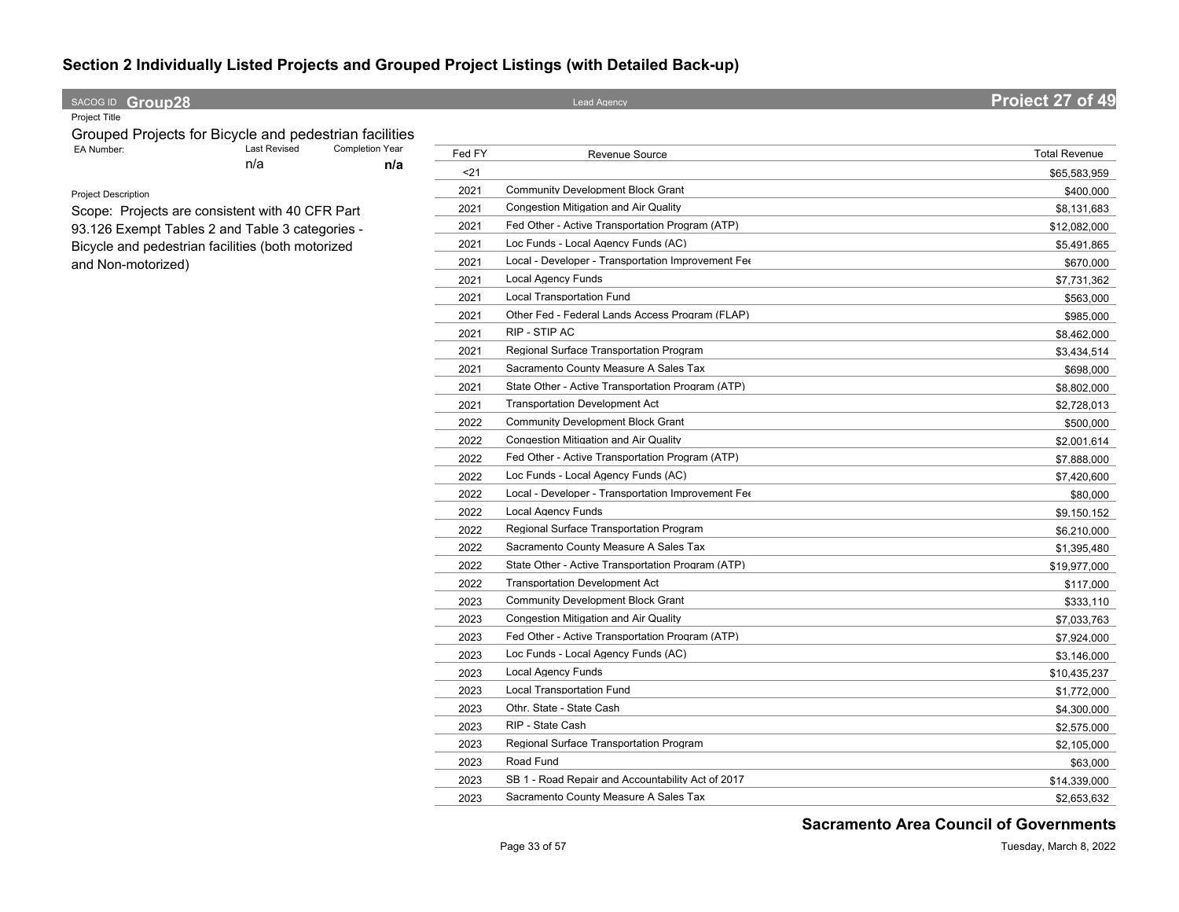## Section 2 Individually Listed Projects and Grouped Project Listings (with Detailed Back-up)

SACOG ID **Group28** | Lead Agency | **Project 27 of 49**

Project Title

Grouped Projects for Bicycle and pedestrian facilities

| EA Number: | Last Revised | Completion Year |
|---|---|---|
| | n/a | **n/a** |

Project Description

Scope: Projects are consistent with 40 CFR Part 93.126 Exempt Tables 2 and Table 3 categories - Bicycle and pedestrian facilities (both motorized and Non-motorized)

| Fed FY | Revenue Source | Total Revenue |
|---|---|---|
| <21 | | $65,583,959 |
| 2021 | Community Development Block Grant | $400,000 |
| 2021 | Congestion Mitigation and Air Quality | $8,131,683 |
| 2021 | Fed Other - Active Transportation Program (ATP) | $12,082,000 |
| 2021 | Loc Funds - Local Agency Funds (AC) | $5,491,865 |
| 2021 | Local - Developer - Transportation Improvement Fee | $670,000 |
| 2021 | Local Agency Funds | $7,731,362 |
| 2021 | Local Transportation Fund | $563,000 |
| 2021 | Other Fed - Federal Lands Access Program (FLAP) | $985,000 |
| 2021 | RIP - STIP AC | $8,462,000 |
| 2021 | Regional Surface Transportation Program | $3,434,514 |
| 2021 | Sacramento County Measure A Sales Tax | $698,000 |
| 2021 | State Other - Active Transportation Program (ATP) | $8,802,000 |
| 2021 | Transportation Development Act | $2,728,013 |
| 2022 | Community Development Block Grant | $500,000 |
| 2022 | Congestion Mitigation and Air Quality | $2,001,614 |
| 2022 | Fed Other - Active Transportation Program (ATP) | $7,888,000 |
| 2022 | Loc Funds - Local Agency Funds (AC) | $7,420,600 |
| 2022 | Local - Developer - Transportation Improvement Fee | $80,000 |
| 2022 | Local Agency Funds | $9,150,152 |
| 2022 | Regional Surface Transportation Program | $6,210,000 |
| 2022 | Sacramento County Measure A Sales Tax | $1,395,480 |
| 2022 | State Other - Active Transportation Program (ATP) | $19,977,000 |
| 2022 | Transportation Development Act | $117,000 |
| 2023 | Community Development Block Grant | $333,110 |
| 2023 | Congestion Mitigation and Air Quality | $7,033,763 |
| 2023 | Fed Other - Active Transportation Program (ATP) | $7,924,000 |
| 2023 | Loc Funds - Local Agency Funds (AC) | $3,146,000 |
| 2023 | Local Agency Funds | $10,435,237 |
| 2023 | Local Transportation Fund | $1,772,000 |
| 2023 | Othr. State - State Cash | $4,300,000 |
| 2023 | RIP - State Cash | $2,575,000 |
| 2023 | Regional Surface Transportation Program | $2,105,000 |
| 2023 | Road Fund | $63,000 |
| 2023 | SB 1 - Road Repair and Accountability Act of 2017 | $14,339,000 |
| 2023 | Sacramento County Measure A Sales Tax | $2,653,632 |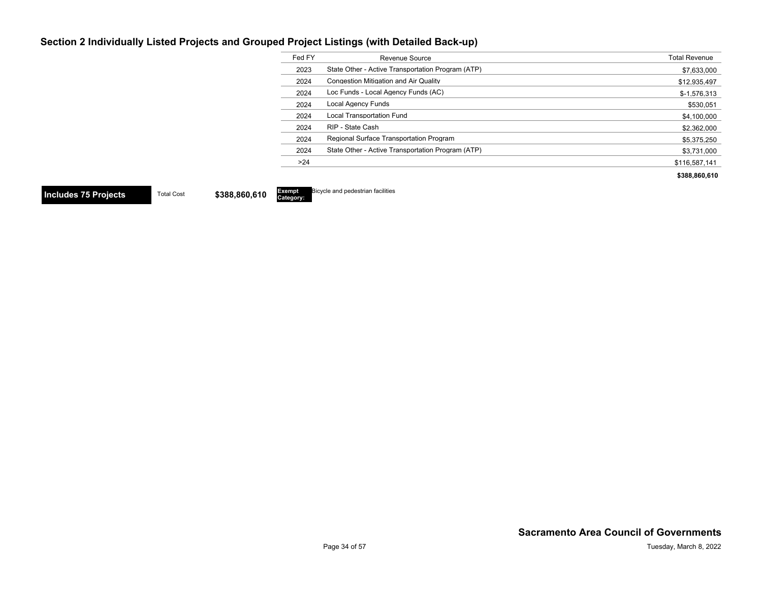## Section 2 Individually Listed Projects and Grouped Project Listings (with Detailed Back-up)

| Fed FY | Revenue Source | Total Revenue |
|---|---|---|
| 2023 | State Other - Active Transportation Program (ATP) | $7,633,000 |
| 2024 | Congestion Mitigation and Air Quality | $12,935,497 |
| 2024 | Loc Funds - Local Agency Funds (AC) | $-1,576,313 |
| 2024 | Local Agency Funds | $530,051 |
| 2024 | Local Transportation Fund | $4,100,000 |
| 2024 | RIP - State Cash | $2,362,000 |
| 2024 | Regional Surface Transportation Program | $5,375,250 |
| 2024 | State Other - Active Transportation Program (ATP) | $3,731,000 |
| >24 | | $116,587,141 |
| | | **$388,860,610** |

**Includes 75 Projects** Total Cost **$388,860,610** **Exempt Category:** Bicycle and pedestrian facilities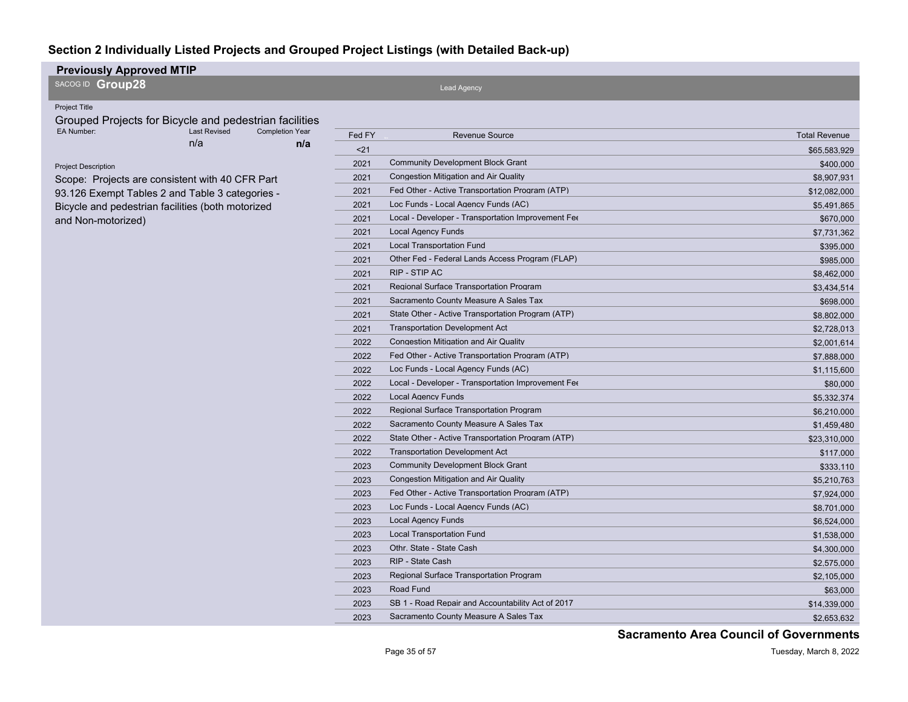## Section 2 Individually Listed Projects and Grouped Project Listings (with Detailed Back-up)

**Previously Approved MTIP**

SACOG ID **Group28**

Lead Agency

Project Title

Grouped Projects for Bicycle and pedestrian facilities

| EA Number: | Last Revised | Completion Year |
|---|---|---|
| | n/a | **n/a** |

Project Description

Scope: Projects are consistent with 40 CFR Part 93.126 Exempt Tables 2 and Table 3 categories - Bicycle and pedestrian facilities (both motorized and Non-motorized)

| Fed FY | Revenue Source | Total Revenue |
|---|---|---|
| <21 | | $65,583,929 |
| 2021 | Community Development Block Grant | $400,000 |
| 2021 | Congestion Mitigation and Air Quality | $8,907,931 |
| 2021 | Fed Other - Active Transportation Program (ATP) | $12,082,000 |
| 2021 | Loc Funds - Local Agency Funds (AC) | $5,491,865 |
| 2021 | Local - Developer - Transportation Improvement Fee | $670,000 |
| 2021 | Local Agency Funds | $7,731,362 |
| 2021 | Local Transportation Fund | $395,000 |
| 2021 | Other Fed - Federal Lands Access Program (FLAP) | $985,000 |
| 2021 | RIP - STIP AC | $8,462,000 |
| 2021 | Regional Surface Transportation Program | $3,434,514 |
| 2021 | Sacramento County Measure A Sales Tax | $698,000 |
| 2021 | State Other - Active Transportation Program (ATP) | $8,802,000 |
| 2021 | Transportation Development Act | $2,728,013 |
| 2022 | Congestion Mitigation and Air Quality | $2,001,614 |
| 2022 | Fed Other - Active Transportation Program (ATP) | $7,888,000 |
| 2022 | Loc Funds - Local Agency Funds (AC) | $1,115,600 |
| 2022 | Local - Developer - Transportation Improvement Fee | $80,000 |
| 2022 | Local Agency Funds | $5,332,374 |
| 2022 | Regional Surface Transportation Program | $6,210,000 |
| 2022 | Sacramento County Measure A Sales Tax | $1,459,480 |
| 2022 | State Other - Active Transportation Program (ATP) | $23,310,000 |
| 2022 | Transportation Development Act | $117,000 |
| 2023 | Community Development Block Grant | $333,110 |
| 2023 | Congestion Mitigation and Air Quality | $5,210,763 |
| 2023 | Fed Other - Active Transportation Program (ATP) | $7,924,000 |
| 2023 | Loc Funds - Local Agency Funds (AC) | $8,701,000 |
| 2023 | Local Agency Funds | $6,524,000 |
| 2023 | Local Transportation Fund | $1,538,000 |
| 2023 | Othr. State - State Cash | $4,300,000 |
| 2023 | RIP - State Cash | $2,575,000 |
| 2023 | Regional Surface Transportation Program | $2,105,000 |
| 2023 | Road Fund | $63,000 |
| 2023 | SB 1 - Road Repair and Accountability Act of 2017 | $14,339,000 |
| 2023 | Sacramento County Measure A Sales Tax | $2,653,632 |

**Sacramento Area Council of Governments**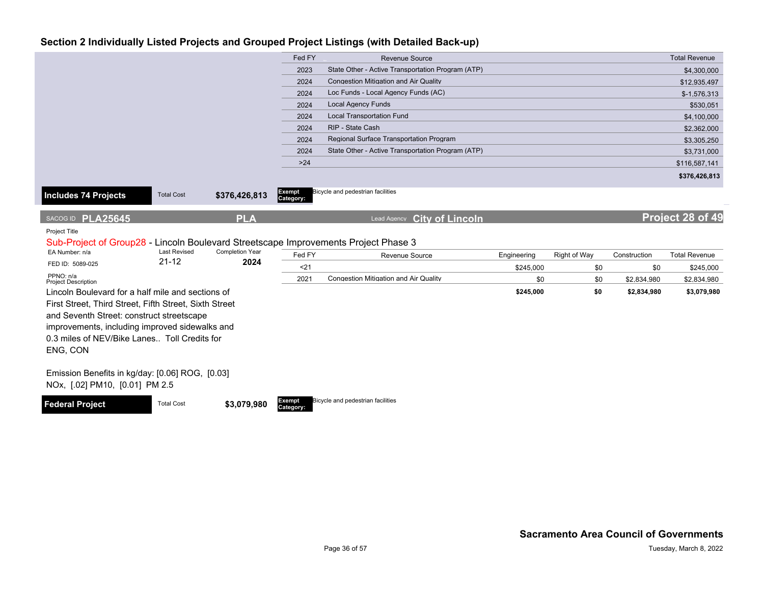## Section 2 Individually Listed Projects and Grouped Project Listings (with Detailed Back-up)

| Fed FY | Revenue Source | Total Revenue |
|---|---|---|
| 2023 | State Other - Active Transportation Program (ATP) | $4,300,000 |
| 2024 | Congestion Mitigation and Air Quality | $12,935,497 |
| 2024 | Loc Funds - Local Agency Funds (AC) | $-1,576,313 |
| 2024 | Local Agency Funds | $530,051 |
| 2024 | Local Transportation Fund | $4,100,000 |
| 2024 | RIP - State Cash | $2,362,000 |
| 2024 | Regional Surface Transportation Program | $3,305,250 |
| 2024 | State Other - Active Transportation Program (ATP) | $3,731,000 |
| >24 | | $116,587,141 |
| | | **$376,426,813** |

**Includes 74 Projects** Total Cost **$376,426,813** **Exempt Category:** Bicycle and pedestrian facilities

---

SACOG ID **PLA25645** **PLA** Lead Agency **City of Lincoln** **Project 28 of 49**

Project Title

Sub-Project of Group28 - Lincoln Boulevard Streetscape Improvements Project Phase 3

EA Number: n/a
FED ID: 5089-025
PPNO: n/a

Last Revised: 21-12
Completion Year: **2024**

| Fed FY | Revenue Source | Engineering | Right of Way | Construction | Total Revenue |
|---|---|---|---|---|---|
| <21 | | $245,000 | $0 | $0 | $245,000 |
| 2021 | Congestion Mitigation and Air Quality | $0 | $0 | $2,834,980 | $2,834,980 |
| | | **$245,000** | **$0** | **$2,834,980** | **$3,079,980** |

Project Description

Lincoln Boulevard for a half mile and sections of First Street, Third Street, Fifth Street, Sixth Street and Seventh Street: construct streetscape improvements, including improved sidewalks and 0.3 miles of NEV/Bike Lanes.. Toll Credits for ENG, CON

Emission Benefits in kg/day: [0.06] ROG, [0.03] NOx, [.02] PM10, [0.01] PM 2.5

**Federal Project** Total Cost **$3,079,980** **Exempt Category:** Bicycle and pedestrian facilities

**Sacramento Area Council of Governments**

Tuesday, March 8, 2022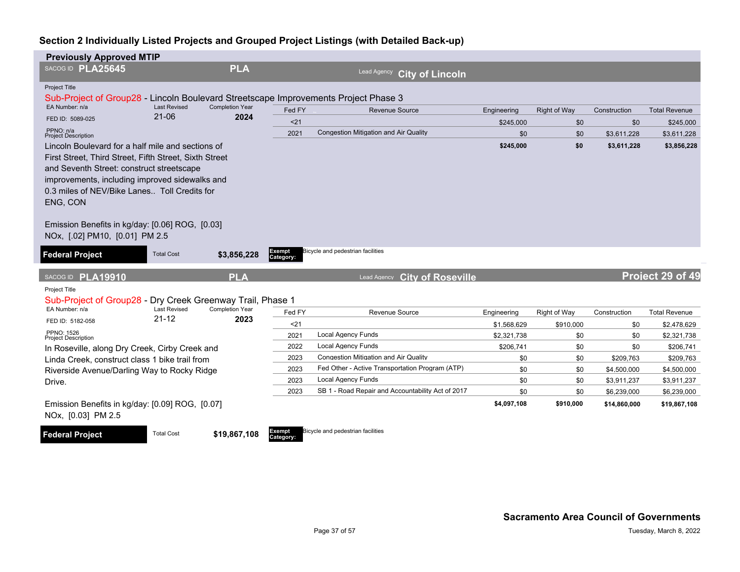## Section 2 Individually Listed Projects and Grouped Project Listings (with Detailed Back-up)

### Previously Approved MTIP

**SACOG ID PLA25645** | **PLA** | Lead Agency **City of Lincoln**

Project Title

Sub-Project of Group28 - Lincoln Boulevard Streetscape Improvements Project Phase 3

EA Number: n/a | Last Revised: 21-06 | Completion Year: **2024**

FED ID: 5089-025

PPNO: n/a

Project Description

Lincoln Boulevard for a half mile and sections of First Street, Third Street, Fifth Street, Sixth Street and Seventh Street: construct streetscape improvements, including improved sidewalks and 0.3 miles of NEV/Bike Lanes.. Toll Credits for ENG, CON

Emission Benefits in kg/day: [0.06] ROG, [0.03] NOx, [.02] PM10, [0.01] PM 2.5

| Fed FY | Revenue Source | Engineering | Right of Way | Construction | Total Revenue |
|---|---|---|---|---|---|
| <21 | | $245,000 | $0 | $0 | $245,000 |
| 2021 | Congestion Mitigation and Air Quality | $0 | $0 | $3,611,228 | $3,611,228 |
| | | **$245,000** | **$0** | **$3,611,228** | **$3,856,228** |

**Federal Project** | Total Cost **$3,856,228** | **Exempt Category:** Bicycle and pedestrian facilities

---

**SACOG ID PLA19910** | **PLA** | Lead Agency **City of Roseville** | **Project 29 of 49**

Project Title

Sub-Project of Group28 - Dry Creek Greenway Trail, Phase 1

EA Number: n/a | Last Revised: 21-12 | Completion Year: **2023**

FED ID: 5182-058

PPNO: 1526

Project Description

In Roseville, along Dry Creek, Cirby Creek and Linda Creek, construct class 1 bike trail from Riverside Avenue/Darling Way to Rocky Ridge Drive.

Emission Benefits in kg/day: [0.09] ROG, [0.07] NOx, [0.03] PM 2.5

| Fed FY | Revenue Source | Engineering | Right of Way | Construction | Total Revenue |
|---|---|---|---|---|---|
| <21 | | $1,568,629 | $910,000 | $0 | $2,478,629 |
| 2021 | Local Agency Funds | $2,321,738 | $0 | $0 | $2,321,738 |
| 2022 | Local Agency Funds | $206,741 | $0 | $0 | $206,741 |
| 2023 | Congestion Mitigation and Air Quality | $0 | $0 | $209,763 | $209,763 |
| 2023 | Fed Other - Active Transportation Program (ATP) | $0 | $0 | $4,500,000 | $4,500,000 |
| 2023 | Local Agency Funds | $0 | $0 | $3,911,237 | $3,911,237 |
| 2023 | SB 1 - Road Repair and Accountability Act of 2017 | $0 | $0 | $6,239,000 | $6,239,000 |
| | | **$4,097,108** | **$910,000** | **$14,860,000** | **$19,867,108** |

**Federal Project** | Total Cost **$19,867,108** | **Exempt Category:** Bicycle and pedestrian facilities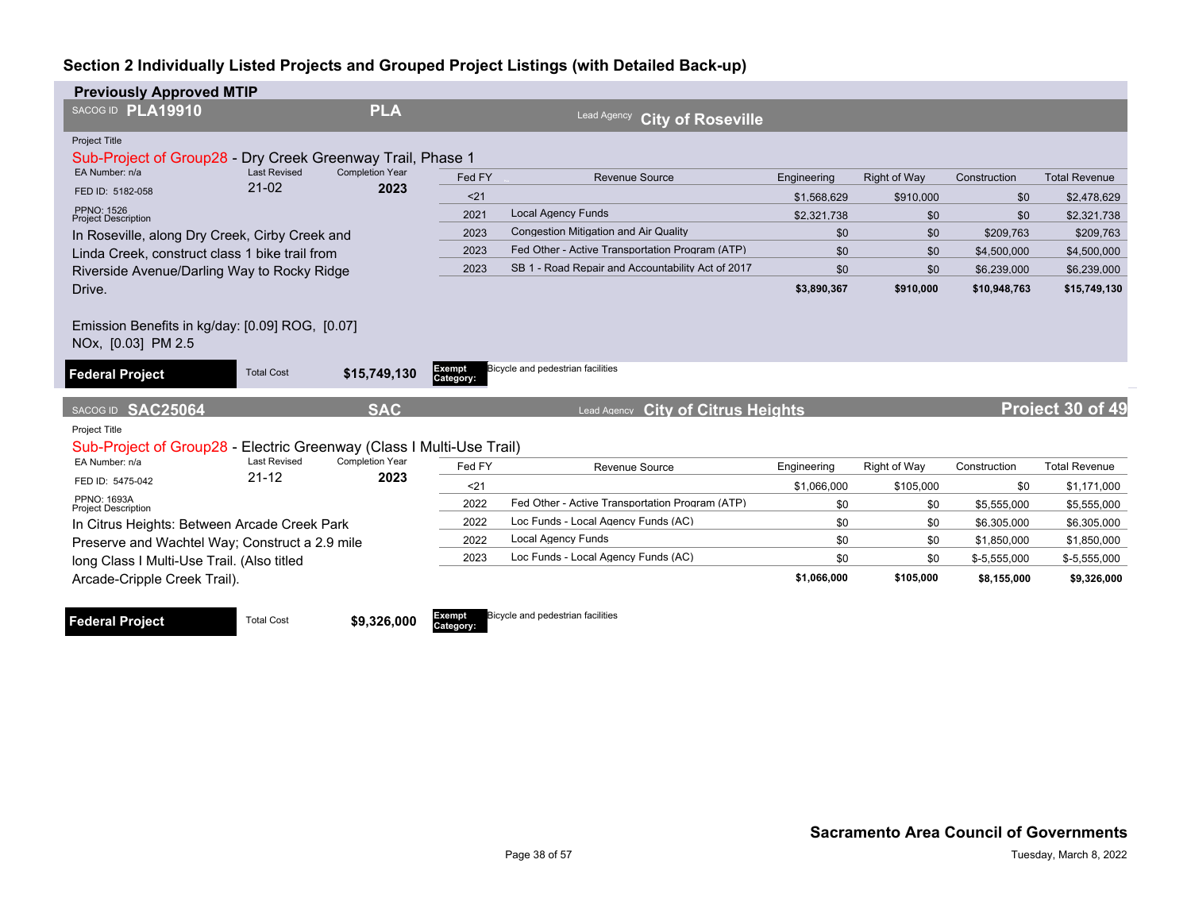## Section 2 Individually Listed Projects and Grouped Project Listings (with Detailed Back-up)

### Previously Approved MTIP

**SACOG ID PLA19910** | **PLA** | Lead Agency **City of Roseville**

Project Title

Sub-Project of Group28 - Dry Creek Greenway Trail, Phase 1

EA Number: n/a | Last Revised: 21-02 | Completion Year: **2023**

FED ID: 5182-058

PPNO: 1526

Project Description

In Roseville, along Dry Creek, Cirby Creek and Linda Creek, construct class 1 bike trail from Riverside Avenue/Darling Way to Rocky Ridge Drive.

Emission Benefits in kg/day: [0.09] ROG, [0.07] NOx, [0.03] PM 2.5

| Fed FY | Revenue Source | Engineering | Right of Way | Construction | Total Revenue |
|---|---|---|---|---|---|
| <21 | | $1,568,629 | $910,000 | $0 | $2,478,629 |
| 2021 | Local Agency Funds | $2,321,738 | $0 | $0 | $2,321,738 |
| 2023 | Congestion Mitigation and Air Quality | $0 | $0 | $209,763 | $209,763 |
| 2023 | Fed Other - Active Transportation Program (ATP) | $0 | $0 | $4,500,000 | $4,500,000 |
| 2023 | SB 1 - Road Repair and Accountability Act of 2017 | $0 | $0 | $6,239,000 | $6,239,000 |
| | | **$3,890,367** | **$910,000** | **$10,948,763** | **$15,749,130** |

**Federal Project** | Total Cost **$15,749,130** | **Exempt Category:** Bicycle and pedestrian facilities

---

**SACOG ID SAC25064** | **SAC** | Lead Agency **City of Citrus Heights** | **Project 30 of 49**

Project Title

Sub-Project of Group28 - Electric Greenway (Class I Multi-Use Trail)

EA Number: n/a | Last Revised: 21-12 | Completion Year: **2023**

FED ID: 5475-042

PPNO: 1693A

Project Description

In Citrus Heights: Between Arcade Creek Park Preserve and Wachtel Way; Construct a 2.9 mile long Class I Multi-Use Trail. (Also titled Arcade-Cripple Creek Trail).

| Fed FY | Revenue Source | Engineering | Right of Way | Construction | Total Revenue |
|---|---|---|---|---|---|
| <21 | | $1,066,000 | $105,000 | $0 | $1,171,000 |
| 2022 | Fed Other - Active Transportation Program (ATP) | $0 | $0 | $5,555,000 | $5,555,000 |
| 2022 | Loc Funds - Local Agency Funds (AC) | $0 | $0 | $6,305,000 | $6,305,000 |
| 2022 | Local Agency Funds | $0 | $0 | $1,850,000 | $1,850,000 |
| 2023 | Loc Funds - Local Agency Funds (AC) | $0 | $0 | $-5,555,000 | $-5,555,000 |
| | | **$1,066,000** | **$105,000** | **$8,155,000** | **$9,326,000** |

**Federal Project** | Total Cost **$9,326,000** | **Exempt Category:** Bicycle and pedestrian facilities

**Sacramento Area Council of Governments**

Tuesday, March 8, 2022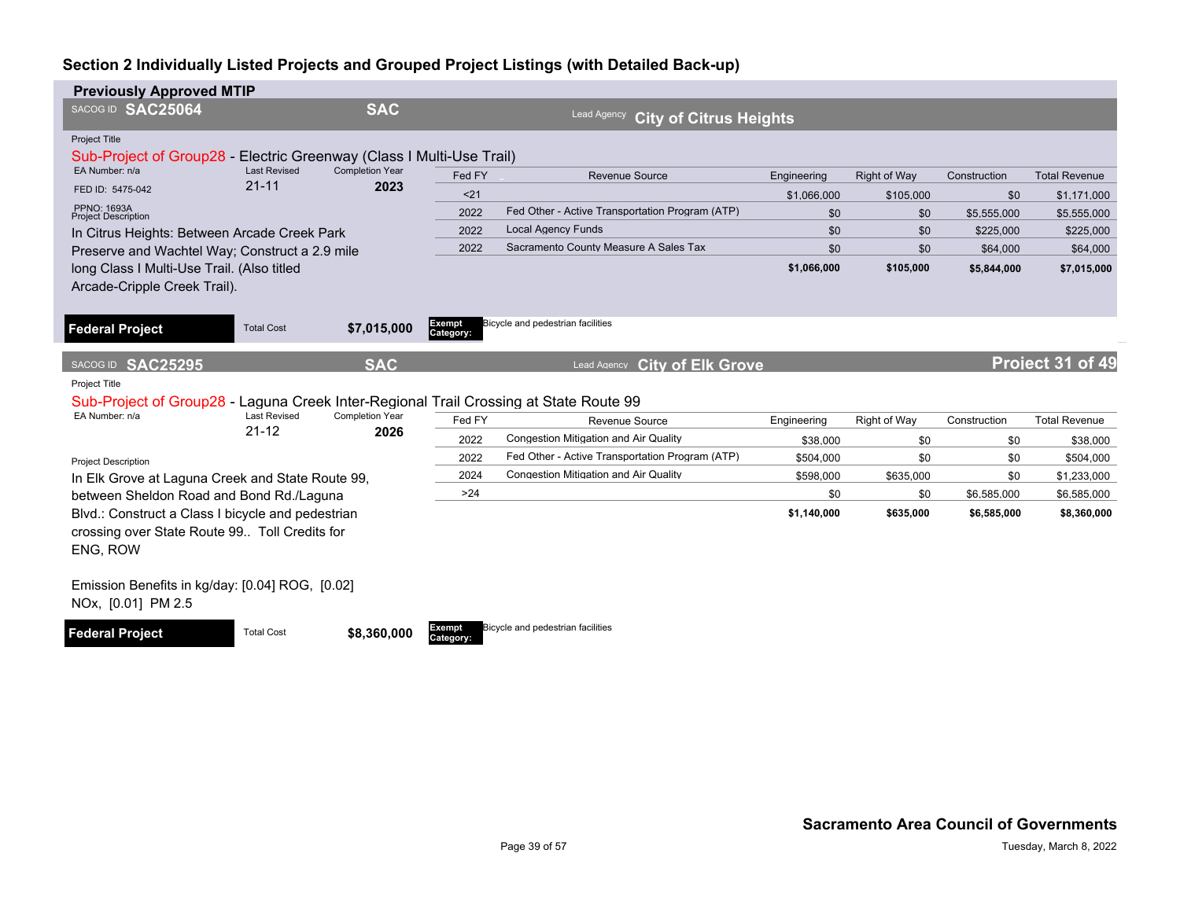## Section 2 Individually Listed Projects and Grouped Project Listings (with Detailed Back-up)

### Previously Approved MTIP

**SACOG ID SAC25064** | **SAC** | Lead Agency **City of Citrus Heights**

Project Title

Sub-Project of Group28 - Electric Greenway (Class I Multi-Use Trail)

EA Number: n/a | Last Revised: 21-11 | Completion Year: 2023

FED ID: 5475-042

PPNO: 1693A

Project Description

In Citrus Heights: Between Arcade Creek Park Preserve and Wachtel Way; Construct a 2.9 mile long Class I Multi-Use Trail. (Also titled Arcade-Cripple Creek Trail).

| Fed FY | Revenue Source | Engineering | Right of Way | Construction | Total Revenue |
|---|---|---|---|---|---|
| <21 | | $1,066,000 | $105,000 | $0 | $1,171,000 |
| 2022 | Fed Other - Active Transportation Program (ATP) | $0 | $0 | $5,555,000 | $5,555,000 |
| 2022 | Local Agency Funds | $0 | $0 | $225,000 | $225,000 |
| 2022 | Sacramento County Measure A Sales Tax | $0 | $0 | $64,000 | $64,000 |
| | | **$1,066,000** | **$105,000** | **$5,844,000** | **$7,015,000** |

**Federal Project** | Total Cost **$7,015,000** | **Exempt Category:** Bicycle and pedestrian facilities

---

**SACOG ID SAC25295** | **SAC** | Lead Agency **City of Elk Grove** | **Project 31 of 49**

Project Title

Sub-Project of Group28 - Laguna Creek Inter-Regional Trail Crossing at State Route 99

EA Number: n/a | Last Revised: 21-12 | Completion Year: 2026

Project Description

In Elk Grove at Laguna Creek and State Route 99, between Sheldon Road and Bond Rd./Laguna Blvd.: Construct a Class I bicycle and pedestrian crossing over State Route 99.. Toll Credits for ENG, ROW

Emission Benefits in kg/day: [0.04] ROG, [0.02] NOx, [0.01] PM 2.5

| Fed FY | Revenue Source | Engineering | Right of Way | Construction | Total Revenue |
|---|---|---|---|---|---|
| 2022 | Congestion Mitigation and Air Quality | $38,000 | $0 | $0 | $38,000 |
| 2022 | Fed Other - Active Transportation Program (ATP) | $504,000 | $0 | $0 | $504,000 |
| 2024 | Congestion Mitigation and Air Quality | $598,000 | $635,000 | $0 | $1,233,000 |
| >24 | | $0 | $0 | $6,585,000 | $6,585,000 |
| | | **$1,140,000** | **$635,000** | **$6,585,000** | **$8,360,000** |

**Federal Project** | Total Cost **$8,360,000** | **Exempt Category:** Bicycle and pedestrian facilities

**Sacramento Area Council of Governments**

Tuesday, March 8, 2022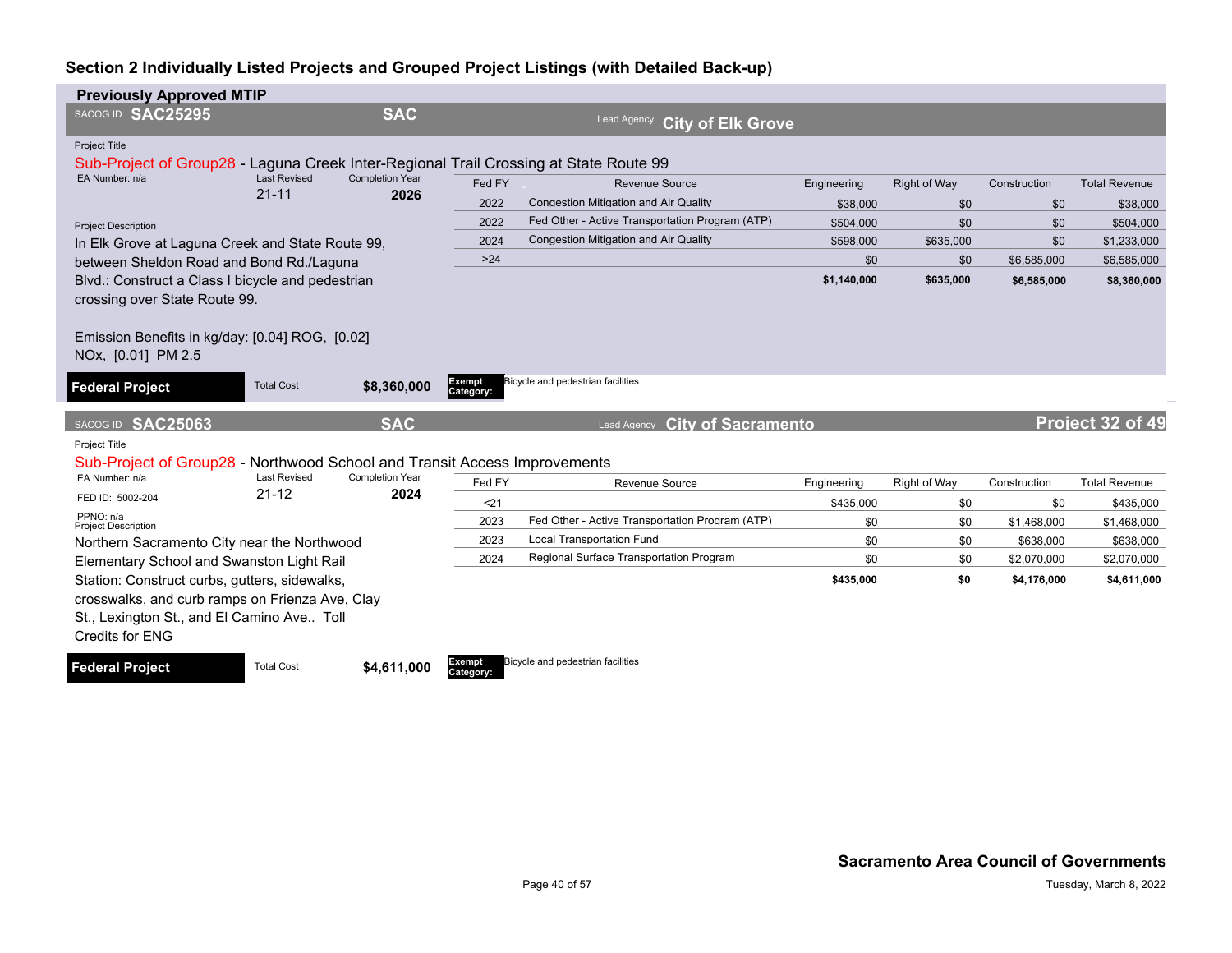## Section 2 Individually Listed Projects and Grouped Project Listings (with Detailed Back-up)

### Previously Approved MTIP

**SACOG ID SAC25295** | **SAC** | Lead Agency **City of Elk Grove**

Project Title

Sub-Project of Group28 - Laguna Creek Inter-Regional Trail Crossing at State Route 99

EA Number: n/a | Last Revised: 21-11 | Completion Year: **2026**

Project Description

In Elk Grove at Laguna Creek and State Route 99, between Sheldon Road and Bond Rd./Laguna Blvd.: Construct a Class I bicycle and pedestrian crossing over State Route 99.

Emission Benefits in kg/day: [0.04] ROG, [0.02] NOx, [0.01] PM 2.5

| Fed FY | Revenue Source | Engineering | Right of Way | Construction | Total Revenue |
|---|---|---|---|---|---|
| 2022 | Congestion Mitigation and Air Quality | $38,000 | $0 | $0 | $38,000 |
| 2022 | Fed Other - Active Transportation Program (ATP) | $504,000 | $0 | $0 | $504,000 |
| 2024 | Congestion Mitigation and Air Quality | $598,000 | $635,000 | $0 | $1,233,000 |
| >24 | | $0 | $0 | $6,585,000 | $6,585,000 |
| | | **$1,140,000** | **$635,000** | **$6,585,000** | **$8,360,000** |

**Federal Project** | Total Cost **$8,360,000** | **Exempt Category:** Bicycle and pedestrian facilities

---

**SACOG ID SAC25063** | **SAC** | Lead Agency **City of Sacramento** | **Project 32 of 49**

Project Title

Sub-Project of Group28 - Northwood School and Transit Access Improvements

EA Number: n/a | Last Revised: 21-12 | Completion Year: **2024**

FED ID: 5002-204

PPNO: n/a

Project Description

Northern Sacramento City near the Northwood Elementary School and Swanston Light Rail Station: Construct curbs, gutters, sidewalks, crosswalks, and curb ramps on Frienza Ave, Clay St., Lexington St., and El Camino Ave.. Toll Credits for ENG

| Fed FY | Revenue Source | Engineering | Right of Way | Construction | Total Revenue |
|---|---|---|---|---|---|
| <21 | | $435,000 | $0 | $0 | $435,000 |
| 2023 | Fed Other - Active Transportation Program (ATP) | $0 | $0 | $1,468,000 | $1,468,000 |
| 2023 | Local Transportation Fund | $0 | $0 | $638,000 | $638,000 |
| 2024 | Regional Surface Transportation Program | $0 | $0 | $2,070,000 | $2,070,000 |
| | | **$435,000** | **$0** | **$4,176,000** | **$4,611,000** |

**Federal Project** | Total Cost **$4,611,000** | **Exempt Category:** Bicycle and pedestrian facilities

**Sacramento Area Council of Governments**

Tuesday, March 8, 2022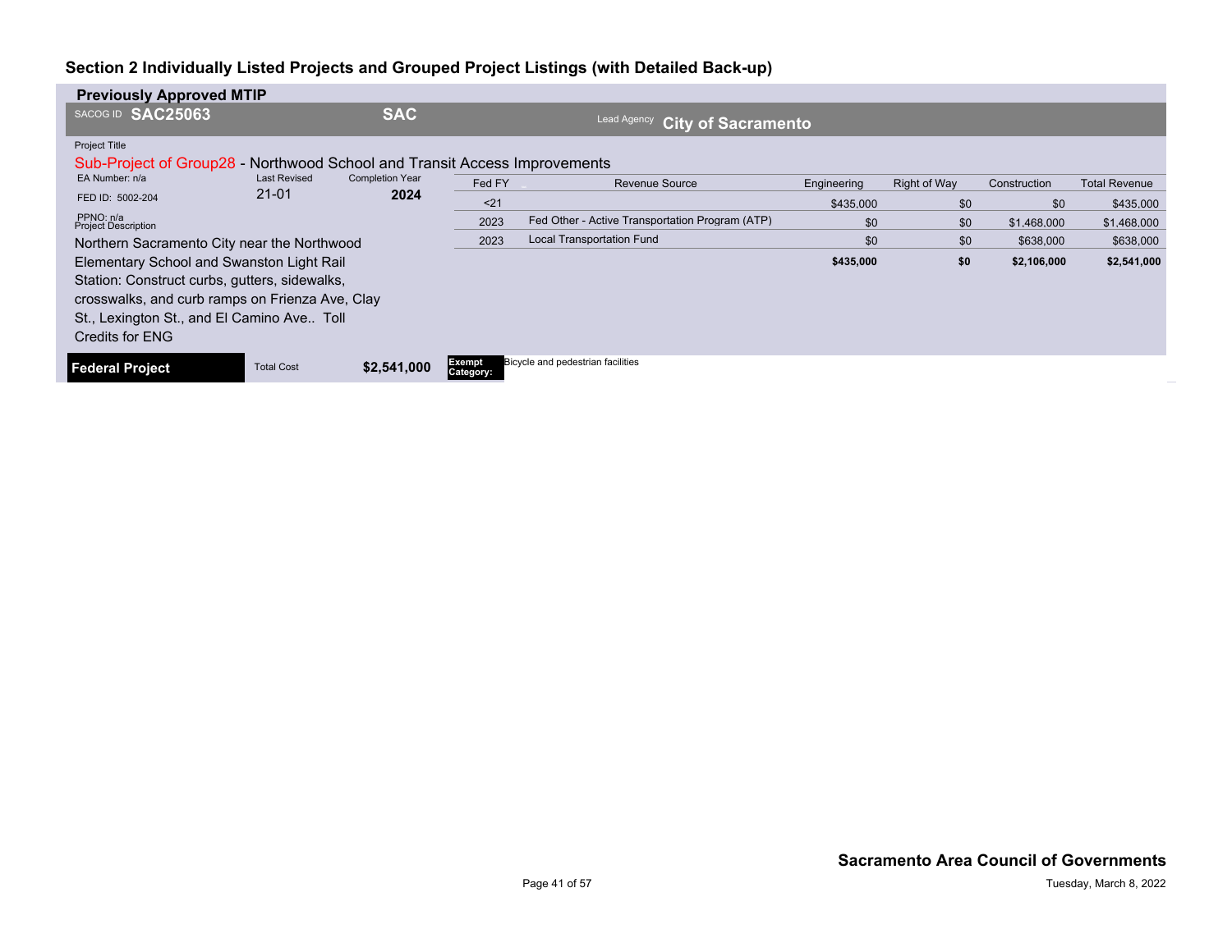## Section 2 Individually Listed Projects and Grouped Project Listings (with Detailed Back-up)

**Previously Approved MTIP**

SACOG ID **SAC25063** | **SAC** | Lead Agency **City of Sacramento**

Project Title

Sub-Project of Group28 - Northwood School and Transit Access Improvements

EA Number: n/a | Last Revised: 21-01 | Completion Year: **2024**

FED ID: 5002-204

PPNO: n/a

Project Description

Northern Sacramento City near the Northwood Elementary School and Swanston Light Rail Station: Construct curbs, gutters, sidewalks, crosswalks, and curb ramps on Frienza Ave, Clay St., Lexington St., and El Camino Ave.. Toll Credits for ENG

| Fed FY | Revenue Source | Engineering | Right of Way | Construction | Total Revenue |
|---|---|---|---|---|---|
| <21 | | $435,000 | $0 | $0 | $435,000 |
| 2023 | Fed Other - Active Transportation Program (ATP) | $0 | $0 | $1,468,000 | $1,468,000 |
| 2023 | Local Transportation Fund | $0 | $0 | $638,000 | $638,000 |
| | | **$435,000** | **$0** | **$2,106,000** | **$2,541,000** |

**Federal Project** | Total Cost **$2,541,000** | **Exempt Category:** Bicycle and pedestrian facilities

**Sacramento Area Council of Governments**

Tuesday, March 8, 2022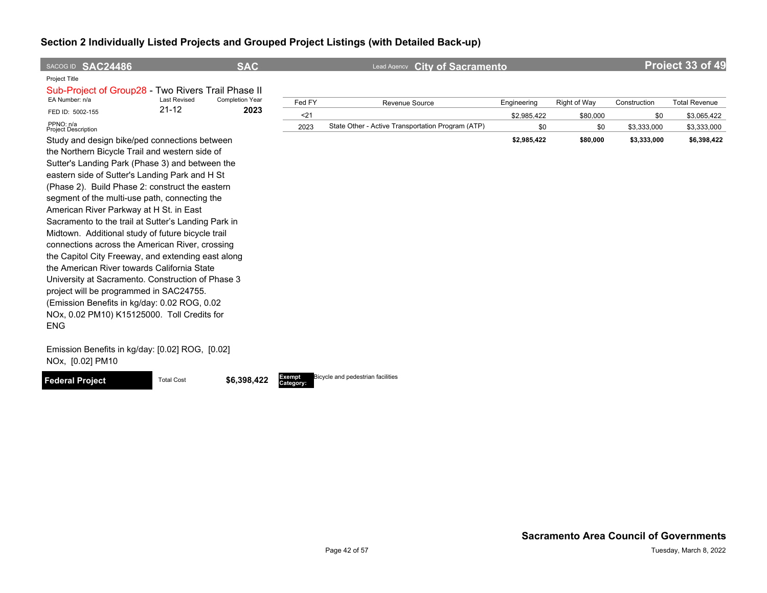## Section 2 Individually Listed Projects and Grouped Project Listings (with Detailed Back-up)

SACOG ID **SAC24486** **SAC** Lead Agency **City of Sacramento** **Project 33 of 49**

Project Title

Sub-Project of Group28 - Two Rivers Trail Phase II

EA Number: n/a

FED ID: 5002-155

PPNO: n/a

Last Revised: 21-12

Completion Year: **2023**

Project Description

Study and design bike/ped connections between the Northern Bicycle Trail and western side of Sutter's Landing Park (Phase 3) and between the eastern side of Sutter's Landing Park and H St (Phase 2). Build Phase 2: construct the eastern segment of the multi-use path, connecting the American River Parkway at H St. in East Sacramento to the trail at Sutter's Landing Park in Midtown. Additional study of future bicycle trail connections across the American River, crossing the Capitol City Freeway, and extending east along the American River towards California State University at Sacramento. Construction of Phase 3 project will be programmed in SAC24755. (Emission Benefits in kg/day: 0.02 ROG, 0.02 NOx, 0.02 PM10) K15125000. Toll Credits for ENG

Emission Benefits in kg/day: [0.02] ROG, [0.02] NOx, [0.02] PM10

| Fed FY | Revenue Source | Engineering | Right of Way | Construction | Total Revenue |
|---|---|---|---|---|---|
| <21 | | $2,985,422 | $80,000 | $0 | $3,065,422 |
| 2023 | State Other - Active Transportation Program (ATP) | $0 | $0 | $3,333,000 | $3,333,000 |
| | | **$2,985,422** | **$80,000** | **$3,333,000** | **$6,398,422** |

**Federal Project** Total Cost **$6,398,422** **Exempt Category:** Bicycle and pedestrian facilities

**Sacramento Area Council of Governments**

Tuesday, March 8, 2022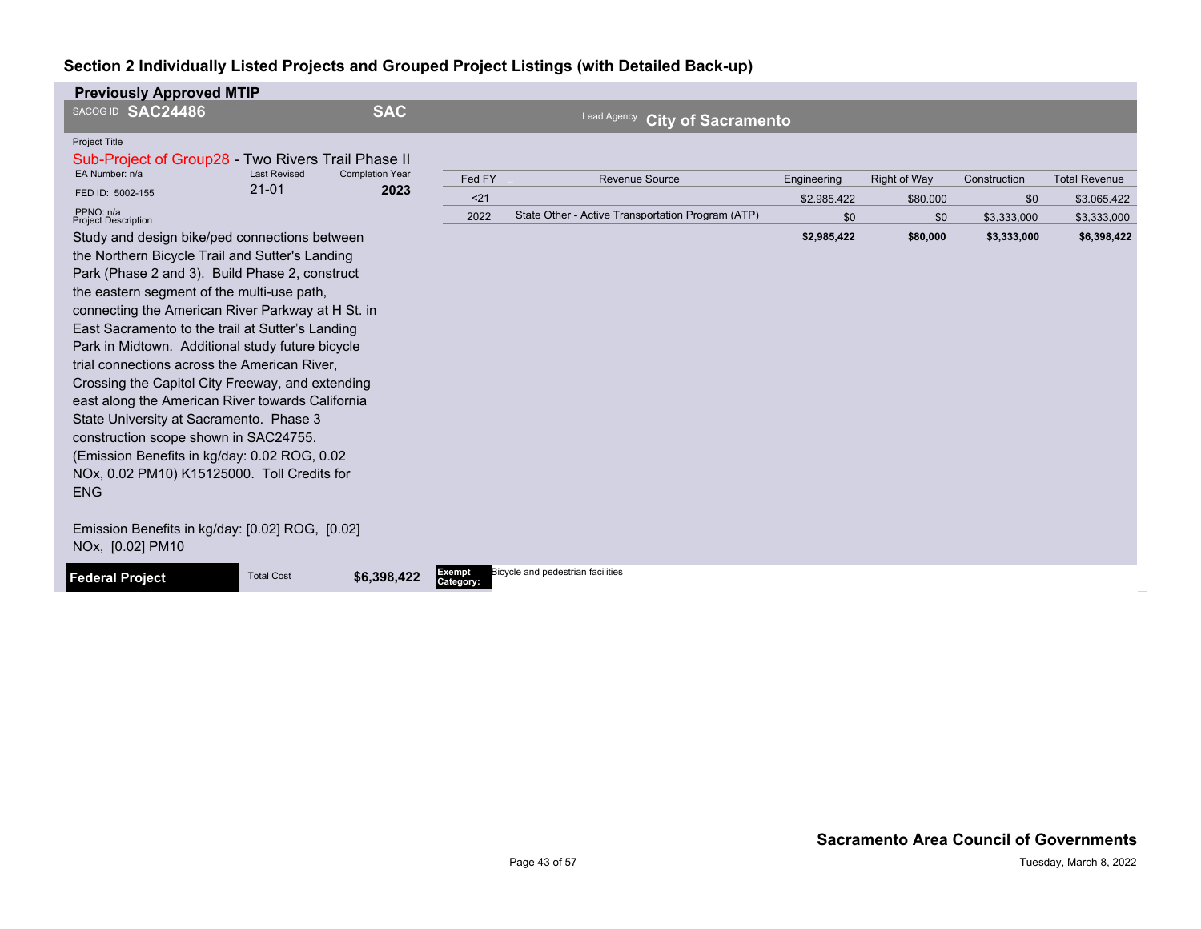## Section 2 Individually Listed Projects and Grouped Project Listings (with Detailed Back-up)

**Previously Approved MTIP**

SACOG ID **SAC24486** **SAC** Lead Agency **City of Sacramento**

Project Title

Sub-Project of Group28 - Two Rivers Trail Phase II

EA Number: n/a | Last Revised: 21-01 | Completion Year: **2023**

FED ID: 5002-155

PPNO: n/a

Project Description

Study and design bike/ped connections between the Northern Bicycle Trail and Sutter's Landing Park (Phase 2 and 3). Build Phase 2, construct the eastern segment of the multi-use path, connecting the American River Parkway at H St. in East Sacramento to the trail at Sutter's Landing Park in Midtown. Additional study future bicycle trial connections across the American River, Crossing the Capitol City Freeway, and extending east along the American River towards California State University at Sacramento. Phase 3 construction scope shown in SAC24755. (Emission Benefits in kg/day: 0.02 ROG, 0.02 NOx, 0.02 PM10) K15125000. Toll Credits for ENG

Emission Benefits in kg/day: [0.02] ROG, [0.02] NOx, [0.02] PM10

| Fed FY | Revenue Source | Engineering | Right of Way | Construction | Total Revenue |
|---|---|---|---|---|---|
| <21 | | $2,985,422 | $80,000 | $0 | $3,065,422 |
| 2022 | State Other - Active Transportation Program (ATP) | $0 | $0 | $3,333,000 | $3,333,000 |
| | | **$2,985,422** | **$80,000** | **$3,333,000** | **$6,398,422** |

**Federal Project** | Total Cost **$6,398,422** | **Exempt Category:** Bicycle and pedestrian facilities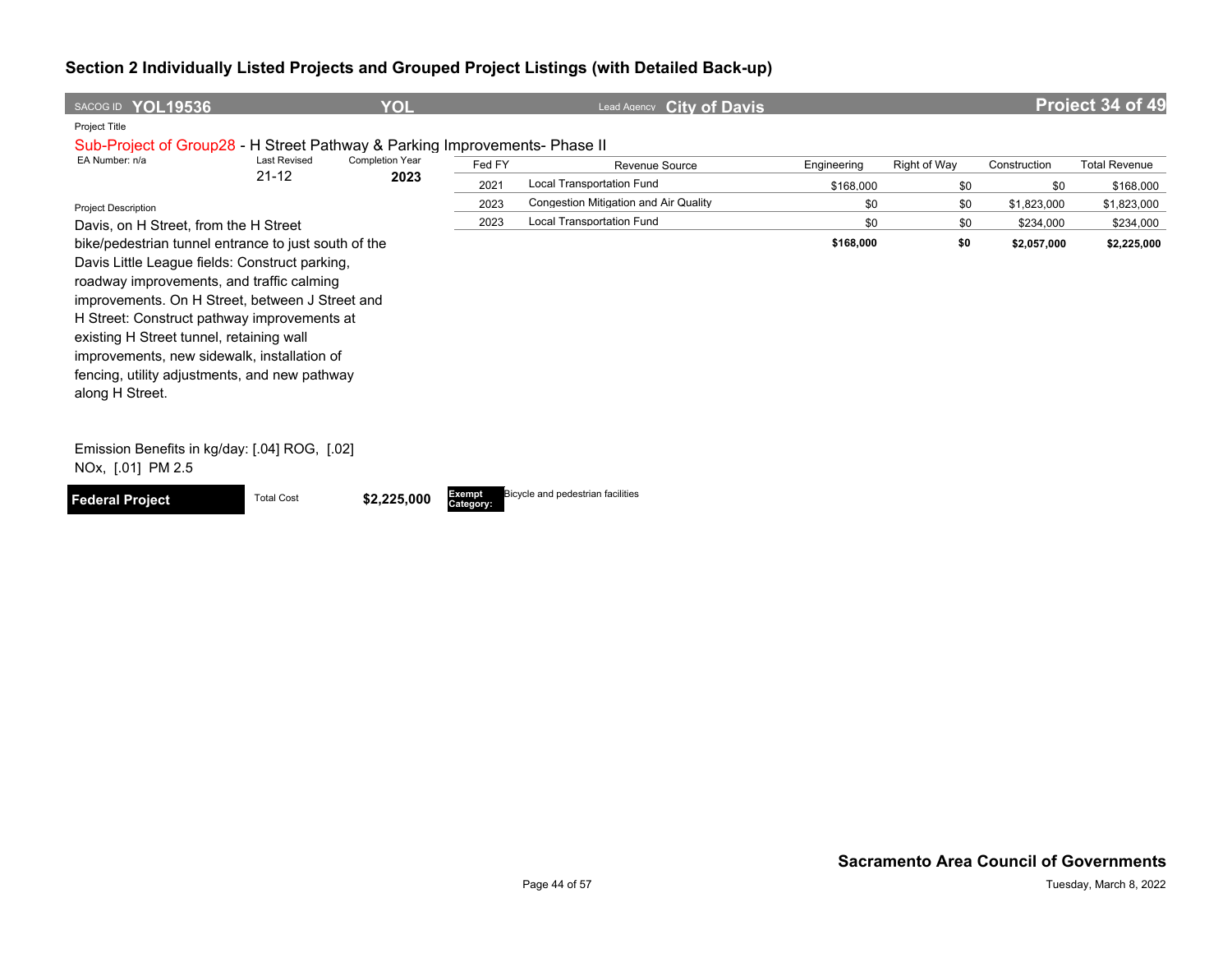## Section 2 Individually Listed Projects and Grouped Project Listings (with Detailed Back-up)

SACOG ID **YOL19536** | **YOL** | Lead Agency **City of Davis** | **Project 34 of 49**

Project Title

Sub-Project of Group28 - H Street Pathway & Parking Improvements- Phase II

| EA Number: n/a | Last Revised | Completion Year |
|---|---|---|
| | 21-12 | **2023** |

| Fed FY | Revenue Source | Engineering | Right of Way | Construction | Total Revenue |
|---|---|---|---|---|---|
| 2021 | Local Transportation Fund | $168,000 | $0 | $0 | $168,000 |
| 2023 | Congestion Mitigation and Air Quality | $0 | $0 | $1,823,000 | $1,823,000 |
| 2023 | Local Transportation Fund | $0 | $0 | $234,000 | $234,000 |
| | | **$168,000** | **$0** | **$2,057,000** | **$2,225,000** |

Project Description

Davis, on H Street, from the H Street bike/pedestrian tunnel entrance to just south of the Davis Little League fields: Construct parking, roadway improvements, and traffic calming improvements. On H Street, between J Street and H Street: Construct pathway improvements at existing H Street tunnel, retaining wall improvements, new sidewalk, installation of fencing, utility adjustments, and new pathway along H Street.

Emission Benefits in kg/day: [.04] ROG, [.02] NOx, [.01] PM 2.5

**Federal Project** | Total Cost **$2,225,000** | **Exempt Category:** Bicycle and pedestrian facilities

**Sacramento Area Council of Governments**

Tuesday, March 8, 2022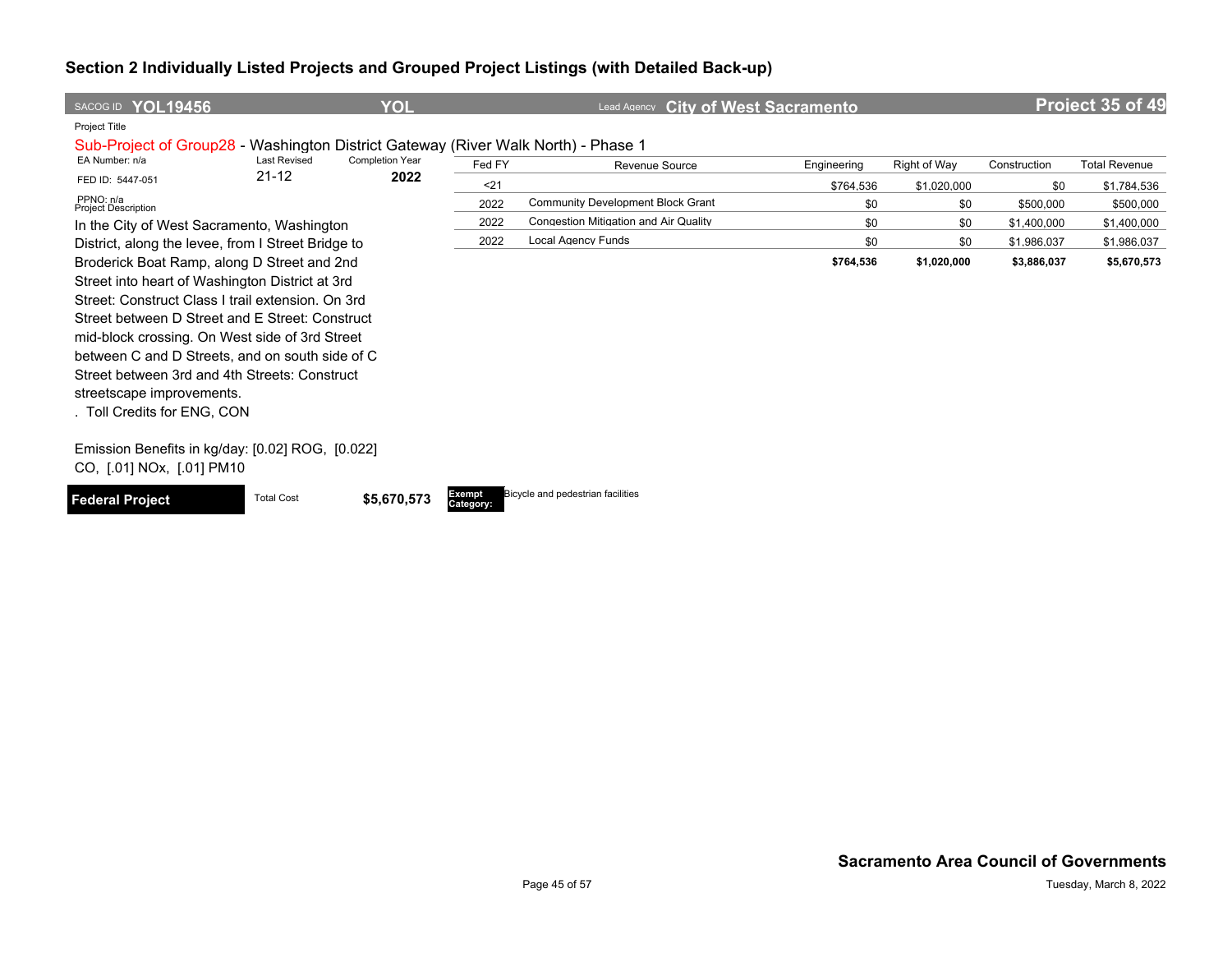## Section 2 Individually Listed Projects and Grouped Project Listings (with Detailed Back-up)

**SACOG ID** **YOL19456** | **YOL** | **Lead Agency** **City of West Sacramento** | **Project 35 of 49**

Project Title

Sub-Project of Group28 - Washington District Gateway (River Walk North) - Phase 1

EA Number: n/a | Last Revised: 21-12 | Completion Year: **2022**

FED ID: 5447-051

PPNO: n/a

Project Description

In the City of West Sacramento, Washington District, along the levee, from I Street Bridge to Broderick Boat Ramp, along D Street and 2nd Street into heart of Washington District at 3rd Street: Construct Class I trail extension. On 3rd Street between D Street and E Street: Construct mid-block crossing. On West side of 3rd Street between C and D Streets, and on south side of C Street between 3rd and 4th Streets: Construct streetscape improvements.
. Toll Credits for ENG, CON

Emission Benefits in kg/day: [0.02] ROG, [0.022] CO, [.01] NOx, [.01] PM10

| Fed FY | Revenue Source | Engineering | Right of Way | Construction | Total Revenue |
|---|---|---|---|---|---|
| <21 | | $764,536 | $1,020,000 | $0 | $1,784,536 |
| 2022 | Community Development Block Grant | $0 | $0 | $500,000 | $500,000 |
| 2022 | Congestion Mitigation and Air Quality | $0 | $0 | $1,400,000 | $1,400,000 |
| 2022 | Local Agency Funds | $0 | $0 | $1,986,037 | $1,986,037 |
| | | **$764,536** | **$1,020,000** | **$3,886,037** | **$5,670,573** |

**Federal Project** | Total Cost **$5,670,573** | **Exempt Category:** Bicycle and pedestrian facilities

**Sacramento Area Council of Governments**

Tuesday, March 8, 2022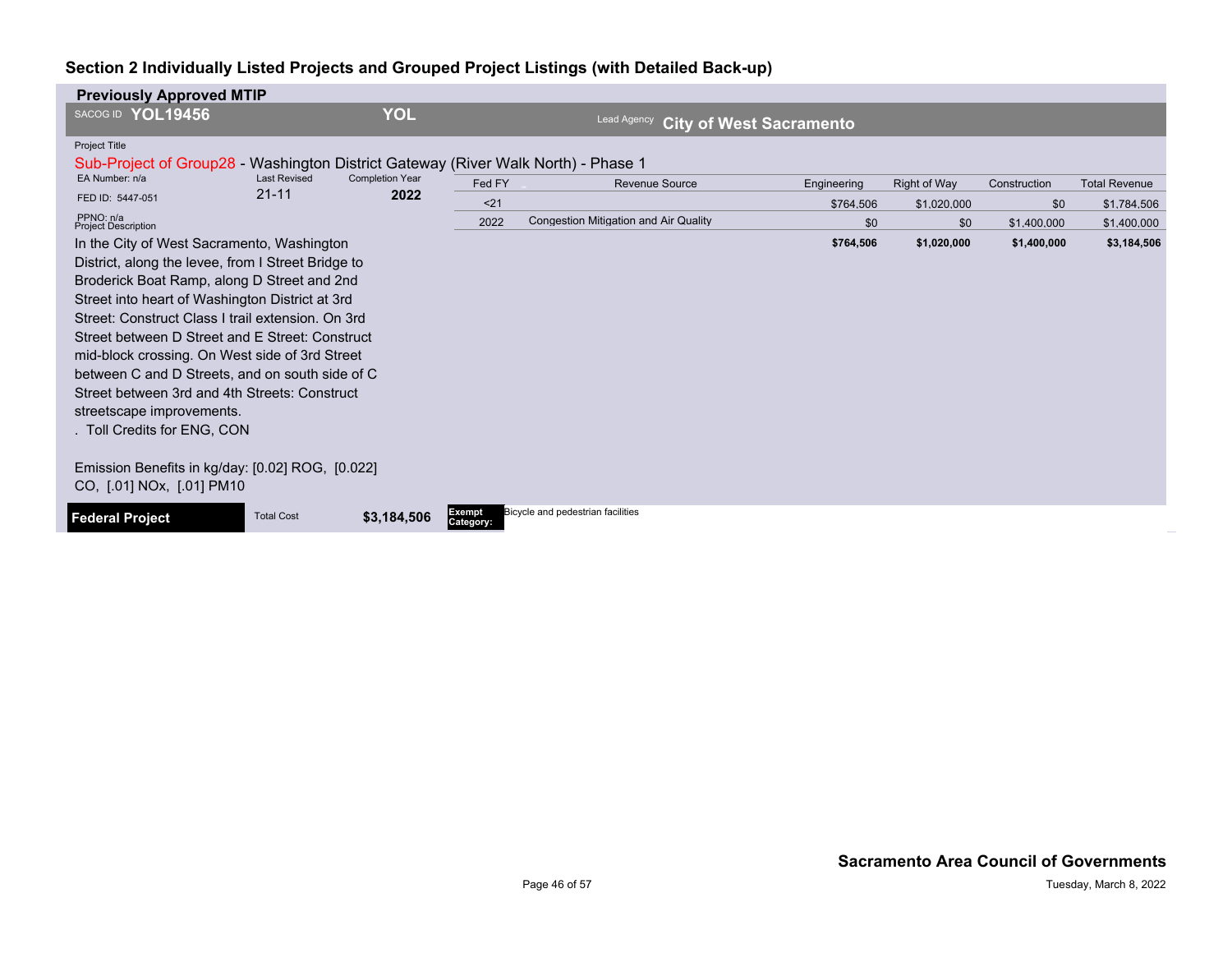## Section 2 Individually Listed Projects and Grouped Project Listings (with Detailed Back-up)

**Previously Approved MTIP**

SACOG ID **YOL19456** | **YOL** | Lead Agency **City of West Sacramento**

Project Title

Sub-Project of Group28 - Washington District Gateway (River Walk North) - Phase 1

EA Number: n/a | Last Revised: 21-11 | Completion Year: **2022**

FED ID: 5447-051

PPNO: n/a

Project Description

In the City of West Sacramento, Washington District, along the levee, from I Street Bridge to Broderick Boat Ramp, along D Street and 2nd Street into heart of Washington District at 3rd Street: Construct Class I trail extension. On 3rd Street between D Street and E Street: Construct mid-block crossing. On West side of 3rd Street between C and D Streets, and on south side of C Street between 3rd and 4th Streets: Construct streetscape improvements.
. Toll Credits for ENG, CON

Emission Benefits in kg/day: [0.02] ROG, [0.022] CO, [.01] NOx, [.01] PM10

| Fed FY | Revenue Source | Engineering | Right of Way | Construction | Total Revenue |
|---|---|---|---|---|---|
| <21 | | $764,506 | $1,020,000 | $0 | $1,784,506 |
| 2022 | Congestion Mitigation and Air Quality | $0 | $0 | $1,400,000 | $1,400,000 |
| | | **$764,506** | **$1,020,000** | **$1,400,000** | **$3,184,506** |

**Federal Project** | Total Cost **$3,184,506** | **Exempt Category:** Bicycle and pedestrian facilities

**Sacramento Area Council of Governments**

Tuesday, March 8, 2022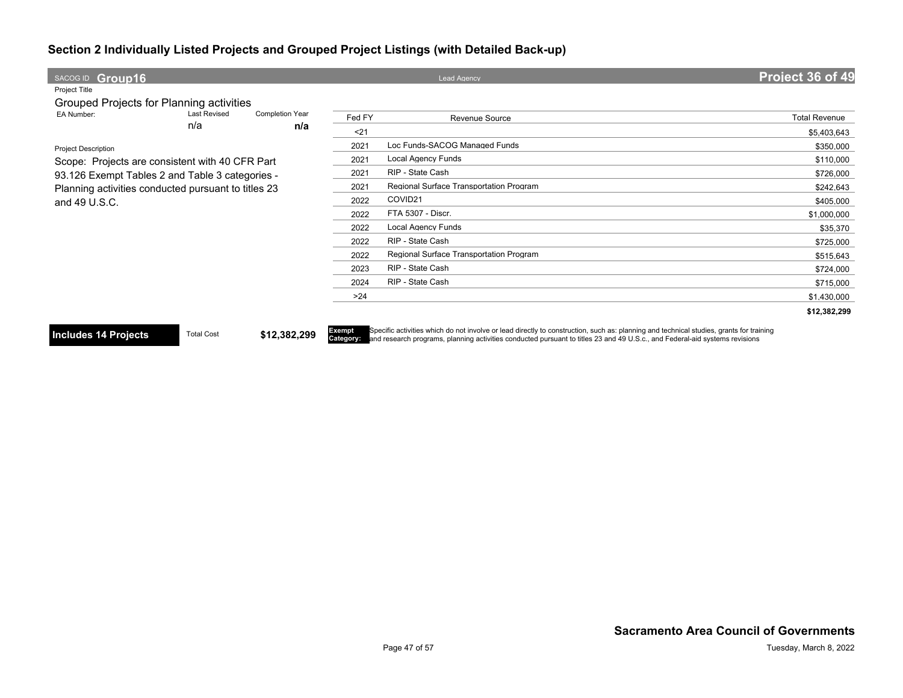## Section 2 Individually Listed Projects and Grouped Project Listings (with Detailed Back-up)

SACOG ID **Group16** | Lead Agency | **Project 36 of 49**

Project Title

Grouped Projects for Planning activities

EA Number: | Last Revised: n/a | Completion Year: **n/a**

Project Description

Scope: Projects are consistent with 40 CFR Part 93.126 Exempt Tables 2 and Table 3 categories - Planning activities conducted pursuant to titles 23 and 49 U.S.C.

| Fed FY | Revenue Source | Total Revenue |
|---|---|---|
| <21 | | $5,403,643 |
| 2021 | Loc Funds-SACOG Managed Funds | $350,000 |
| 2021 | Local Agency Funds | $110,000 |
| 2021 | RIP - State Cash | $726,000 |
| 2021 | Regional Surface Transportation Program | $242,643 |
| 2022 | COVID21 | $405,000 |
| 2022 | FTA 5307 - Discr. | $1,000,000 |
| 2022 | Local Agency Funds | $35,370 |
| 2022 | RIP - State Cash | $725,000 |
| 2022 | Regional Surface Transportation Program | $515,643 |
| 2023 | RIP - State Cash | $724,000 |
| 2024 | RIP - State Cash | $715,000 |
| >24 | | $1,430,000 |
| | | **$12,382,299** |

**Includes 14 Projects** | Total Cost **$12,382,299**

**Exempt Category:** Specific activities which do not involve or lead directly to construction, such as: planning and technical studies, grants for training and research programs, planning activities conducted pursuant to titles 23 and 49 U.S.c., and Federal-aid systems revisions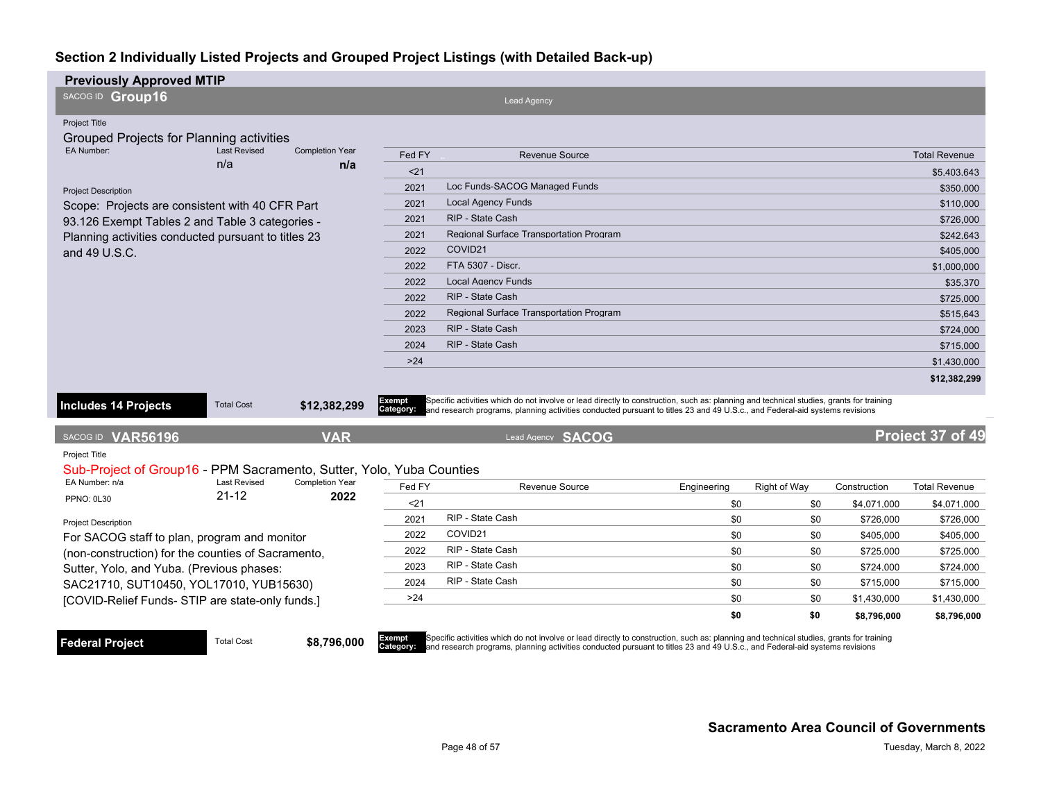## Section 2 Individually Listed Projects and Grouped Project Listings (with Detailed Back-up)

### Previously Approved MTIP

SACOG ID **Group16**

Lead Agency

Project Title

Grouped Projects for Planning activities

| EA Number: | Last Revised | Completion Year |
|---|---|---|
| | n/a | **n/a** |

Project Description

Scope: Projects are consistent with 40 CFR Part 93.126 Exempt Tables 2 and Table 3 categories - Planning activities conducted pursuant to titles 23 and 49 U.S.C.

| Fed FY | Revenue Source | Total Revenue |
|---|---|---|
| <21 | | $5,403,643 |
| 2021 | Loc Funds-SACOG Managed Funds | $350,000 |
| 2021 | Local Agency Funds | $110,000 |
| 2021 | RIP - State Cash | $726,000 |
| 2021 | Regional Surface Transportation Program | $242,643 |
| 2022 | COVID21 | $405,000 |
| 2022 | FTA 5307 - Discr. | $1,000,000 |
| 2022 | Local Agency Funds | $35,370 |
| 2022 | RIP - State Cash | $725,000 |
| 2022 | Regional Surface Transportation Program | $515,643 |
| 2023 | RIP - State Cash | $724,000 |
| 2024 | RIP - State Cash | $715,000 |
| >24 | | $1,430,000 |
| | | **$12,382,299** |

**Includes 14 Projects** Total Cost **$12,382,299**

**Exempt Category:** Specific activities which do not involve or lead directly to construction, such as: planning and technical studies, grants for training and research programs, planning activities conducted pursuant to titles 23 and 49 U.S.C., and Federal-aid systems revisions

---

SACOG ID **VAR56196** **VAR** Lead Agency **SACOG** **Project 37 of 49**

Project Title

Sub-Project of Group16 - PPM Sacramento, Sutter, Yolo, Yuba Counties

| EA Number: n/a | Last Revised | Completion Year |
|---|---|---|
| PPNO: 0L30 | 21-12 | **2022** |

Project Description

For SACOG staff to plan, program and monitor (non-construction) for the counties of Sacramento, Sutter, Yolo, and Yuba. (Previous phases: SAC21710, SUT10450, YOL17010, YUB15630) [COVID-Relief Funds- STIP are state-only funds.]

| Fed FY | Revenue Source | Engineering | Right of Way | Construction | Total Revenue |
|---|---|---|---|---|---|
| <21 | | $0 | $0 | $4,071,000 | $4,071,000 |
| 2021 | RIP - State Cash | $0 | $0 | $726,000 | $726,000 |
| 2022 | COVID21 | $0 | $0 | $405,000 | $405,000 |
| 2022 | RIP - State Cash | $0 | $0 | $725,000 | $725,000 |
| 2023 | RIP - State Cash | $0 | $0 | $724,000 | $724,000 |
| 2024 | RIP - State Cash | $0 | $0 | $715,000 | $715,000 |
| >24 | | $0 | $0 | $1,430,000 | $1,430,000 |
| | | **$0** | **$0** | **$8,796,000** | **$8,796,000** |

**Federal Project** Total Cost **$8,796,000**

**Exempt Category:** Specific activities which do not involve or lead directly to construction, such as: planning and technical studies, grants for training and research programs, planning activities conducted pursuant to titles 23 and 49 U.S.C., and Federal-aid systems revisions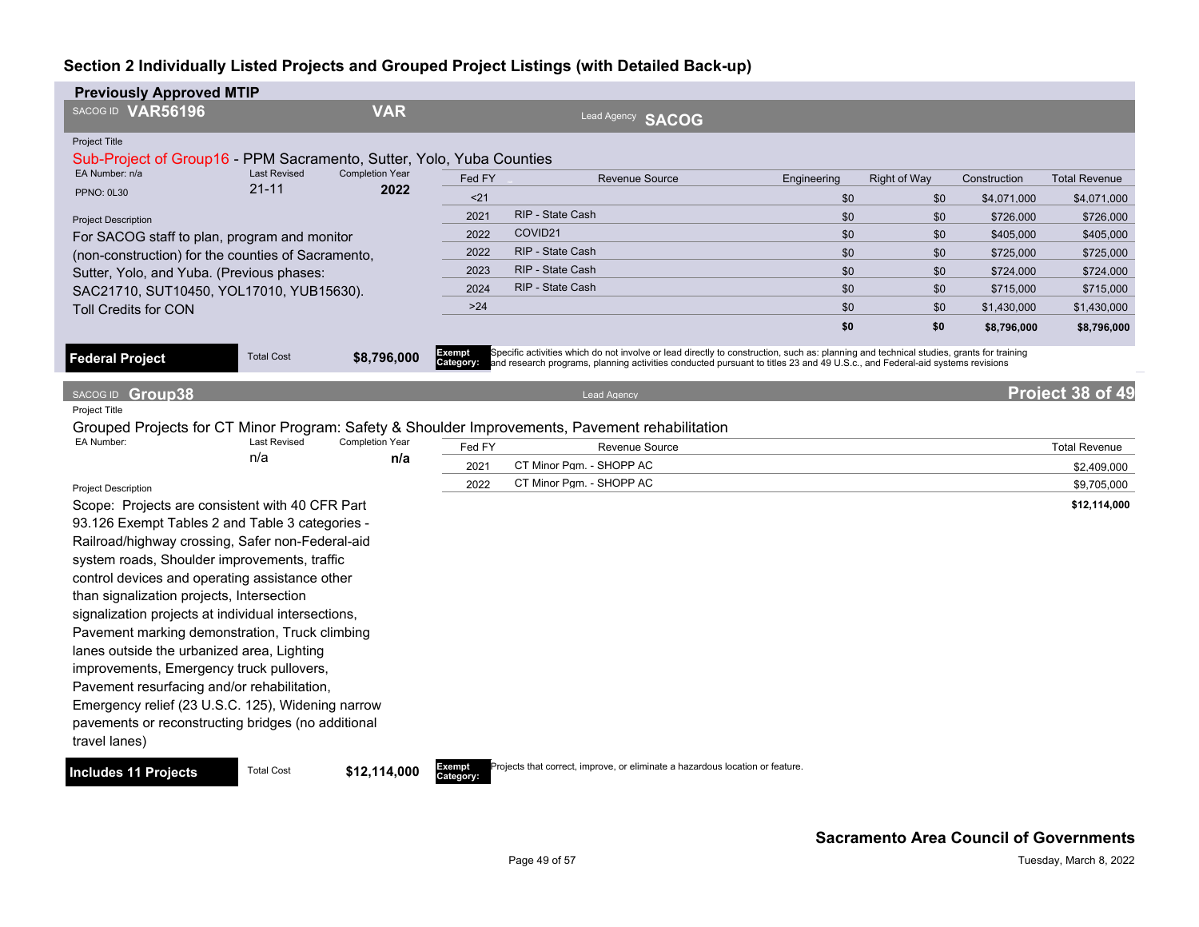## Section 2 Individually Listed Projects and Grouped Project Listings (with Detailed Back-up)

**Previously Approved MTIP**

SACOG ID **VAR56196** **VAR** Lead Agency **SACOG**

Project Title

Sub-Project of Group16 - PPM Sacramento, Sutter, Yolo, Yuba Counties

EA Number: n/a | Last Revised: 21-11 | Completion Year: 2022

PPNO: 0L30

Project Description

For SACOG staff to plan, program and monitor (non-construction) for the counties of Sacramento, Sutter, Yolo, and Yuba. (Previous phases: SAC21710, SUT10450, YOL17010, YUB15630). Toll Credits for CON

| Fed FY | Revenue Source | Engineering | Right of Way | Construction | Total Revenue |
|---|---|---|---|---|---|
| <21 | | $0 | $0 | $4,071,000 | $4,071,000 |
| 2021 | RIP - State Cash | $0 | $0 | $726,000 | $726,000 |
| 2022 | COVID21 | $0 | $0 | $405,000 | $405,000 |
| 2022 | RIP - State Cash | $0 | $0 | $725,000 | $725,000 |
| 2023 | RIP - State Cash | $0 | $0 | $724,000 | $724,000 |
| 2024 | RIP - State Cash | $0 | $0 | $715,000 | $715,000 |
| >24 | | $0 | $0 | $1,430,000 | $1,430,000 |
| | | **$0** | **$0** | **$8,796,000** | **$8,796,000** |

**Federal Project** | Total Cost **$8,796,000**

**Exempt Category:** Specific activities which do not involve or lead directly to construction, such as: planning and technical studies, grants for training and research programs, planning activities conducted pursuant to titles 23 and 49 U.S.c., and Federal-aid systems revisions

---

SACOG ID **Group38** Lead Agency **Project 38 of 49**

Project Title

Grouped Projects for CT Minor Program: Safety & Shoulder Improvements, Pavement rehabilitation

EA Number: | Last Revised: n/a | Completion Year: n/a

Project Description

Scope: Projects are consistent with 40 CFR Part 93.126 Exempt Tables 2 and Table 3 categories - Railroad/highway crossing, Safer non-Federal-aid system roads, Shoulder improvements, traffic control devices and operating assistance other than signalization projects, Intersection signalization projects at individual intersections, Pavement marking demonstration, Truck climbing lanes outside the urbanized area, Lighting improvements, Emergency truck pullovers, Pavement resurfacing and/or rehabilitation, Emergency relief (23 U.S.C. 125), Widening narrow pavements or reconstructing bridges (no additional travel lanes)

| Fed FY | Revenue Source | Total Revenue |
|---|---|---|
| 2021 | CT Minor Pgm. - SHOPP AC | $2,409,000 |
| 2022 | CT Minor Pgm. - SHOPP AC | $9,705,000 |
| | | **$12,114,000** |

**Includes 11 Projects** | Total Cost **$12,114,000**

**Exempt Category:** Projects that correct, improve, or eliminate a hazardous location or feature.

**Sacramento Area Council of Governments**

Tuesday, March 8, 2022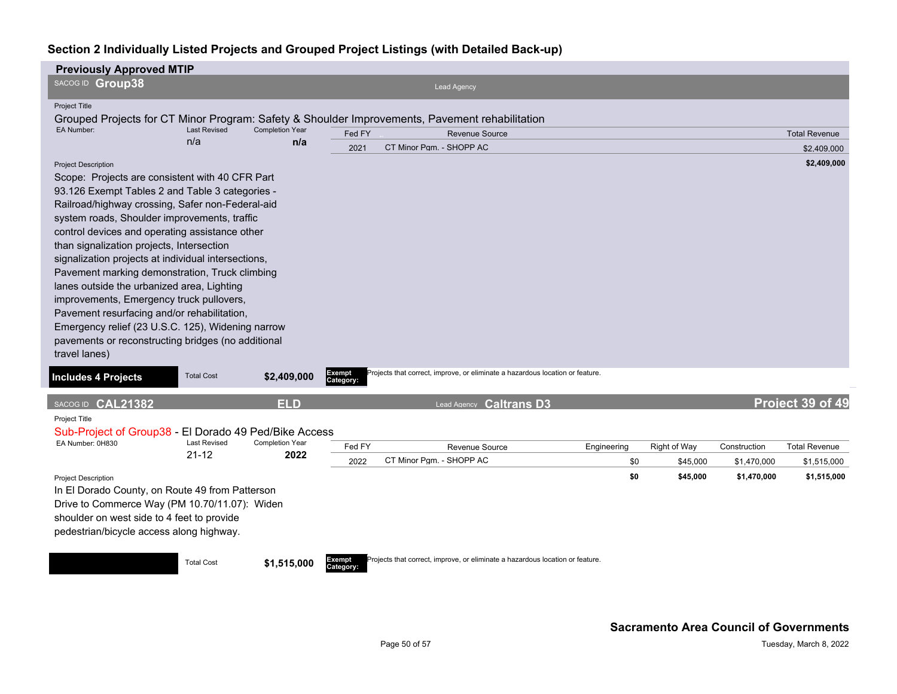## Section 2 Individually Listed Projects and Grouped Project Listings (with Detailed Back-up)

**Previously Approved MTIP**

SACOG ID **Group38** | Lead Agency

Project Title

Grouped Projects for CT Minor Program: Safety & Shoulder Improvements, Pavement rehabilitation

| EA Number: | Last Revised | Completion Year |
|---|---|---|
| | n/a | n/a |

| Fed FY | Revenue Source | Total Revenue |
|---|---|---|
| 2021 | CT Minor Pgm. - SHOPP AC | $2,409,000 |
| | | **$2,409,000** |

Project Description

Scope: Projects are consistent with 40 CFR Part 93.126 Exempt Tables 2 and Table 3 categories - Railroad/highway crossing, Safer non-Federal-aid system roads, Shoulder improvements, traffic control devices and operating assistance other than signalization projects, Intersection signalization projects at individual intersections, Pavement marking demonstration, Truck climbing lanes outside the urbanized area, Lighting improvements, Emergency truck pullovers, Pavement resurfacing and/or rehabilitation, Emergency relief (23 U.S.C. 125), Widening narrow pavements or reconstructing bridges (no additional travel lanes)

**Includes 4 Projects** | Total Cost **$2,409,000** | **Exempt Category:** Projects that correct, improve, or eliminate a hazardous location or feature.

---

SACOG ID **CAL21382** | **ELD** | Lead Agency **Caltrans D3** | **Project 39 of 49**

Project Title

Sub-Project of Group38 - El Dorado 49 Ped/Bike Access

| EA Number: 0H830 | Last Revised | Completion Year |
|---|---|---|
| | 21-12 | 2022 |

| Fed FY | Revenue Source | Engineering | Right of Way | Construction | Total Revenue |
|---|---|---|---|---|---|
| 2022 | CT Minor Pgm. - SHOPP AC | $0 | $45,000 | $1,470,000 | $1,515,000 |
| | | **$0** | **$45,000** | **$1,470,000** | **$1,515,000** |

Project Description

In El Dorado County, on Route 49 from Patterson Drive to Commerce Way (PM 10.70/11.07): Widen shoulder on west side to 4 feet to provide pedestrian/bicycle access along highway.

Total Cost **$1,515,000** | **Exempt Category:** Projects that correct, improve, or eliminate a hazardous location or feature.

**Sacramento Area Council of Governments**

Tuesday, March 8, 2022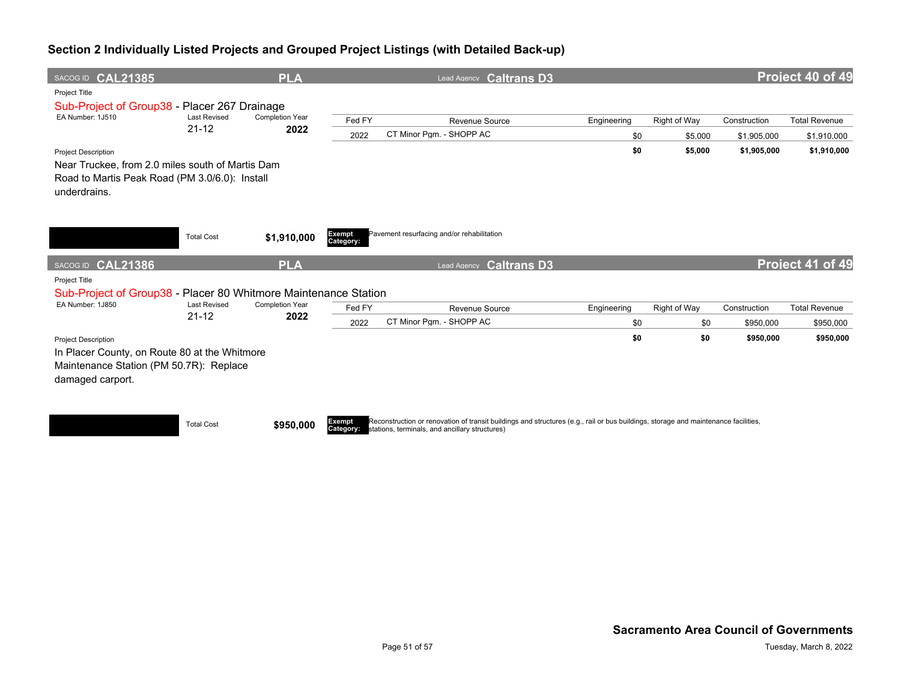## Section 2 Individually Listed Projects and Grouped Project Listings (with Detailed Back-up)

**SACOG ID CAL21385** | **PLA** | Lead Agency **Caltrans D3** | **Project 40 of 49**

Project Title

Sub-Project of Group38 - Placer 267 Drainage

EA Number: 1J510 | Last Revised: 21-12 | Completion Year: **2022**

| Fed FY | Revenue Source | Engineering | Right of Way | Construction | Total Revenue |
|---|---|---|---|---|---|
| 2022 | CT Minor Pgm. - SHOPP AC | $0 | $5,000 | $1,905,000 | $1,910,000 |
| | | **$0** | **$5,000** | **$1,905,000** | **$1,910,000** |

Project Description

Near Truckee, from 2.0 miles south of Martis Dam Road to Martis Peak Road (PM 3.0/6.0): Install underdrains.

Total Cost **$1,910,000**

**Exempt Category:** Pavement resurfacing and/or rehabilitation

---

**SACOG ID CAL21386** | **PLA** | Lead Agency **Caltrans D3** | **Project 41 of 49**

Project Title

Sub-Project of Group38 - Placer 80 Whitmore Maintenance Station

EA Number: 1J850 | Last Revised: 21-12 | Completion Year: **2022**

| Fed FY | Revenue Source | Engineering | Right of Way | Construction | Total Revenue |
|---|---|---|---|---|---|
| 2022 | CT Minor Pgm. - SHOPP AC | $0 | $0 | $950,000 | $950,000 |
| | | **$0** | **$0** | **$950,000** | **$950,000** |

Project Description

In Placer County, on Route 80 at the Whitmore Maintenance Station (PM 50.7R): Replace damaged carport.

Total Cost **$950,000**

**Exempt Category:** Reconstruction or renovation of transit buildings and structures (e.g., rail or bus buildings, storage and maintenance facilities, stations, terminals, and ancillary structures)

**Sacramento Area Council of Governments**

Tuesday, March 8, 2022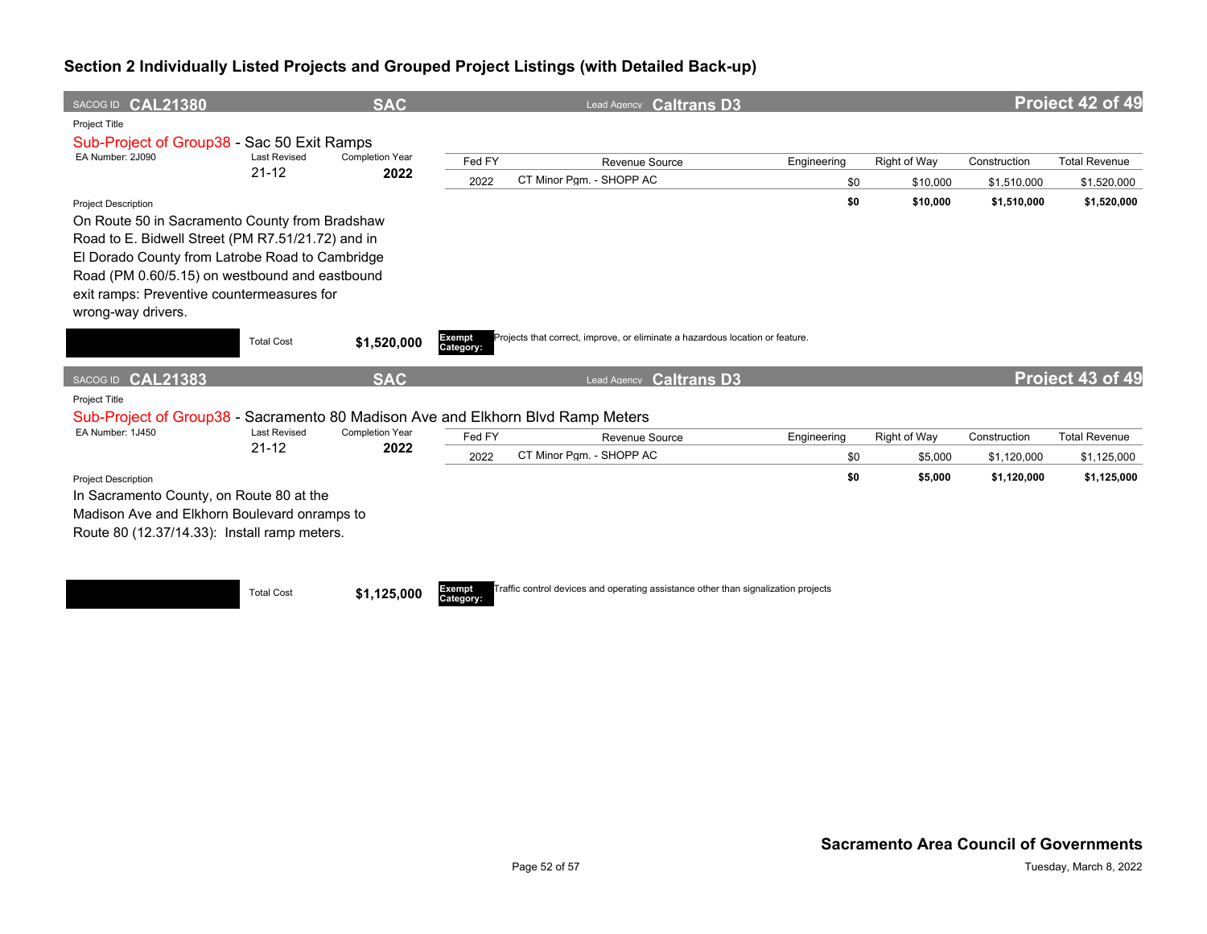## Section 2 Individually Listed Projects and Grouped Project Listings (with Detailed Back-up)

**SACOG ID CAL21380** | **SAC** | Lead Agency **Caltrans D3** | **Project 42 of 49**

Project Title

Sub-Project of Group38 - Sac 50 Exit Ramps

| EA Number: 2J090 | Last Revised | Completion Year |
|---|---|---|
| | 21-12 | **2022** |

| Fed FY | Revenue Source | Engineering | Right of Way | Construction | Total Revenue |
|---|---|---|---|---|---|
| 2022 | CT Minor Pgm. - SHOPP AC | $0 | $10,000 | $1,510,000 | $1,520,000 |
| | | **$0** | **$10,000** | **$1,510,000** | **$1,520,000** |

Project Description

On Route 50 in Sacramento County from Bradshaw Road to E. Bidwell Street (PM R7.51/21.72) and in El Dorado County from Latrobe Road to Cambridge Road (PM 0.60/5.15) on westbound and eastbound exit ramps: Preventive countermeasures for wrong-way drivers.

Total Cost **$1,520,000**

**Exempt Category:** Projects that correct, improve, or eliminate a hazardous location or feature.

**SACOG ID CAL21383** | **SAC** | Lead Agency **Caltrans D3** | **Project 43 of 49**

Project Title

Sub-Project of Group38 - Sacramento 80 Madison Ave and Elkhorn Blvd Ramp Meters

| EA Number: 1J450 | Last Revised | Completion Year |
|---|---|---|
| | 21-12 | **2022** |

| Fed FY | Revenue Source | Engineering | Right of Way | Construction | Total Revenue |
|---|---|---|---|---|---|
| 2022 | CT Minor Pgm. - SHOPP AC | $0 | $5,000 | $1,120,000 | $1,125,000 |
| | | **$0** | **$5,000** | **$1,120,000** | **$1,125,000** |

Project Description

In Sacramento County, on Route 80 at the Madison Ave and Elkhorn Boulevard onramps to Route 80 (12.37/14.33): Install ramp meters.

Total Cost **$1,125,000**

**Exempt Category:** Traffic control devices and operating assistance other than signalization projects

**Sacramento Area Council of Governments**

Tuesday, March 8, 2022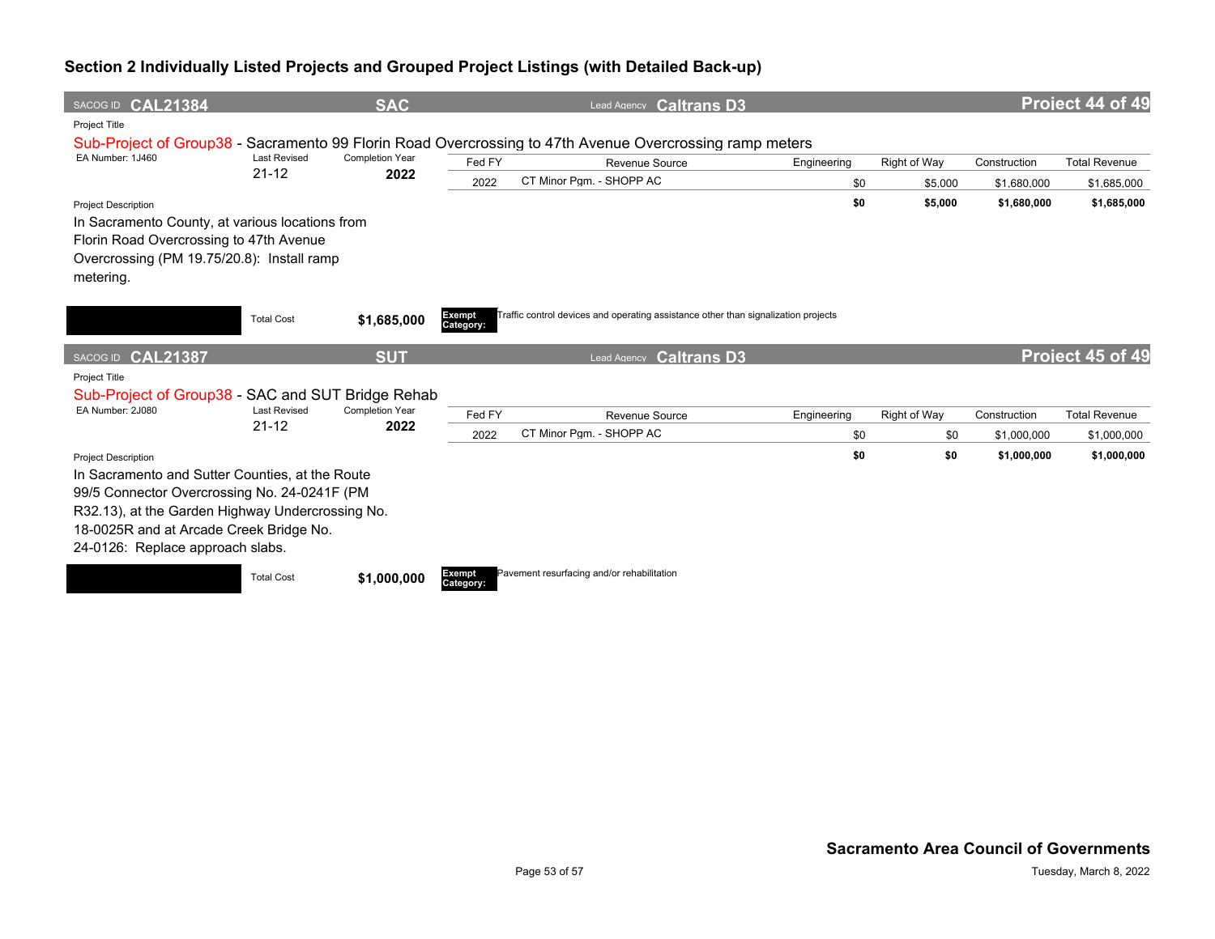## Section 2 Individually Listed Projects and Grouped Project Listings (with Detailed Back-up)

**SACOG ID CAL21384** | **SAC** | Lead Agency **Caltrans D3** | **Project 44 of 49**

Project Title

Sub-Project of Group38 - Sacramento 99 Florin Road Overcrossing to 47th Avenue Overcrossing ramp meters

| EA Number: 1J460 | Last Revised | Completion Year |
|---|---|---|
| | 21-12 | 2022 |

| Fed FY | Revenue Source | Engineering | Right of Way | Construction | Total Revenue |
|---|---|---|---|---|---|
| 2022 | CT Minor Pgm. - SHOPP AC | $0 | $5,000 | $1,680,000 | $1,685,000 |
| | | **$0** | **$5,000** | **$1,680,000** | **$1,685,000** |

Project Description

In Sacramento County, at various locations from Florin Road Overcrossing to 47th Avenue Overcrossing (PM 19.75/20.8): Install ramp metering.

Total Cost **$1,685,000**

**Exempt Category:** Traffic control devices and operating assistance other than signalization projects

---

**SACOG ID CAL21387** | **SUT** | Lead Agency **Caltrans D3** | **Project 45 of 49**

Project Title

Sub-Project of Group38 - SAC and SUT Bridge Rehab

| EA Number: 2J080 | Last Revised | Completion Year |
|---|---|---|
| | 21-12 | 2022 |

| Fed FY | Revenue Source | Engineering | Right of Way | Construction | Total Revenue |
|---|---|---|---|---|---|
| 2022 | CT Minor Pgm. - SHOPP AC | $0 | $0 | $1,000,000 | $1,000,000 |
| | | **$0** | **$0** | **$1,000,000** | **$1,000,000** |

Project Description

In Sacramento and Sutter Counties, at the Route 99/5 Connector Overcrossing No. 24-0241F (PM R32.13), at the Garden Highway Undercrossing No. 18-0025R and at Arcade Creek Bridge No. 24-0126: Replace approach slabs.

Total Cost **$1,000,000**

**Exempt Category:** Pavement resurfacing and/or rehabilitation

**Sacramento Area Council of Governments**

Tuesday, March 8, 2022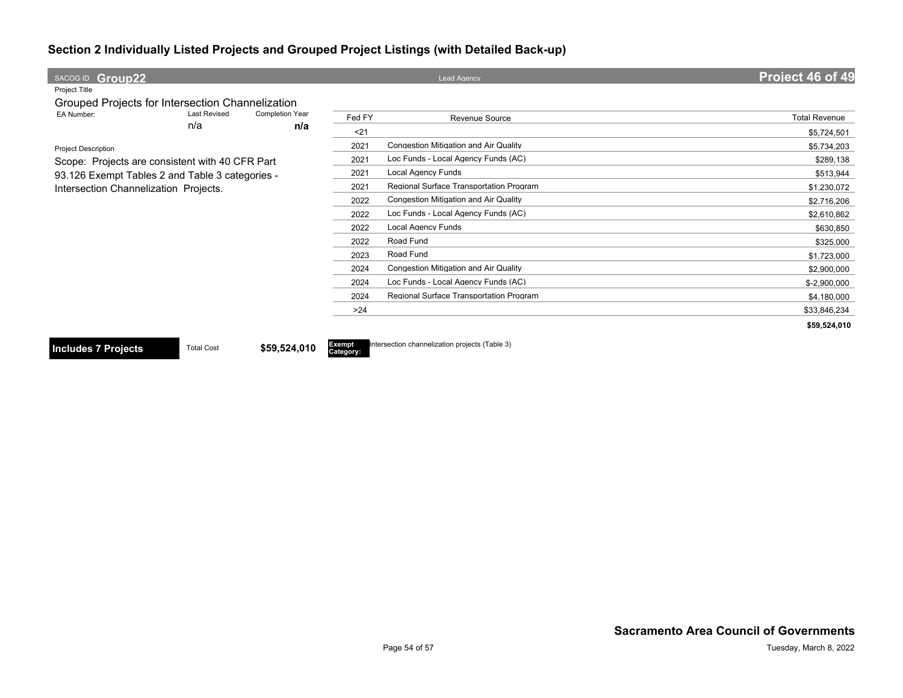## Section 2 Individually Listed Projects and Grouped Project Listings (with Detailed Back-up)

**SACOG ID** **Group22** | Lead Agency | **Project 46 of 49**

Project Title

Grouped Projects for Intersection Channelization

| EA Number: | Last Revised | Completion Year |
|---|---|---|
| | n/a | **n/a** |

Project Description

Scope: Projects are consistent with 40 CFR Part 93.126 Exempt Tables 2 and Table 3 categories - Intersection Channelization Projects.

| Fed FY | Revenue Source | Total Revenue |
|---|---|---|
| <21 | | $5,724,501 |
| 2021 | Congestion Mitigation and Air Quality | $5,734,203 |
| 2021 | Loc Funds - Local Agency Funds (AC) | $289,138 |
| 2021 | Local Agency Funds | $513,944 |
| 2021 | Regional Surface Transportation Program | $1,230,072 |
| 2022 | Congestion Mitigation and Air Quality | $2,716,206 |
| 2022 | Loc Funds - Local Agency Funds (AC) | $2,610,862 |
| 2022 | Local Agency Funds | $630,850 |
| 2022 | Road Fund | $325,000 |
| 2023 | Road Fund | $1,723,000 |
| 2024 | Congestion Mitigation and Air Quality | $2,900,000 |
| 2024 | Loc Funds - Local Agency Funds (AC) | $-2,900,000 |
| 2024 | Regional Surface Transportation Program | $4,180,000 |
| >24 | | $33,846,234 |
| | | **$59,524,010** |

**Includes 7 Projects** | Total Cost **$59,524,010** | **Exempt Category:** Intersection channelization projects (Table 3)

**Sacramento Area Council of Governments**

Tuesday, March 8, 2022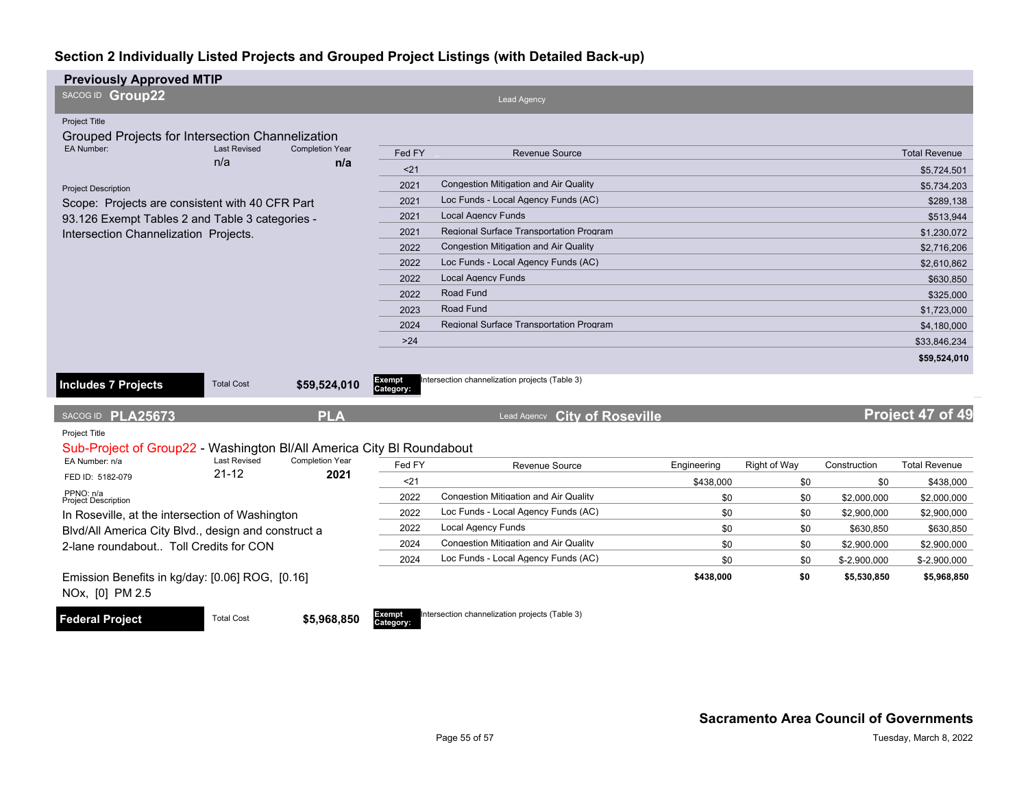## Section 2 Individually Listed Projects and Grouped Project Listings (with Detailed Back-up)

### Previously Approved MTIP

**SACOG ID Group22** | Lead Agency

Project Title

**Grouped Projects for Intersection Channelization**

| EA Number: | Last Revised | Completion Year |
|---|---|---|
| | n/a | n/a |

Project Description

Scope: Projects are consistent with 40 CFR Part 93.126 Exempt Tables 2 and Table 3 categories - Intersection Channelization Projects.

| Fed FY | Revenue Source | Total Revenue |
|---|---|---|
| <21 | | $5,724,501 |
| 2021 | Congestion Mitigation and Air Quality | $5,734,203 |
| 2021 | Loc Funds - Local Agency Funds (AC) | $289,138 |
| 2021 | Local Agency Funds | $513,944 |
| 2021 | Regional Surface Transportation Program | $1,230,072 |
| 2022 | Congestion Mitigation and Air Quality | $2,716,206 |
| 2022 | Loc Funds - Local Agency Funds (AC) | $2,610,862 |
| 2022 | Local Agency Funds | $630,850 |
| 2022 | Road Fund | $325,000 |
| 2023 | Road Fund | $1,723,000 |
| 2024 | Regional Surface Transportation Program | $4,180,000 |
| >24 | | $33,846,234 |
| | | **$59,524,010** |

**Includes 7 Projects** | Total Cost **$59,524,010** | **Exempt Category:** Intersection channelization projects (Table 3)

---

**SACOG ID PLA25673** | **PLA** | Lead Agency **City of Roseville** | **Project 47 of 49**

Project Title

Sub-Project of Group22 - Washington Bl/All America City Bl Roundabout

| EA Number: n/a | Last Revised | Completion Year |
|---|---|---|
| FED ID: 5182-079 | 21-12 | 2021 |

PPNO: n/a

Project Description

In Roseville, at the intersection of Washington Blvd/All America City Blvd., design and construct a 2-lane roundabout.. Toll Credits for CON

Emission Benefits in kg/day: [0.06] ROG, [0.16] NOx, [0] PM 2.5

| Fed FY | Revenue Source | Engineering | Right of Way | Construction | Total Revenue |
|---|---|---|---|---|---|
| <21 | | $438,000 | $0 | $0 | $438,000 |
| 2022 | Congestion Mitigation and Air Quality | $0 | $0 | $2,000,000 | $2,000,000 |
| 2022 | Loc Funds - Local Agency Funds (AC) | $0 | $0 | $2,900,000 | $2,900,000 |
| 2022 | Local Agency Funds | $0 | $0 | $630,850 | $630,850 |
| 2024 | Congestion Mitigation and Air Quality | $0 | $0 | $2,900,000 | $2,900,000 |
| 2024 | Loc Funds - Local Agency Funds (AC) | $0 | $0 | $-2,900,000 | $-2,900,000 |
| | | **$438,000** | **$0** | **$5,530,850** | **$5,968,850** |

**Federal Project** | Total Cost **$5,968,850** | **Exempt Category:** Intersection channelization projects (Table 3)

**Sacramento Area Council of Governments**

Tuesday, March 8, 2022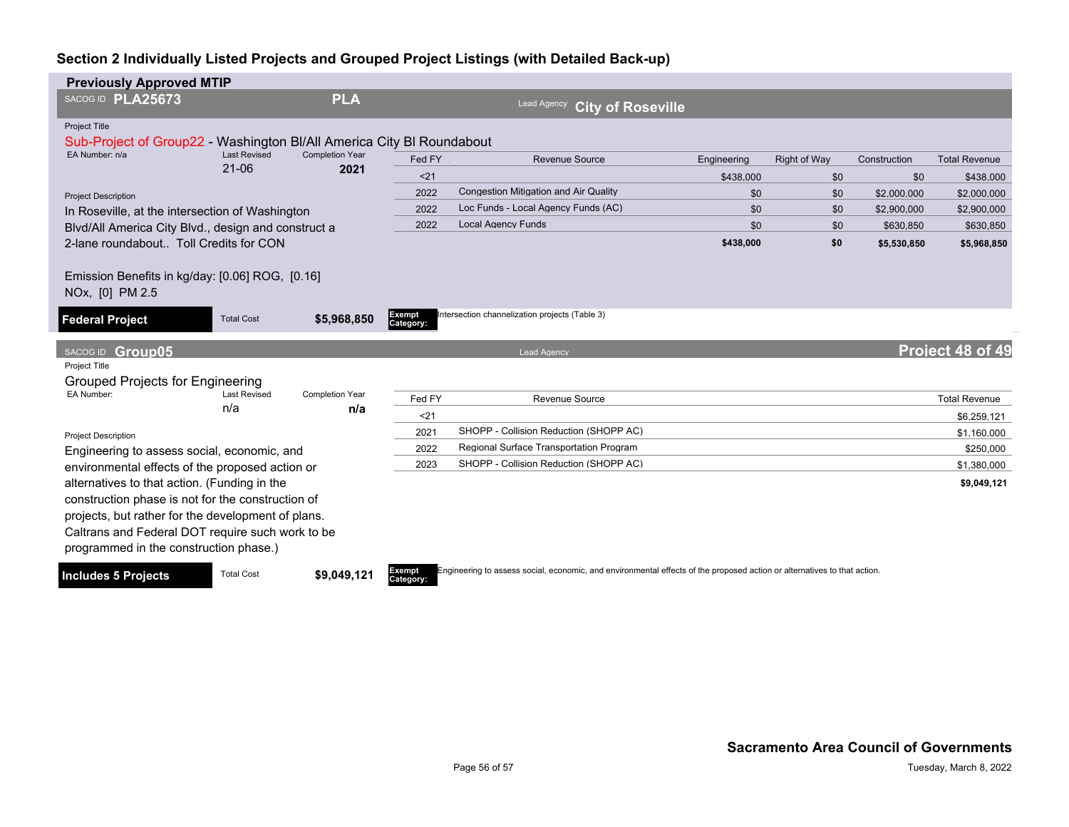## Section 2 Individually Listed Projects and Grouped Project Listings (with Detailed Back-up)

### Previously Approved MTIP

**SACOG ID PLA25673** | **PLA** | Lead Agency **City of Roseville**

Project Title

Sub-Project of Group22 - Washington Bl/All America City Bl Roundabout

EA Number: n/a | Last Revised: 21-06 | Completion Year: **2021**

Project Description

In Roseville, at the intersection of Washington Blvd/All America City Blvd., design and construct a 2-lane roundabout.. Toll Credits for CON

Emission Benefits in kg/day: [0.06] ROG, [0.16] NOx, [0] PM 2.5

| Fed FY | Revenue Source | Engineering | Right of Way | Construction | Total Revenue |
|---|---|---|---|---|---|
| <21 | | $438,000 | $0 | $0 | $438,000 |
| 2022 | Congestion Mitigation and Air Quality | $0 | $0 | $2,000,000 | $2,000,000 |
| 2022 | Loc Funds - Local Agency Funds (AC) | $0 | $0 | $2,900,000 | $2,900,000 |
| 2022 | Local Agency Funds | $0 | $0 | $630,850 | $630,850 |
| | | **$438,000** | **$0** | **$5,530,850** | **$5,968,850** |

**Federal Project** | Total Cost **$5,968,850** | **Exempt Category:** Intersection channelization projects (Table 3)

---

**SACOG ID Group05** | Lead Agency | **Project 48 of 49**

Project Title

Grouped Projects for Engineering

EA Number: | Last Revised: n/a | Completion Year: **n/a**

Project Description

Engineering to assess social, economic, and environmental effects of the proposed action or alternatives to that action. (Funding in the construction phase is not for the construction of projects, but rather for the development of plans. Caltrans and Federal DOT require such work to be programmed in the construction phase.)

| Fed FY | Revenue Source | Total Revenue |
|---|---|---|
| <21 | | $6,259,121 |
| 2021 | SHOPP - Collision Reduction (SHOPP AC) | $1,160,000 |
| 2022 | Regional Surface Transportation Program | $250,000 |
| 2023 | SHOPP - Collision Reduction (SHOPP AC) | $1,380,000 |
| | | **$9,049,121** |

**Includes 5 Projects** | Total Cost **$9,049,121** | **Exempt Category:** Engineering to assess social, economic, and environmental effects of the proposed action or alternatives to that action.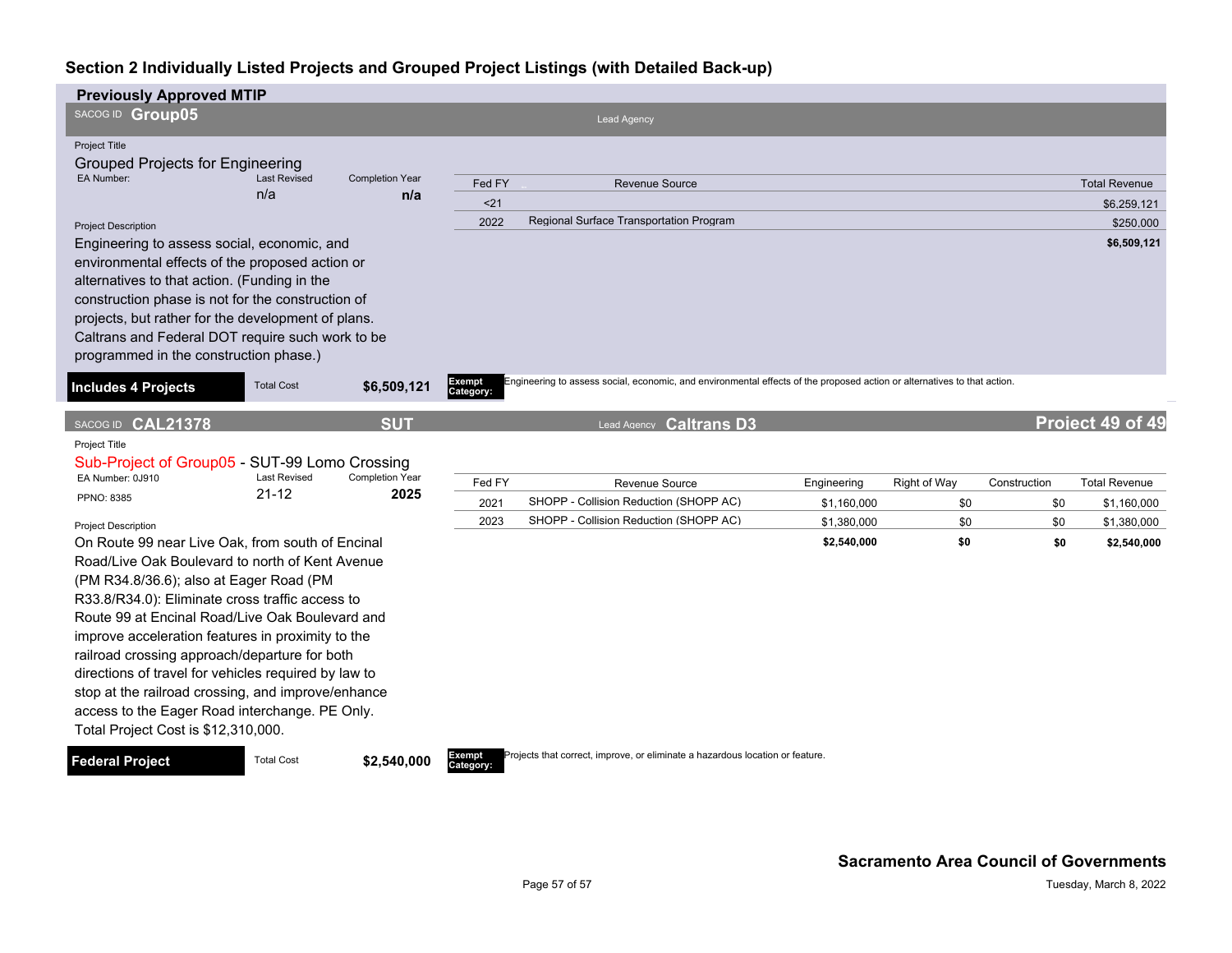## Section 2 Individually Listed Projects and Grouped Project Listings (with Detailed Back-up)

### Previously Approved MTIP

SACOG ID **Group05**

Lead Agency

Project Title

Grouped Projects for Engineering

| EA Number: | Last Revised | Completion Year |
|---|---|---|
| | n/a | **n/a** |

Project Description

Engineering to assess social, economic, and environmental effects of the proposed action or alternatives to that action. (Funding in the construction phase is not for the construction of projects, but rather for the development of plans. Caltrans and Federal DOT require such work to be programmed in the construction phase.)

| Fed FY | Revenue Source | Total Revenue |
|---|---|---|
| <21 | | $6,259,121 |
| 2022 | Regional Surface Transportation Program | $250,000 |
| | | **$6,509,121** |

**Includes 4 Projects** Total Cost **$6,509,121**

**Exempt Category:** Engineering to assess social, economic, and environmental effects of the proposed action or alternatives to that action.

---

SACOG ID **CAL21378** **SUT** Lead Agency **Caltrans D3** **Project 49 of 49**

Project Title

Sub-Project of Group05 - SUT-99 Lomo Crossing

| EA Number: 0J910 | Last Revised | Completion Year |
|---|---|---|
| PPNO: 8385 | 21-12 | **2025** |

Project Description

On Route 99 near Live Oak, from south of Encinal Road/Live Oak Boulevard to north of Kent Avenue (PM R34.8/36.6); also at Eager Road (PM R33.8/R34.0): Eliminate cross traffic access to Route 99 at Encinal Road/Live Oak Boulevard and improve acceleration features in proximity to the railroad crossing approach/departure for both directions of travel for vehicles required by law to stop at the railroad crossing, and improve/enhance access to the Eager Road interchange. PE Only. Total Project Cost is $12,310,000.

| Fed FY | Revenue Source | Engineering | Right of Way | Construction | Total Revenue |
|---|---|---|---|---|---|
| 2021 | SHOPP - Collision Reduction (SHOPP AC) | $1,160,000 | $0 | $0 | $1,160,000 |
| 2023 | SHOPP - Collision Reduction (SHOPP AC) | $1,380,000 | $0 | $0 | $1,380,000 |
| | | **$2,540,000** | **$0** | **$0** | **$2,540,000** |

**Federal Project** Total Cost **$2,540,000**

**Exempt Category:** Projects that correct, improve, or eliminate a hazardous location or feature.

**Sacramento Area Council of Governments**

Tuesday, March 8, 2022